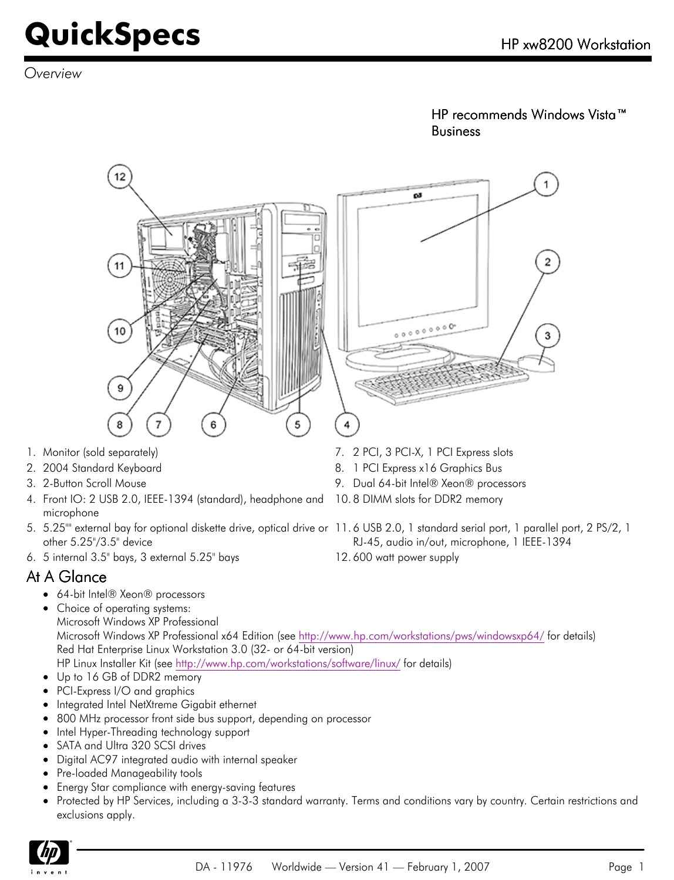# QuickSpecs

HP xw8200 Workstation

*Overview*

HP recommends Windows Vista™ Business

1. Monitor (sold separately)
2. 2004 Standard Keyboard
3. 2-Button Scroll Mouse
4. Front IO: 2 USB 2.0, IEEE-1394 (standard), headphone and microphone
5. 5.25"" external bay for optional diskette drive, optical drive or other 5.25"/3.5" device
6. 5 internal 3.5" bays, 3 external 5.25" bays
7. 2 PCI, 3 PCI-X, 1 PCI Express slots
8. 1 PCI Express x16 Graphics Bus
9. Dual 64-bit Intel® Xeon® processors
10. 8 DIMM slots for DDR2 memory
11. 6 USB 2.0, 1 standard serial port, 1 parallel port, 2 PS/2, 1 RJ-45, audio in/out, microphone, 1 IEEE-1394
12. 600 watt power supply

## At A Glance

- 64-bit Intel® Xeon® processors
- Choice of operating systems:
  Microsoft Windows XP Professional
  Microsoft Windows XP Professional x64 Edition (see http://www.hp.com/workstations/pws/windowsxp64/ for details)
  Red Hat Enterprise Linux Workstation 3.0 (32- or 64-bit version)
  HP Linux Installer Kit (see http://www.hp.com/workstations/software/linux/ for details)
- Up to 16 GB of DDR2 memory
- PCI-Express I/O and graphics
- Integrated Intel NetXtreme Gigabit ethernet
- 800 MHz processor front side bus support, depending on processor
- Intel Hyper-Threading technology support
- SATA and Ultra 320 SCSI drives
- Digital AC97 integrated audio with internal speaker
- Pre-loaded Manageability tools
- Energy Star compliance with energy-saving features
- Protected by HP Services, including a 3-3-3 standard warranty. Terms and conditions vary by country. Certain restrictions and exclusions apply.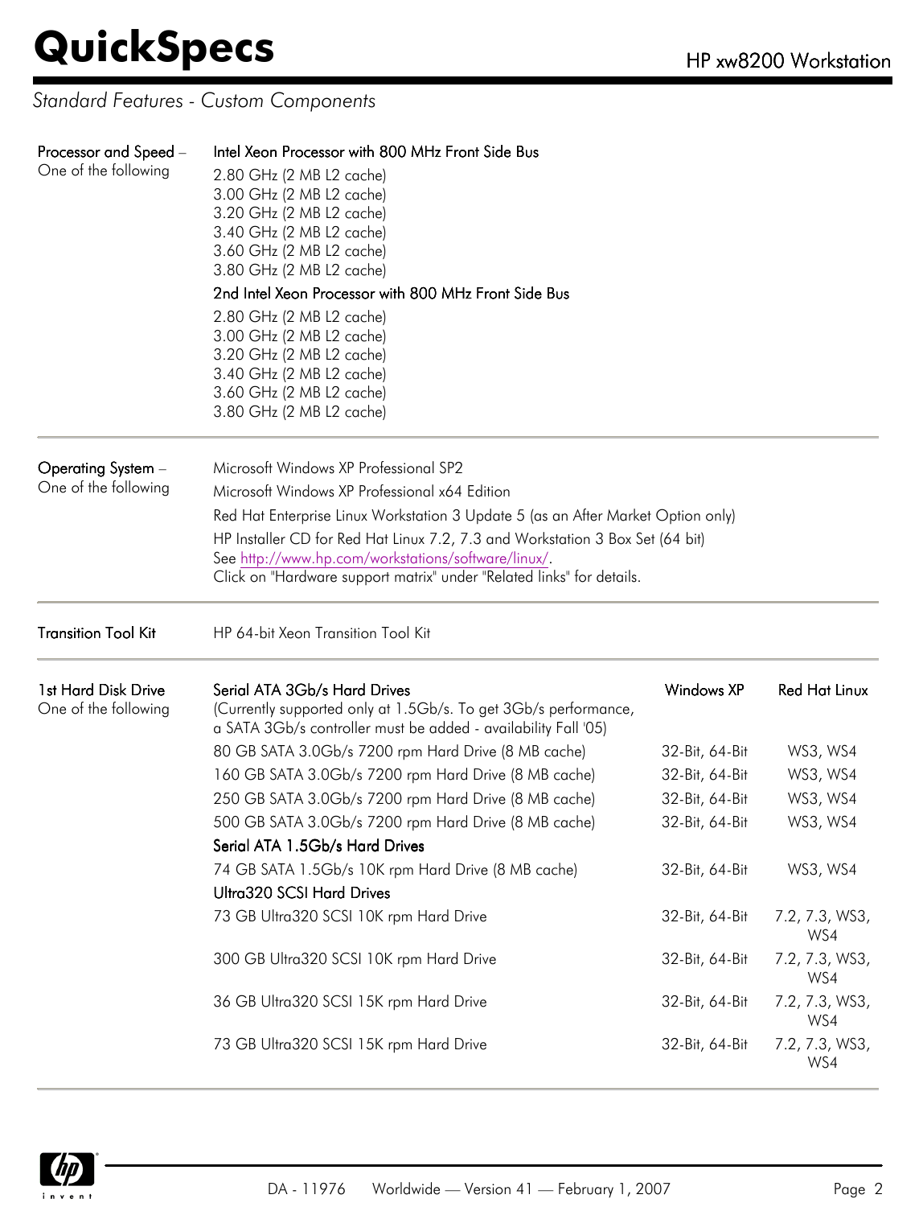*Standard Features - Custom Components*

**Processor and Speed** – One of the following

**Intel Xeon Processor with 800 MHz Front Side Bus**

2.80 GHz (2 MB L2 cache)
3.00 GHz (2 MB L2 cache)
3.20 GHz (2 MB L2 cache)
3.40 GHz (2 MB L2 cache)
3.60 GHz (2 MB L2 cache)
3.80 GHz (2 MB L2 cache)

**2nd Intel Xeon Processor with 800 MHz Front Side Bus**

2.80 GHz (2 MB L2 cache)
3.00 GHz (2 MB L2 cache)
3.20 GHz (2 MB L2 cache)
3.40 GHz (2 MB L2 cache)
3.60 GHz (2 MB L2 cache)
3.80 GHz (2 MB L2 cache)

---

**Operating System** – One of the following

Microsoft Windows XP Professional SP2

Microsoft Windows XP Professional x64 Edition

Red Hat Enterprise Linux Workstation 3 Update 5 (as an After Market Option only)

HP Installer CD for Red Hat Linux 7.2, 7.3 and Workstation 3 Box Set (64 bit)
See http://www.hp.com/workstations/software/linux/.
Click on "Hardware support matrix" under "Related links" for details.

---

**Transition Tool Kit**

HP 64-bit Xeon Transition Tool Kit

---

**1st Hard Disk Drive** – One of the following

| | Windows XP | Red Hat Linux |
|---|---|---|
| **Serial ATA 3Gb/s Hard Drives** (Currently supported only at 1.5Gb/s. To get 3Gb/s performance, a SATA 3Gb/s controller must be added - availability Fall '05) | | |
| 80 GB SATA 3.0Gb/s 7200 rpm Hard Drive (8 MB cache) | 32-Bit, 64-Bit | WS3, WS4 |
| 160 GB SATA 3.0Gb/s 7200 rpm Hard Drive (8 MB cache) | 32-Bit, 64-Bit | WS3, WS4 |
| 250 GB SATA 3.0Gb/s 7200 rpm Hard Drive (8 MB cache) | 32-Bit, 64-Bit | WS3, WS4 |
| 500 GB SATA 3.0Gb/s 7200 rpm Hard Drive (8 MB cache) | 32-Bit, 64-Bit | WS3, WS4 |
| **Serial ATA 1.5Gb/s Hard Drives** | | |
| 74 GB SATA 1.5Gb/s 10K rpm Hard Drive (8 MB cache) | 32-Bit, 64-Bit | WS3, WS4 |
| **Ultra320 SCSI Hard Drives** | | |
| 73 GB Ultra320 SCSI 10K rpm Hard Drive | 32-Bit, 64-Bit | 7.2, 7.3, WS3, WS4 |
| 300 GB Ultra320 SCSI 10K rpm Hard Drive | 32-Bit, 64-Bit | 7.2, 7.3, WS3, WS4 |
| 36 GB Ultra320 SCSI 15K rpm Hard Drive | 32-Bit, 64-Bit | 7.2, 7.3, WS3, WS4 |
| 73 GB Ultra320 SCSI 15K rpm Hard Drive | 32-Bit, 64-Bit | 7.2, 7.3, WS3, WS4 |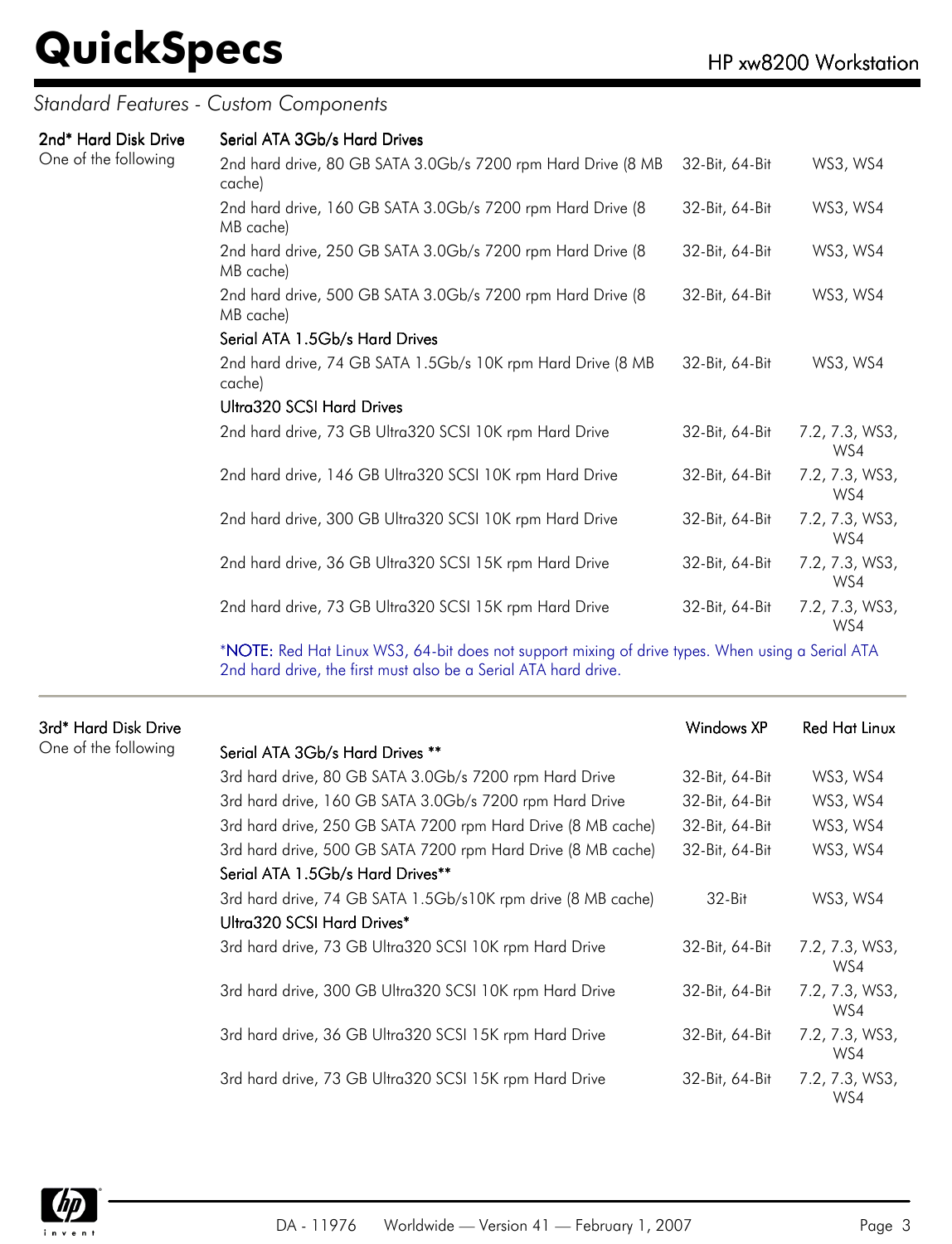*Standard Features - Custom Components*

| | | | |
|---|---|---|---|
| **2nd* Hard Disk Drive** | **Serial ATA 3Gb/s Hard Drives** | | |
| One of the following | 2nd hard drive, 80 GB SATA 3.0Gb/s 7200 rpm Hard Drive (8 MB cache) | 32-Bit, 64-Bit | WS3, WS4 |
| | 2nd hard drive, 160 GB SATA 3.0Gb/s 7200 rpm Hard Drive (8 MB cache) | 32-Bit, 64-Bit | WS3, WS4 |
| | 2nd hard drive, 250 GB SATA 3.0Gb/s 7200 rpm Hard Drive (8 MB cache) | 32-Bit, 64-Bit | WS3, WS4 |
| | 2nd hard drive, 500 GB SATA 3.0Gb/s 7200 rpm Hard Drive (8 MB cache) | 32-Bit, 64-Bit | WS3, WS4 |
| | **Serial ATA 1.5Gb/s Hard Drives** | | |
| | 2nd hard drive, 74 GB SATA 1.5Gb/s 10K rpm Hard Drive (8 MB cache) | 32-Bit, 64-Bit | WS3, WS4 |
| | **Ultra320 SCSI Hard Drives** | | |
| | 2nd hard drive, 73 GB Ultra320 SCSI 10K rpm Hard Drive | 32-Bit, 64-Bit | 7.2, 7.3, WS3, WS4 |
| | 2nd hard drive, 146 GB Ultra320 SCSI 10K rpm Hard Drive | 32-Bit, 64-Bit | 7.2, 7.3, WS3, WS4 |
| | 2nd hard drive, 300 GB Ultra320 SCSI 10K rpm Hard Drive | 32-Bit, 64-Bit | 7.2, 7.3, WS3, WS4 |
| | 2nd hard drive, 36 GB Ultra320 SCSI 15K rpm Hard Drive | 32-Bit, 64-Bit | 7.2, 7.3, WS3, WS4 |
| | 2nd hard drive, 73 GB Ultra320 SCSI 15K rpm Hard Drive | 32-Bit, 64-Bit | 7.2, 7.3, WS3, WS4 |

*NOTE: Red Hat Linux WS3, 64-bit does not support mixing of drive types. When using a Serial ATA 2nd hard drive, the first must also be a Serial ATA hard drive.

| | | Windows XP | Red Hat Linux |
|---|---|---|---|
| **3rd* Hard Disk Drive** | **Serial ATA 3Gb/s Hard Drives ** ** | | |
| One of the following | 3rd hard drive, 80 GB SATA 3.0Gb/s 7200 rpm Hard Drive | 32-Bit, 64-Bit | WS3, WS4 |
| | 3rd hard drive, 160 GB SATA 3.0Gb/s 7200 rpm Hard Drive | 32-Bit, 64-Bit | WS3, WS4 |
| | 3rd hard drive, 250 GB SATA 7200 rpm Hard Drive (8 MB cache) | 32-Bit, 64-Bit | WS3, WS4 |
| | 3rd hard drive, 500 GB SATA 7200 rpm Hard Drive (8 MB cache) | 32-Bit, 64-Bit | WS3, WS4 |
| | **Serial ATA 1.5Gb/s Hard Drives** ** | | |
| | 3rd hard drive, 74 GB SATA 1.5Gb/s10K rpm drive (8 MB cache) | 32-Bit | WS3, WS4 |
| | **Ultra320 SCSI Hard Drives*** | | |
| | 3rd hard drive, 73 GB Ultra320 SCSI 10K rpm Hard Drive | 32-Bit, 64-Bit | 7.2, 7.3, WS3, WS4 |
| | 3rd hard drive, 300 GB Ultra320 SCSI 10K rpm Hard Drive | 32-Bit, 64-Bit | 7.2, 7.3, WS3, WS4 |
| | 3rd hard drive, 36 GB Ultra320 SCSI 15K rpm Hard Drive | 32-Bit, 64-Bit | 7.2, 7.3, WS3, WS4 |
| | 3rd hard drive, 73 GB Ultra320 SCSI 15K rpm Hard Drive | 32-Bit, 64-Bit | 7.2, 7.3, WS3, WS4 |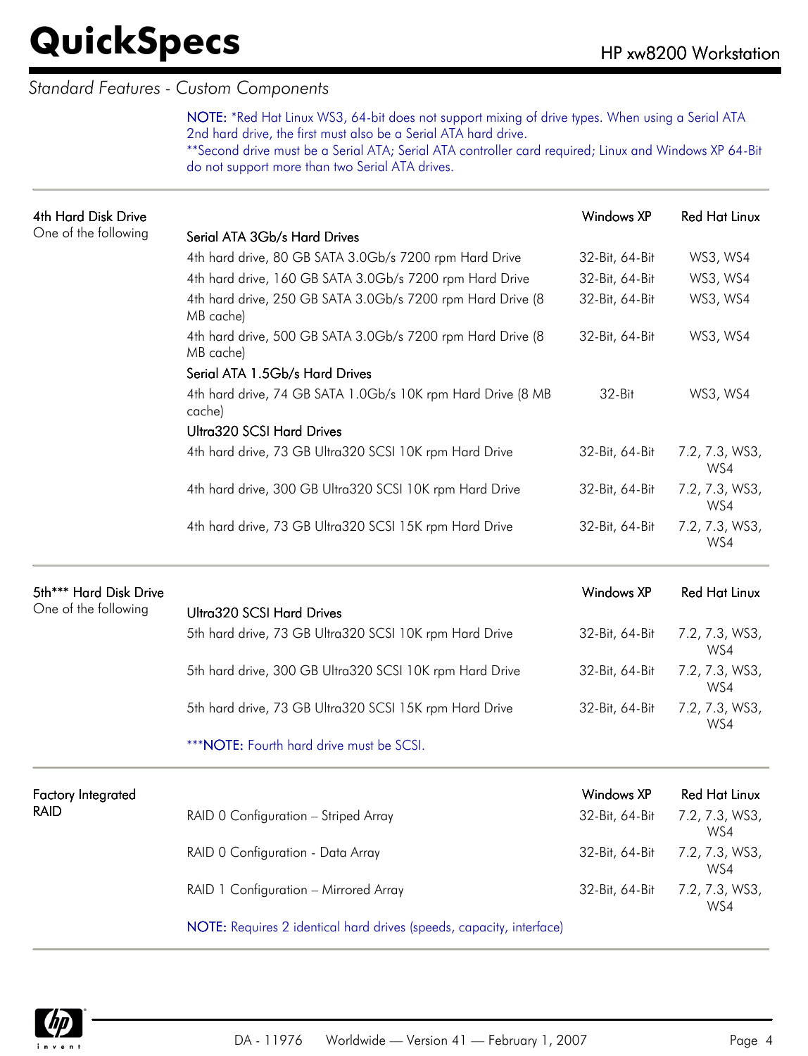*Standard Features - Custom Components*

NOTE: *Red Hat Linux WS3, 64-bit does not support mixing of drive types. When using a Serial ATA 2nd hard drive, the first must also be a Serial ATA hard drive.
**Second drive must be a Serial ATA; Serial ATA controller card required; Linux and Windows XP 64-Bit do not support more than two Serial ATA drives.

| 4th Hard Disk Drive<br>One of the following | | Windows XP | Red Hat Linux |
|---|---|---|---|
| | **Serial ATA 3Gb/s Hard Drives** | | |
| | 4th hard drive, 80 GB SATA 3.0Gb/s 7200 rpm Hard Drive | 32-Bit, 64-Bit | WS3, WS4 |
| | 4th hard drive, 160 GB SATA 3.0Gb/s 7200 rpm Hard Drive | 32-Bit, 64-Bit | WS3, WS4 |
| | 4th hard drive, 250 GB SATA 3.0Gb/s 7200 rpm Hard Drive (8 MB cache) | 32-Bit, 64-Bit | WS3, WS4 |
| | 4th hard drive, 500 GB SATA 3.0Gb/s 7200 rpm Hard Drive (8 MB cache) | 32-Bit, 64-Bit | WS3, WS4 |
| | **Serial ATA 1.5Gb/s Hard Drives** | | |
| | 4th hard drive, 74 GB SATA 1.0Gb/s 10K rpm Hard Drive (8 MB cache) | 32-Bit | WS3, WS4 |
| | **Ultra320 SCSI Hard Drives** | | |
| | 4th hard drive, 73 GB Ultra320 SCSI 10K rpm Hard Drive | 32-Bit, 64-Bit | 7.2, 7.3, WS3, WS4 |
| | 4th hard drive, 300 GB Ultra320 SCSI 10K rpm Hard Drive | 32-Bit, 64-Bit | 7.2, 7.3, WS3, WS4 |
| | 4th hard drive, 73 GB Ultra320 SCSI 15K rpm Hard Drive | 32-Bit, 64-Bit | 7.2, 7.3, WS3, WS4 |

| 5th*** Hard Disk Drive<br>One of the following | | Windows XP | Red Hat Linux |
|---|---|---|---|
| | **Ultra320 SCSI Hard Drives** | | |
| | 5th hard drive, 73 GB Ultra320 SCSI 10K rpm Hard Drive | 32-Bit, 64-Bit | 7.2, 7.3, WS3, WS4 |
| | 5th hard drive, 300 GB Ultra320 SCSI 10K rpm Hard Drive | 32-Bit, 64-Bit | 7.2, 7.3, WS3, WS4 |
| | 5th hard drive, 73 GB Ultra320 SCSI 15K rpm Hard Drive | 32-Bit, 64-Bit | 7.2, 7.3, WS3, WS4 |

***NOTE: Fourth hard drive must be SCSI.

| Factory Integrated RAID | | Windows XP | Red Hat Linux |
|---|---|---|---|
| | RAID 0 Configuration – Striped Array | 32-Bit, 64-Bit | 7.2, 7.3, WS3, WS4 |
| | RAID 0 Configuration - Data Array | 32-Bit, 64-Bit | 7.2, 7.3, WS3, WS4 |
| | RAID 1 Configuration – Mirrored Array | 32-Bit, 64-Bit | 7.2, 7.3, WS3, WS4 |

NOTE: Requires 2 identical hard drives (speeds, capacity, interface)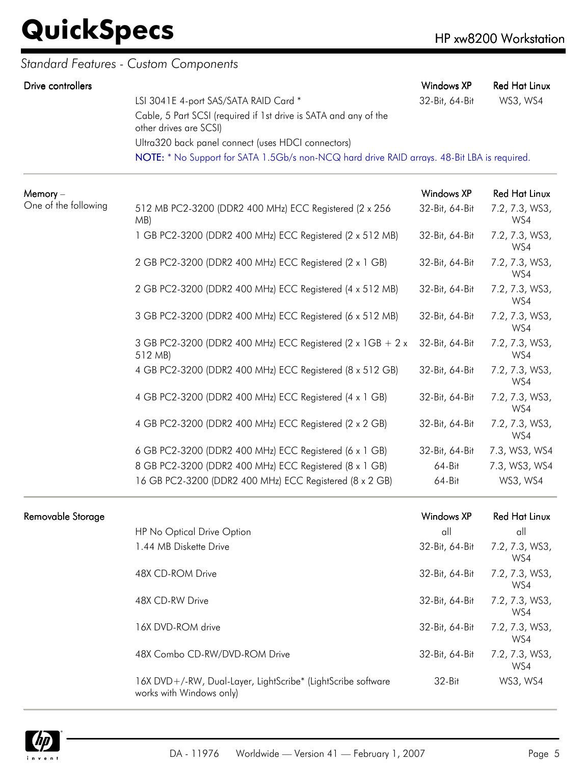*Standard Features - Custom Components*

| Drive controllers | | Windows XP | Red Hat Linux |
|---|---|---|---|
| | LSI 3041E 4-port SAS/SATA RAID Card * | 32-Bit, 64-Bit | WS3, WS4 |
| | Cable, 5 Part SCSI (required if 1st drive is SATA and any of the other drives are SCSI) | | |
| | Ultra320 back panel connect (uses HDCI connectors) | | |

NOTE: * No Support for SATA 1.5Gb/s non-NCQ hard drive RAID arrays. 48-Bit LBA is required.

| Memory – One of the following | | Windows XP | Red Hat Linux |
|---|---|---|---|
| | 512 MB PC2-3200 (DDR2 400 MHz) ECC Registered (2 x 256 MB) | 32-Bit, 64-Bit | 7.2, 7.3, WS3, WS4 |
| | 1 GB PC2-3200 (DDR2 400 MHz) ECC Registered (2 x 512 MB) | 32-Bit, 64-Bit | 7.2, 7.3, WS3, WS4 |
| | 2 GB PC2-3200 (DDR2 400 MHz) ECC Registered (2 x 1 GB) | 32-Bit, 64-Bit | 7.2, 7.3, WS3, WS4 |
| | 2 GB PC2-3200 (DDR2 400 MHz) ECC Registered (4 x 512 MB) | 32-Bit, 64-Bit | 7.2, 7.3, WS3, WS4 |
| | 3 GB PC2-3200 (DDR2 400 MHz) ECC Registered (6 x 512 MB) | 32-Bit, 64-Bit | 7.2, 7.3, WS3, WS4 |
| | 3 GB PC2-3200 (DDR2 400 MHz) ECC Registered (2 x 1GB + 2 x 512 MB) | 32-Bit, 64-Bit | 7.2, 7.3, WS3, WS4 |
| | 4 GB PC2-3200 (DDR2 400 MHz) ECC Registered (8 x 512 GB) | 32-Bit, 64-Bit | 7.2, 7.3, WS3, WS4 |
| | 4 GB PC2-3200 (DDR2 400 MHz) ECC Registered (4 x 1 GB) | 32-Bit, 64-Bit | 7.2, 7.3, WS3, WS4 |
| | 4 GB PC2-3200 (DDR2 400 MHz) ECC Registered (2 x 2 GB) | 32-Bit, 64-Bit | 7.2, 7.3, WS3, WS4 |
| | 6 GB PC2-3200 (DDR2 400 MHz) ECC Registered (6 x 1 GB) | 32-Bit, 64-Bit | 7.3, WS3, WS4 |
| | 8 GB PC2-3200 (DDR2 400 MHz) ECC Registered (8 x 1 GB) | 64-Bit | 7.3, WS3, WS4 |
| | 16 GB PC2-3200 (DDR2 400 MHz) ECC Registered (8 x 2 GB) | 64-Bit | WS3, WS4 |

| Removable Storage | | Windows XP | Red Hat Linux |
|---|---|---|---|
| | HP No Optical Drive Option | all | all |
| | 1.44 MB Diskette Drive | 32-Bit, 64-Bit | 7.2, 7.3, WS3, WS4 |
| | 48X CD-ROM Drive | 32-Bit, 64-Bit | 7.2, 7.3, WS3, WS4 |
| | 48X CD-RW Drive | 32-Bit, 64-Bit | 7.2, 7.3, WS3, WS4 |
| | 16X DVD-ROM drive | 32-Bit, 64-Bit | 7.2, 7.3, WS3, WS4 |
| | 48X Combo CD-RW/DVD-ROM Drive | 32-Bit, 64-Bit | 7.2, 7.3, WS3, WS4 |
| | 16X DVD+/-RW, Dual-Layer, LightScribe* (LightScribe software works with Windows only) | 32-Bit | WS3, WS4 |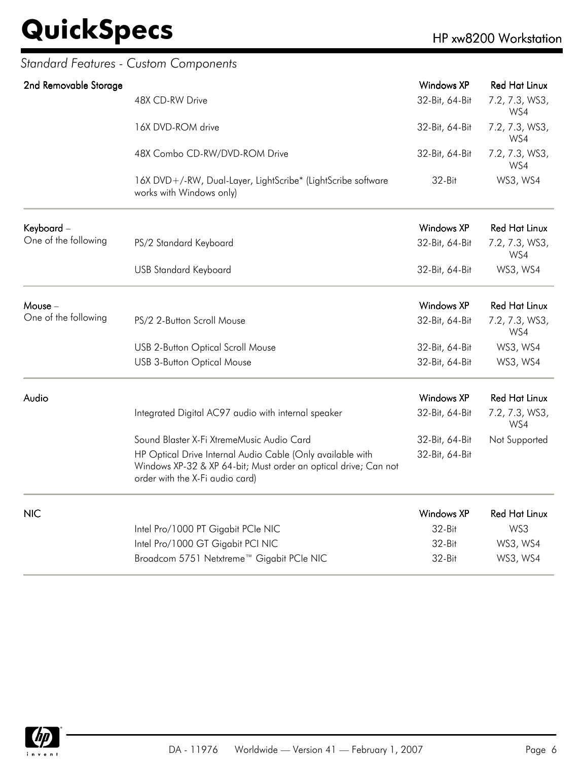*Standard Features - Custom Components*

| 2nd Removable Storage | | Windows XP | Red Hat Linux |
|---|---|---|---|
| | 48X CD-RW Drive | 32-Bit, 64-Bit | 7.2, 7.3, WS3, WS4 |
| | 16X DVD-ROM drive | 32-Bit, 64-Bit | 7.2, 7.3, WS3, WS4 |
| | 48X Combo CD-RW/DVD-ROM Drive | 32-Bit, 64-Bit | 7.2, 7.3, WS3, WS4 |
| | 16X DVD+/-RW, Dual-Layer, LightScribe* (LightScribe software works with Windows only) | 32-Bit | WS3, WS4 |

| Keyboard – One of the following | | Windows XP | Red Hat Linux |
|---|---|---|---|
| | PS/2 Standard Keyboard | 32-Bit, 64-Bit | 7.2, 7.3, WS3, WS4 |
| | USB Standard Keyboard | 32-Bit, 64-Bit | WS3, WS4 |

| Mouse – One of the following | | Windows XP | Red Hat Linux |
|---|---|---|---|
| | PS/2 2-Button Scroll Mouse | 32-Bit, 64-Bit | 7.2, 7.3, WS3, WS4 |
| | USB 2-Button Optical Scroll Mouse | 32-Bit, 64-Bit | WS3, WS4 |
| | USB 3-Button Optical Mouse | 32-Bit, 64-Bit | WS3, WS4 |

| Audio | | Windows XP | Red Hat Linux |
|---|---|---|---|
| | Integrated Digital AC97 audio with internal speaker | 32-Bit, 64-Bit | 7.2, 7.3, WS3, WS4 |
| | Sound Blaster X-Fi XtremeMusic Audio Card | 32-Bit, 64-Bit | Not Supported |
| | HP Optical Drive Internal Audio Cable (Only available with Windows XP-32 & XP 64-bit; Must order an optical drive; Can not order with the X-Fi audio card) | 32-Bit, 64-Bit | |

| NIC | | Windows XP | Red Hat Linux |
|---|---|---|---|
| | Intel Pro/1000 PT Gigabit PCIe NIC | 32-Bit | WS3 |
| | Intel Pro/1000 GT Gigabit PCI NIC | 32-Bit | WS3, WS4 |
| | Broadcom 5751 Netxtreme™ Gigabit PCIe NIC | 32-Bit | WS3, WS4 |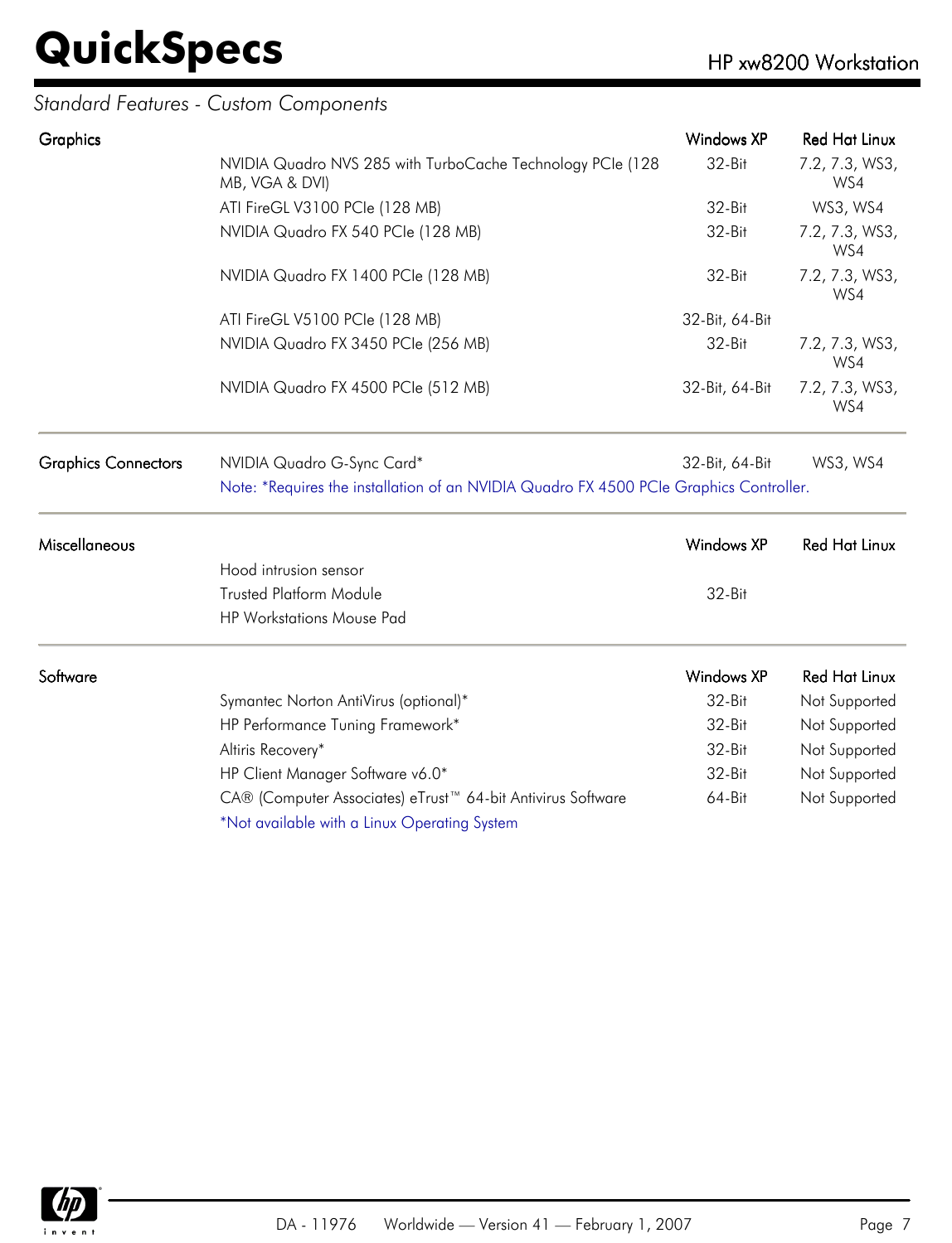## Standard Features - Custom Components

### Graphics

| | Windows XP | Red Hat Linux |
|---|---|---|
| NVIDIA Quadro NVS 285 with TurboCache Technology PCIe (128 MB, VGA & DVI) | 32-Bit | 7.2, 7.3, WS3, WS4 |
| ATI FireGL V3100 PCIe (128 MB) | 32-Bit | WS3, WS4 |
| NVIDIA Quadro FX 540 PCIe (128 MB) | 32-Bit | 7.2, 7.3, WS3, WS4 |
| NVIDIA Quadro FX 1400 PCIe (128 MB) | 32-Bit | 7.2, 7.3, WS3, WS4 |
| ATI FireGL V5100 PCIe (128 MB) | 32-Bit, 64-Bit | |
| NVIDIA Quadro FX 3450 PCIe (256 MB) | 32-Bit | 7.2, 7.3, WS3, WS4 |
| NVIDIA Quadro FX 4500 PCIe (512 MB) | 32-Bit, 64-Bit | 7.2, 7.3, WS3, WS4 |

### Graphics Connectors

| | Windows XP | Red Hat Linux |
|---|---|---|
| NVIDIA Quadro G-Sync Card* | 32-Bit, 64-Bit | WS3, WS4 |

Note: *Requires the installation of an NVIDIA Quadro FX 4500 PCIe Graphics Controller.

### Miscellaneous

| | Windows XP | Red Hat Linux |
|---|---|---|
| Hood intrusion sensor | | |
| Trusted Platform Module | 32-Bit | |
| HP Workstations Mouse Pad | | |

### Software

| | Windows XP | Red Hat Linux |
|---|---|---|
| Symantec Norton AntiVirus (optional)* | 32-Bit | Not Supported |
| HP Performance Tuning Framework* | 32-Bit | Not Supported |
| Altiris Recovery* | 32-Bit | Not Supported |
| HP Client Manager Software v6.0* | 32-Bit | Not Supported |
| CA® (Computer Associates) eTrust™ 64-bit Antivirus Software | 64-Bit | Not Supported |

*Not available with a Linux Operating System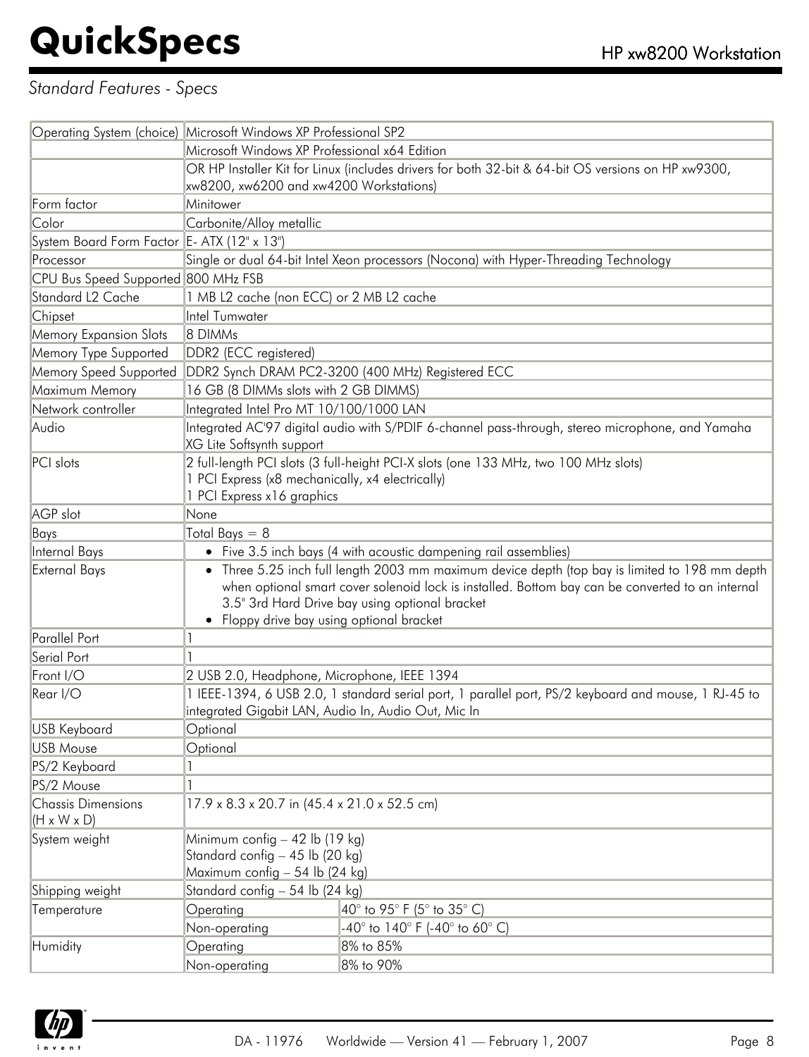*Standard Features - Specs*

| | | |
|---|---|---|
| Operating System (choice) | Microsoft Windows XP Professional SP2 | |
| | Microsoft Windows XP Professional x64 Edition | |
| | OR HP Installer Kit for Linux (includes drivers for both 32-bit & 64-bit OS versions on HP xw9300, xw8200, xw6200 and xw4200 Workstations) | |
| Form factor | Minitower | |
| Color | Carbonite/Alloy metallic | |
| System Board Form Factor | E- ATX (12" x 13") | |
| Processor | Single or dual 64-bit Intel Xeon processors (Nocona) with Hyper-Threading Technology | |
| CPU Bus Speed Supported | 800 MHz FSB | |
| Standard L2 Cache | 1 MB L2 cache (non ECC) or 2 MB L2 cache | |
| Chipset | Intel Tumwater | |
| Memory Expansion Slots | 8 DIMMs | |
| Memory Type Supported | DDR2 (ECC registered) | |
| Memory Speed Supported | DDR2 Synch DRAM PC2-3200 (400 MHz) Registered ECC | |
| Maximum Memory | 16 GB (8 DIMMs slots with 2 GB DIMMS) | |
| Network controller | Integrated Intel Pro MT 10/100/1000 LAN | |
| Audio | Integrated AC'97 digital audio with S/PDIF 6-channel pass-through, stereo microphone, and Yamaha XG Lite Softsynth support | |
| PCI slots | 2 full-length PCI slots (3 full-height PCI-X slots (one 133 MHz, two 100 MHz slots)<br>1 PCI Express (x8 mechanically, x4 electrically)<br>1 PCI Express x16 graphics | |
| AGP slot | None | |
| Bays | Total Bays = 8 | |
| Internal Bays | • Five 3.5 inch bays (4 with acoustic dampening rail assemblies) | |
| External Bays | • Three 5.25 inch full length 2003 mm maximum device depth (top bay is limited to 198 mm depth when optional smart cover solenoid lock is installed. Bottom bay can be converted to an internal 3.5" 3rd Hard Drive bay using optional bracket<br>• Floppy drive bay using optional bracket | |
| Parallel Port | 1 | |
| Serial Port | 1 | |
| Front I/O | 2 USB 2.0, Headphone, Microphone, IEEE 1394 | |
| Rear I/O | 1 IEEE-1394, 6 USB 2.0, 1 standard serial port, 1 parallel port, PS/2 keyboard and mouse, 1 RJ-45 to integrated Gigabit LAN, Audio In, Audio Out, Mic In | |
| USB Keyboard | Optional | |
| USB Mouse | Optional | |
| PS/2 Keyboard | 1 | |
| PS/2 Mouse | 1 | |
| Chassis Dimensions (H x W x D) | 17.9 x 8.3 x 20.7 in (45.4 x 21.0 x 52.5 cm) | |
| System weight | Minimum config – 42 lb (19 kg)<br>Standard config – 45 lb (20 kg)<br>Maximum config – 54 lb (24 kg) | |
| Shipping weight | Standard config – 54 lb (24 kg) | |
| Temperature | Operating | 40° to 95° F (5° to 35° C) |
| | Non-operating | -40° to 140° F (-40° to 60° C) |
| Humidity | Operating | 8% to 85% |
| | Non-operating | 8% to 90% |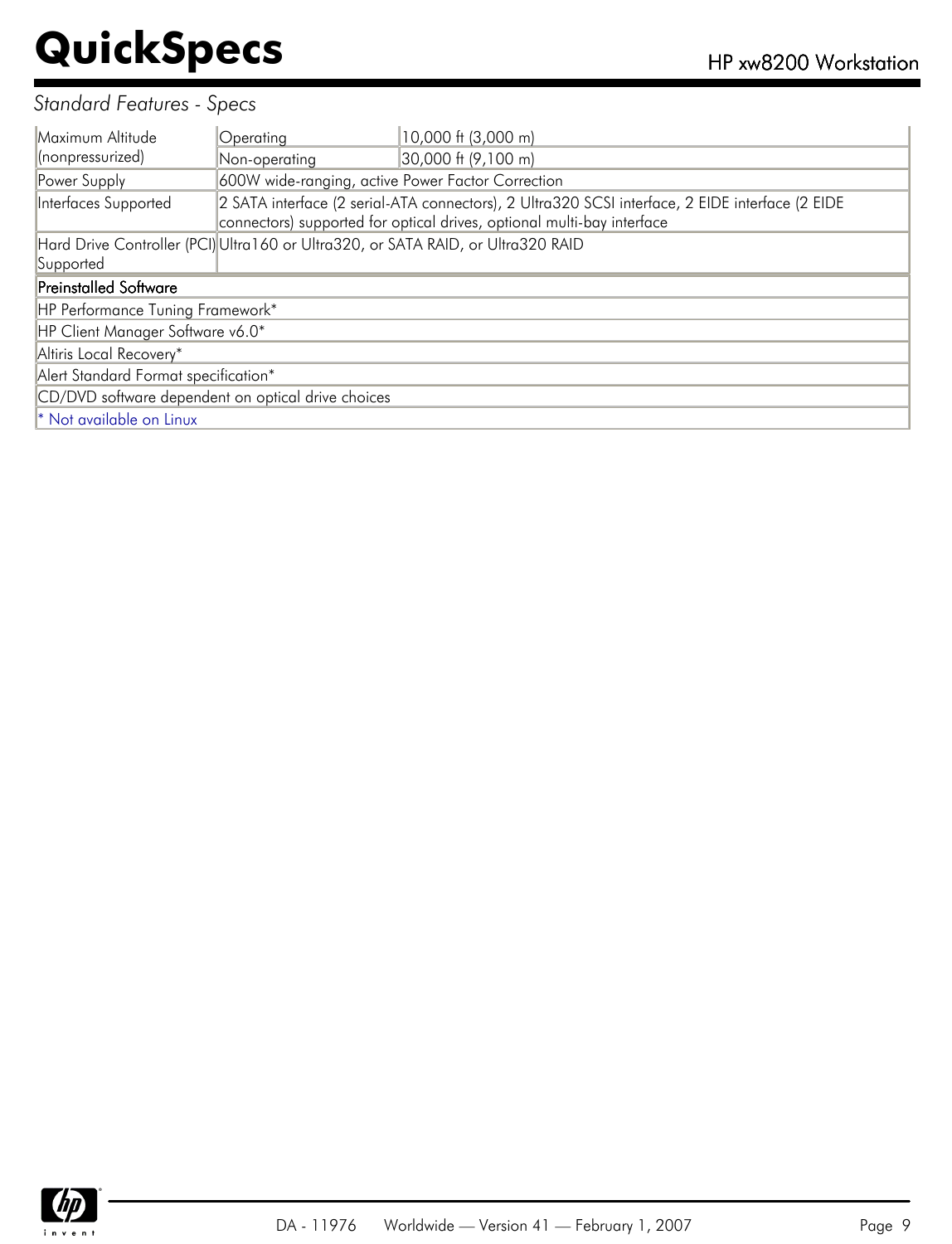*Standard Features - Specs*

| | | |
|---|---|---|
| Maximum Altitude (nonpressurized) | Operating | 10,000 ft (3,000 m) |
| | Non-operating | 30,000 ft (9,100 m) |
| Power Supply | 600W wide-ranging, active Power Factor Correction | |
| Interfaces Supported | 2 SATA interface (2 serial-ATA connectors), 2 Ultra320 SCSI interface, 2 EIDE interface (2 EIDE connectors) supported for optical drives, optional multi-bay interface | |
| Hard Drive Controller (PCI) Supported | Ultra160 or Ultra320, or SATA RAID, or Ultra320 RAID | |

| Preinstalled Software |
|---|
| HP Performance Tuning Framework* |
| HP Client Manager Software v6.0* |
| Altiris Local Recovery* |
| Alert Standard Format specification* |
| CD/DVD software dependent on optical drive choices |
| * Not available on Linux |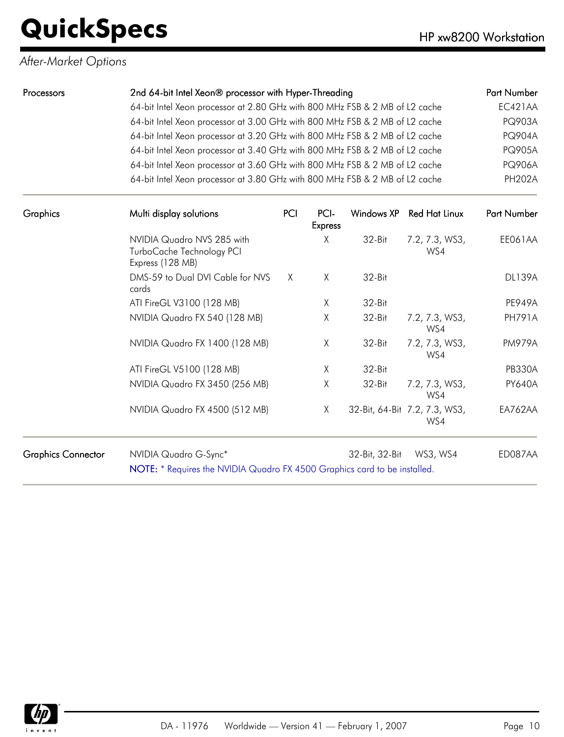*After-Market Options*

| Processors | 2nd 64-bit Intel Xeon® processor with Hyper-Threading | Part Number |
|---|---|---|
| | 64-bit Intel Xeon processor at 2.80 GHz with 800 MHz FSB & 2 MB of L2 cache | EC421AA |
| | 64-bit Intel Xeon processor at 3.00 GHz with 800 MHz FSB & 2 MB of L2 cache | PQ903A |
| | 64-bit Intel Xeon processor at 3.20 GHz with 800 MHz FSB & 2 MB of L2 cache | PQ904A |
| | 64-bit Intel Xeon processor at 3.40 GHz with 800 MHz FSB & 2 MB of L2 cache | PQ905A |
| | 64-bit Intel Xeon processor at 3.60 GHz with 800 MHz FSB & 2 MB of L2 cache | PQ906A |
| | 64-bit Intel Xeon processor at 3.80 GHz with 800 MHz FSB & 2 MB of L2 cache | PH202A |

| Graphics | Multi display solutions | PCI | PCI-Express | Windows XP | Red Hat Linux | Part Number |
|---|---|---|---|---|---|---|
| | NVIDIA Quadro NVS 285 with TurboCache Technology PCI Express (128 MB) | | X | 32-Bit | 7.2, 7.3, WS3, WS4 | EE061AA |
| | DMS-59 to Dual DVI Cable for NVS cards | X | X | 32-Bit | | DL139A |
| | ATI FireGL V3100 (128 MB) | | X | 32-Bit | | PE949A |
| | NVIDIA Quadro FX 540 (128 MB) | | X | 32-Bit | 7.2, 7.3, WS3, WS4 | PH791A |
| | NVIDIA Quadro FX 1400 (128 MB) | | X | 32-Bit | 7.2, 7.3, WS3, WS4 | PM979A |
| | ATI FireGL V5100 (128 MB) | | X | 32-Bit | | PB330A |
| | NVIDIA Quadro FX 3450 (256 MB) | | X | 32-Bit | 7.2, 7.3, WS3, WS4 | PY640A |
| | NVIDIA Quadro FX 4500 (512 MB) | | X | 32-Bit, 64-Bit | 7.2, 7.3, WS3, WS4 | EA762AA |

| Graphics Connector | | | | | |
|---|---|---|---|---|---|
| | NVIDIA Quadro G-Sync* | 32-Bit, 32-Bit | WS3, WS4 | ED087AA |

NOTE: * Requires the NVIDIA Quadro FX 4500 Graphics card to be installed.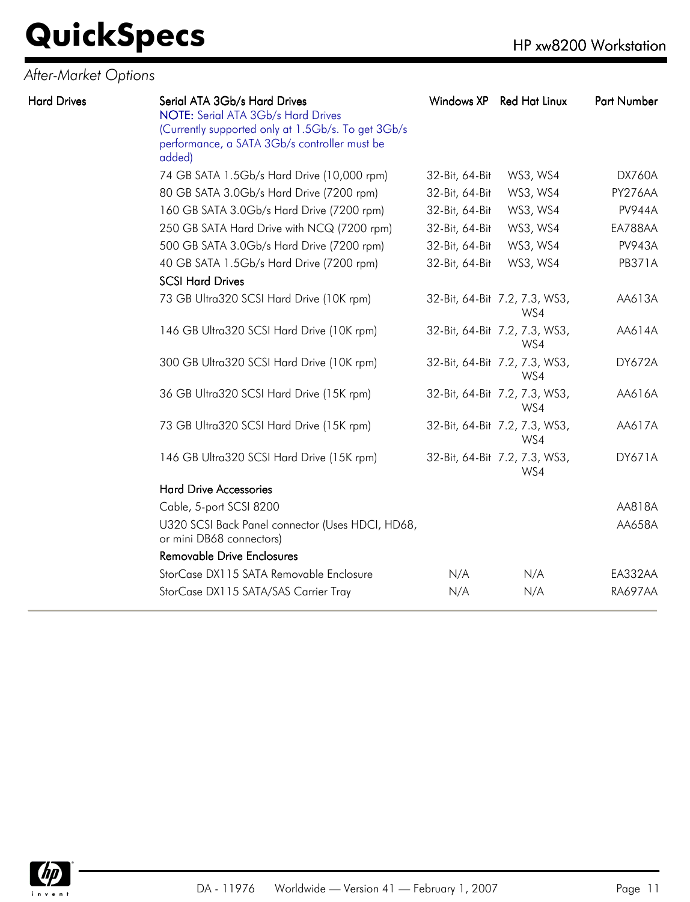## After-Market Options

| Hard Drives | Serial ATA 3Gb/s Hard Drives | Windows XP | Red Hat Linux | Part Number |
|---|---|---|---|---|
| | NOTE: Serial ATA 3Gb/s Hard Drives (Currently supported only at 1.5Gb/s. To get 3Gb/s performance, a SATA 3Gb/s controller must be added) | | | |
| | 74 GB SATA 1.5Gb/s Hard Drive (10,000 rpm) | 32-Bit, 64-Bit | WS3, WS4 | DX760A |
| | 80 GB SATA 3.0Gb/s Hard Drive (7200 rpm) | 32-Bit, 64-Bit | WS3, WS4 | PY276AA |
| | 160 GB SATA 3.0Gb/s Hard Drive (7200 rpm) | 32-Bit, 64-Bit | WS3, WS4 | PV944A |
| | 250 GB SATA Hard Drive with NCQ (7200 rpm) | 32-Bit, 64-Bit | WS3, WS4 | EA788AA |
| | 500 GB SATA 3.0Gb/s Hard Drive (7200 rpm) | 32-Bit, 64-Bit | WS3, WS4 | PV943A |
| | 40 GB SATA 1.5Gb/s Hard Drive (7200 rpm) | 32-Bit, 64-Bit | WS3, WS4 | PB371A |
| | **SCSI Hard Drives** | | | |
| | 73 GB Ultra320 SCSI Hard Drive (10K rpm) | 32-Bit, 64-Bit | 7.2, 7.3, WS3, WS4 | AA613A |
| | 146 GB Ultra320 SCSI Hard Drive (10K rpm) | 32-Bit, 64-Bit | 7.2, 7.3, WS3, WS4 | AA614A |
| | 300 GB Ultra320 SCSI Hard Drive (10K rpm) | 32-Bit, 64-Bit | 7.2, 7.3, WS3, WS4 | DY672A |
| | 36 GB Ultra320 SCSI Hard Drive (15K rpm) | 32-Bit, 64-Bit | 7.2, 7.3, WS3, WS4 | AA616A |
| | 73 GB Ultra320 SCSI Hard Drive (15K rpm) | 32-Bit, 64-Bit | 7.2, 7.3, WS3, WS4 | AA617A |
| | 146 GB Ultra320 SCSI Hard Drive (15K rpm) | 32-Bit, 64-Bit | 7.2, 7.3, WS3, WS4 | DY671A |
| | **Hard Drive Accessories** | | | |
| | Cable, 5-port SCSI 8200 | | | AA818A |
| | U320 SCSI Back Panel connector (Uses HDCI, HD68, or mini DB68 connectors) | | | AA658A |
| | **Removable Drive Enclosures** | | | |
| | StorCase DX115 SATA Removable Enclosure | N/A | N/A | EA332AA |
| | StorCase DX115 SATA/SAS Carrier Tray | N/A | N/A | RA697AA |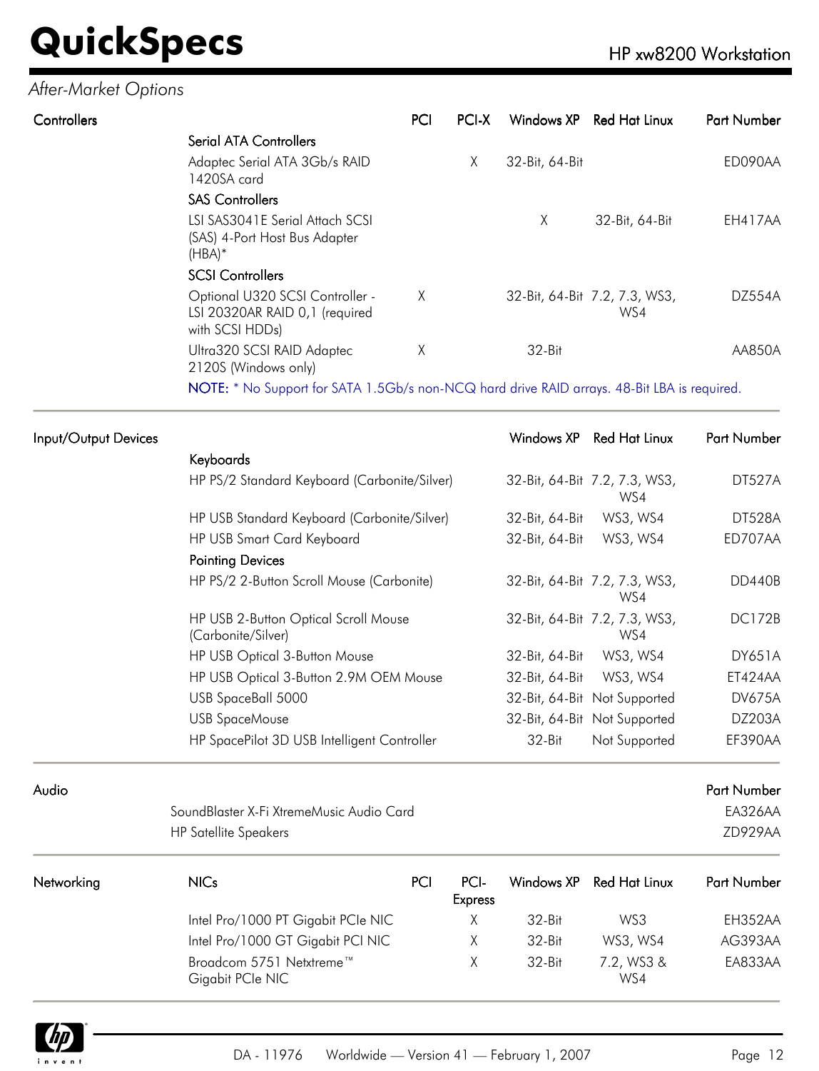## After-Market Options

| Controllers | | PCI | PCI-X | Windows XP | Red Hat Linux | Part Number |
|---|---|---|---|---|---|---|
| | **Serial ATA Controllers** | | | | | |
| | Adaptec Serial ATA 3Gb/s RAID 1420SA card | | X | 32-Bit, 64-Bit | | ED090AA |
| | **SAS Controllers** | | | | | |
| | LSI SAS3041E Serial Attach SCSI (SAS) 4-Port Host Bus Adapter (HBA)* | | | X | 32-Bit, 64-Bit | EH417AA |
| | **SCSI Controllers** | | | | | |
| | Optional U320 SCSI Controller - LSI 20320AR RAID 0,1 (required with SCSI HDDs) | X | | 32-Bit, 64-Bit | 7.2, 7.3, WS3, WS4 | DZ554A |
| | Ultra320 SCSI RAID Adaptec 2120S (Windows only) | X | | 32-Bit | | AA850A |

NOTE: * No Support for SATA 1.5Gb/s non-NCQ hard drive RAID arrays. 48-Bit LBA is required.

| Input/Output Devices | | Windows XP | Red Hat Linux | Part Number |
|---|---|---|---|---|
| | **Keyboards** | | | |
| | HP PS/2 Standard Keyboard (Carbonite/Silver) | 32-Bit, 64-Bit | 7.2, 7.3, WS3, WS4 | DT527A |
| | HP USB Standard Keyboard (Carbonite/Silver) | 32-Bit, 64-Bit | WS3, WS4 | DT528A |
| | HP USB Smart Card Keyboard | 32-Bit, 64-Bit | WS3, WS4 | ED707AA |
| | **Pointing Devices** | | | |
| | HP PS/2 2-Button Scroll Mouse (Carbonite) | 32-Bit, 64-Bit | 7.2, 7.3, WS3, WS4 | DD440B |
| | HP USB 2-Button Optical Scroll Mouse (Carbonite/Silver) | 32-Bit, 64-Bit | 7.2, 7.3, WS3, WS4 | DC172B |
| | HP USB Optical 3-Button Mouse | 32-Bit, 64-Bit | WS3, WS4 | DY651A |
| | HP USB Optical 3-Button 2.9M OEM Mouse | 32-Bit, 64-Bit | WS3, WS4 | ET424AA |
| | USB SpaceBall 5000 | 32-Bit, 64-Bit | Not Supported | DV675A |
| | USB SpaceMouse | 32-Bit, 64-Bit | Not Supported | DZ203A |
| | HP SpacePilot 3D USB Intelligent Controller | 32-Bit | Not Supported | EF390AA |

| Audio | | Part Number |
|---|---|---|
| | SoundBlaster X-Fi XtremeMusic Audio Card | EA326AA |
| | HP Satellite Speakers | ZD929AA |

| Networking | NICs | PCI | PCI-Express | Windows XP | Red Hat Linux | Part Number |
|---|---|---|---|---|---|---|
| | Intel Pro/1000 PT Gigabit PCIe NIC | | X | 32-Bit | WS3 | EH352AA |
| | Intel Pro/1000 GT Gigabit PCI NIC | | X | 32-Bit | WS3, WS4 | AG393AA |
| | Broadcom 5751 Netxtreme™ Gigabit PCIe NIC | | X | 32-Bit | 7.2, WS3 & WS4 | EA833AA |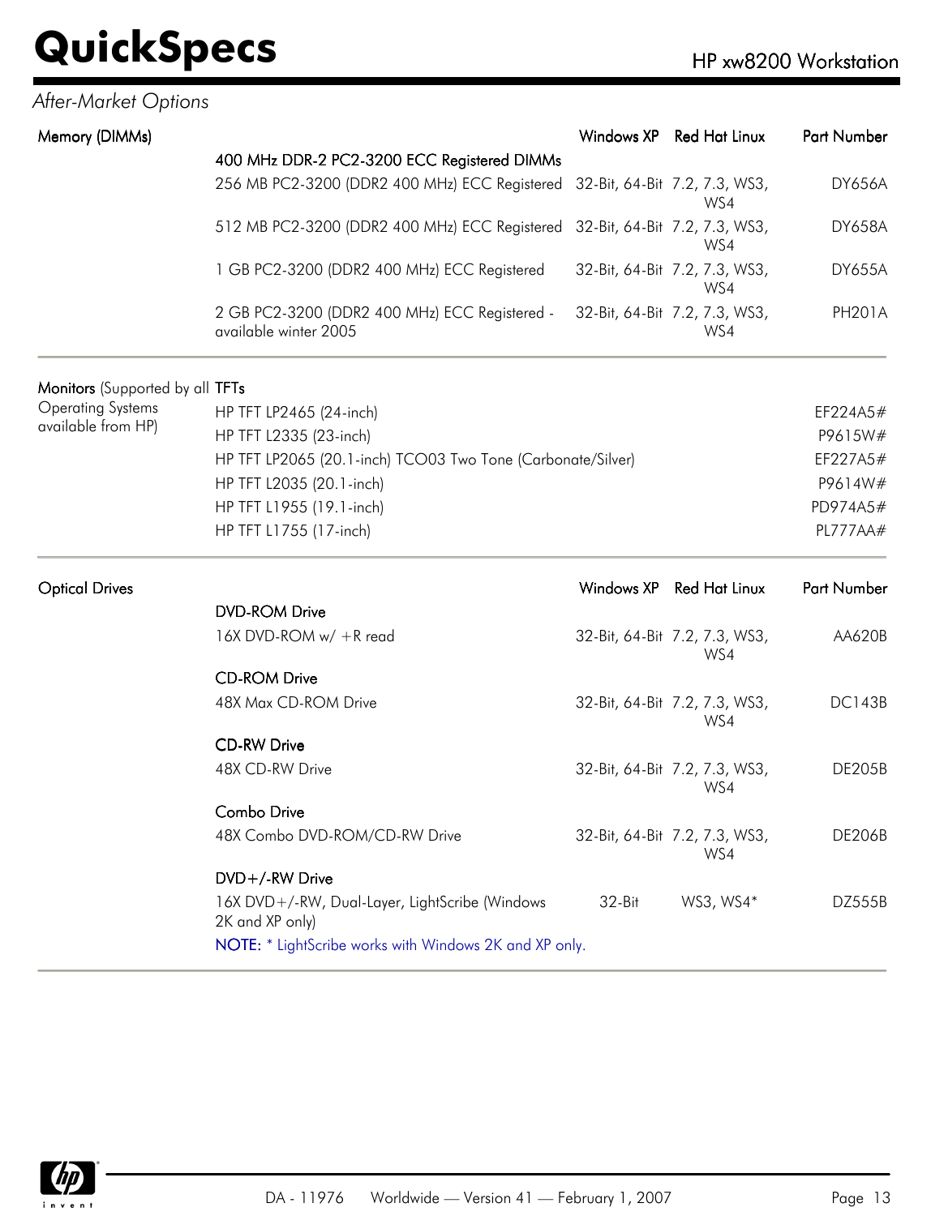*After-Market Options*

| Memory (DIMMs) | | Windows XP | Red Hat Linux | Part Number |
|---|---|---|---|---|
| | **400 MHz DDR-2 PC2-3200 ECC Registered DIMMs** | | | |
| | 256 MB PC2-3200 (DDR2 400 MHz) ECC Registered | 32-Bit, 64-Bit | 7.2, 7.3, WS3, WS4 | DY656A |
| | 512 MB PC2-3200 (DDR2 400 MHz) ECC Registered | 32-Bit, 64-Bit | 7.2, 7.3, WS3, WS4 | DY658A |
| | 1 GB PC2-3200 (DDR2 400 MHz) ECC Registered | 32-Bit, 64-Bit | 7.2, 7.3, WS3, WS4 | DY655A |
| | 2 GB PC2-3200 (DDR2 400 MHz) ECC Registered - available winter 2005 | 32-Bit, 64-Bit | 7.2, 7.3, WS3, WS4 | PH201A |

| Monitors (Supported by all Operating Systems available from HP) | TFTs | Part Number |
|---|---|---|
| | HP TFT LP2465 (24-inch) | EF224A5# |
| | HP TFT L2335 (23-inch) | P9615W# |
| | HP TFT LP2065 (20.1-inch) TCO03 Two Tone (Carbonate/Silver) | EF227A5# |
| | HP TFT L2035 (20.1-inch) | P9614W# |
| | HP TFT L1955 (19.1-inch) | PD974A5# |
| | HP TFT L1755 (17-inch) | PL777AA# |

| Optical Drives | | Windows XP | Red Hat Linux | Part Number |
|---|---|---|---|---|
| | **DVD-ROM Drive** | | | |
| | 16X DVD-ROM w/ +R read | 32-Bit, 64-Bit | 7.2, 7.3, WS3, WS4 | AA620B |
| | **CD-ROM Drive** | | | |
| | 48X Max CD-ROM Drive | 32-Bit, 64-Bit | 7.2, 7.3, WS3, WS4 | DC143B |
| | **CD-RW Drive** | | | |
| | 48X CD-RW Drive | 32-Bit, 64-Bit | 7.2, 7.3, WS3, WS4 | DE205B |
| | **Combo Drive** | | | |
| | 48X Combo DVD-ROM/CD-RW Drive | 32-Bit, 64-Bit | 7.2, 7.3, WS3, WS4 | DE206B |
| | **DVD+/-RW Drive** | | | |
| | 16X DVD+/-RW, Dual-Layer, LightScribe (Windows 2K and XP only) | 32-Bit | WS3, WS4* | DZ555B |

NOTE: * LightScribe works with Windows 2K and XP only.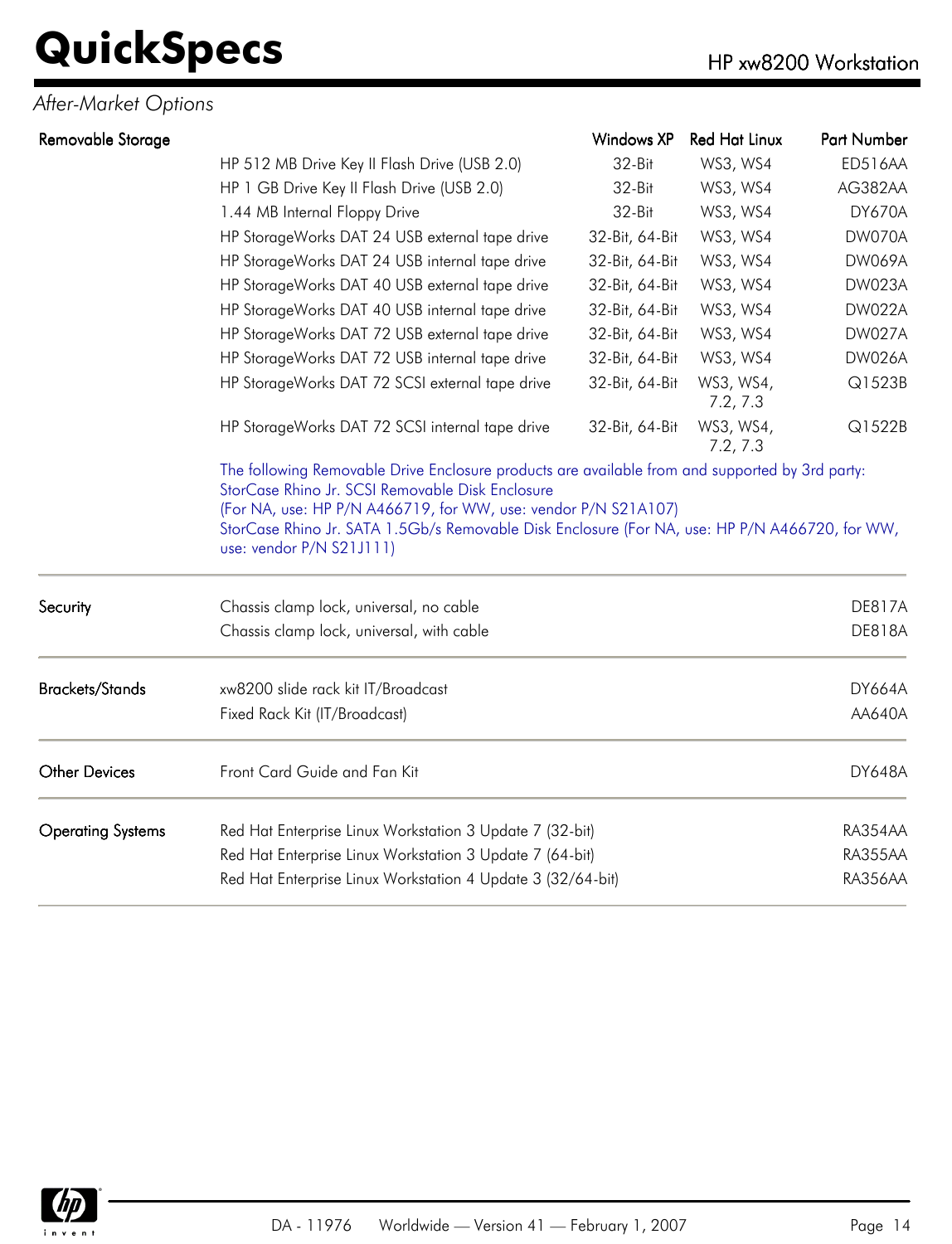## After-Market Options

| Category | Description | Windows XP | Red Hat Linux | Part Number |
|---|---|---|---|---|
| Removable Storage | HP 512 MB Drive Key II Flash Drive (USB 2.0) | 32-Bit | WS3, WS4 | ED516AA |
| | HP 1 GB Drive Key II Flash Drive (USB 2.0) | 32-Bit | WS3, WS4 | AG382AA |
| | 1.44 MB Internal Floppy Drive | 32-Bit | WS3, WS4 | DY670A |
| | HP StorageWorks DAT 24 USB external tape drive | 32-Bit, 64-Bit | WS3, WS4 | DW070A |
| | HP StorageWorks DAT 24 USB internal tape drive | 32-Bit, 64-Bit | WS3, WS4 | DW069A |
| | HP StorageWorks DAT 40 USB external tape drive | 32-Bit, 64-Bit | WS3, WS4 | DW023A |
| | HP StorageWorks DAT 40 USB internal tape drive | 32-Bit, 64-Bit | WS3, WS4 | DW022A |
| | HP StorageWorks DAT 72 USB external tape drive | 32-Bit, 64-Bit | WS3, WS4 | DW027A |
| | HP StorageWorks DAT 72 USB internal tape drive | 32-Bit, 64-Bit | WS3, WS4 | DW026A |
| | HP StorageWorks DAT 72 SCSI external tape drive | 32-Bit, 64-Bit | WS3, WS4, 7.2, 7.3 | Q1523B |
| | HP StorageWorks DAT 72 SCSI internal tape drive | 32-Bit, 64-Bit | WS3, WS4, 7.2, 7.3 | Q1522B |

The following Removable Drive Enclosure products are available from and supported by 3rd party:
StorCase Rhino Jr. SCSI Removable Disk Enclosure
(For NA, use: HP P/N A466719, for WW, use: vendor P/N S21A107)
StorCase Rhino Jr. SATA 1.5Gb/s Removable Disk Enclosure (For NA, use: HP P/N A466720, for WW, use: vendor P/N S21J111)

| Category | Description | Part Number |
|---|---|---|
| Security | Chassis clamp lock, universal, no cable | DE817A |
| | Chassis clamp lock, universal, with cable | DE818A |
| Brackets/Stands | xw8200 slide rack kit IT/Broadcast | DY664A |
| | Fixed Rack Kit (IT/Broadcast) | AA640A |
| Other Devices | Front Card Guide and Fan Kit | DY648A |
| Operating Systems | Red Hat Enterprise Linux Workstation 3 Update 7 (32-bit) | RA354AA |
| | Red Hat Enterprise Linux Workstation 3 Update 7 (64-bit) | RA355AA |
| | Red Hat Enterprise Linux Workstation 4 Update 3 (32/64-bit) | RA356AA |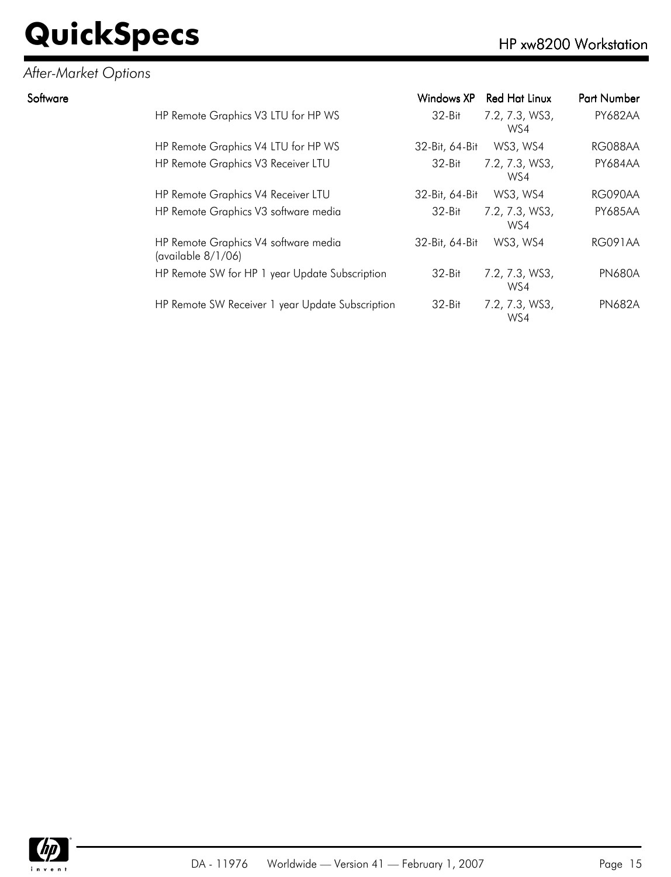## After-Market Options

| Software | | Windows XP | Red Hat Linux | Part Number |
|---|---|---|---|---|
| | HP Remote Graphics V3 LTU for HP WS | 32-Bit | 7.2, 7.3, WS3, WS4 | PY682AA |
| | HP Remote Graphics V4 LTU for HP WS | 32-Bit, 64-Bit | WS3, WS4 | RG088AA |
| | HP Remote Graphics V3 Receiver LTU | 32-Bit | 7.2, 7.3, WS3, WS4 | PY684AA |
| | HP Remote Graphics V4 Receiver LTU | 32-Bit, 64-Bit | WS3, WS4 | RG090AA |
| | HP Remote Graphics V3 software media | 32-Bit | 7.2, 7.3, WS3, WS4 | PY685AA |
| | HP Remote Graphics V4 software media (available 8/1/06) | 32-Bit, 64-Bit | WS3, WS4 | RG091AA |
| | HP Remote SW for HP 1 year Update Subscription | 32-Bit | 7.2, 7.3, WS3, WS4 | PN680A |
| | HP Remote SW Receiver 1 year Update Subscription | 32-Bit | 7.2, 7.3, WS3, WS4 | PN682A |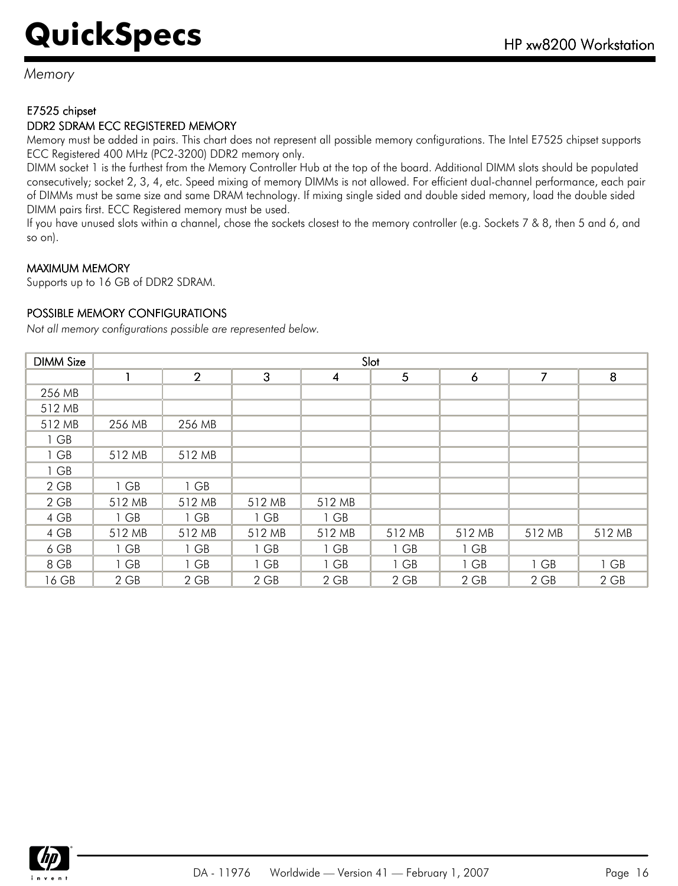## Memory

### E7525 chipset

### DDR2 SDRAM ECC REGISTERED MEMORY

Memory must be added in pairs. This chart does not represent all possible memory configurations. The Intel E7525 chipset supports ECC Registered 400 MHz (PC2-3200) DDR2 memory only.

DIMM socket 1 is the furthest from the Memory Controller Hub at the top of the board. Additional DIMM slots should be populated consecutively; socket 2, 3, 4, etc. Speed mixing of memory DIMMs is not allowed. For efficient dual-channel performance, each pair of DIMMs must be same size and same DRAM technology. If mixing single sided and double sided memory, load the double sided DIMM pairs first. ECC Registered memory must be used.

If you have unused slots within a channel, chose the sockets closest to the memory controller (e.g. Sockets 7 & 8, then 5 and 6, and so on).

### MAXIMUM MEMORY

Supports up to 16 GB of DDR2 SDRAM.

### POSSIBLE MEMORY CONFIGURATIONS

*Not all memory configurations possible are represented below.*

| DIMM Size | Slot | | | | | | | |
|---|---|---|---|---|---|---|---|---|
| | 1 | 2 | 3 | 4 | 5 | 6 | 7 | 8 |
| 256 MB | | | | | | | | |
| 512 MB | | | | | | | | |
| 512 MB | 256 MB | 256 MB | | | | | | |
| 1 GB | | | | | | | | |
| 1 GB | 512 MB | 512 MB | | | | | | |
| 1 GB | | | | | | | | |
| 2 GB | 1 GB | 1 GB | | | | | | |
| 2 GB | 512 MB | 512 MB | 512 MB | 512 MB | | | | |
| 4 GB | 1 GB | 1 GB | 1 GB | 1 GB | | | | |
| 4 GB | 512 MB | 512 MB | 512 MB | 512 MB | 512 MB | 512 MB | 512 MB | 512 MB |
| 6 GB | 1 GB | 1 GB | 1 GB | 1 GB | 1 GB | 1 GB | | |
| 8 GB | 1 GB | 1 GB | 1 GB | 1 GB | 1 GB | 1 GB | 1 GB | 1 GB |
| 16 GB | 2 GB | 2 GB | 2 GB | 2 GB | 2 GB | 2 GB | 2 GB | 2 GB |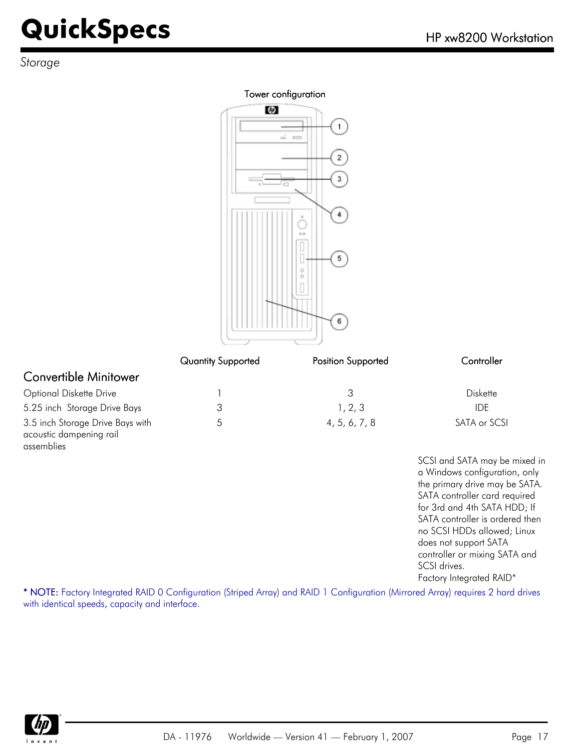## Storage

Tower configuration

1
2
3
4
5
6

| | Quantity Supported | Position Supported | Controller |
|---|---|---|---|
| **Convertible Minitower** | | | |
| Optional Diskette Drive | 1 | 3 | Diskette |
| 5.25 inch Storage Drive Bays | 3 | 1, 2, 3 | IDE |
| 3.5 inch Storage Drive Bays with acoustic dampening rail assemblies | 5 | 4, 5, 6, 7, 8 | SATA or SCSI |

SCSI and SATA may be mixed in a Windows configuration, only the primary drive may be SATA. SATA controller card required for 3rd and 4th SATA HDD; If SATA controller is ordered then no SCSI HDDs allowed; Linux does not support SATA controller or mixing SATA and SCSI drives.
Factory Integrated RAID*

* NOTE: Factory Integrated RAID 0 Configuration (Striped Array) and RAID 1 Configuration (Mirrored Array) requires 2 hard drives with identical speeds, capacity and interface.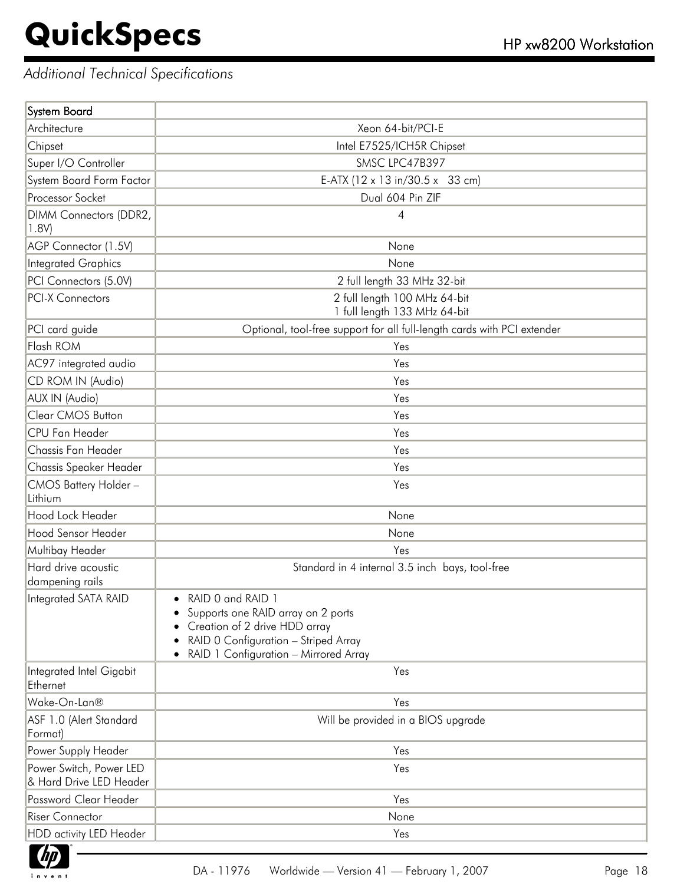*Additional Technical Specifications*

| System Board | |
|---|---|
| Architecture | Xeon 64-bit/PCI-E |
| Chipset | Intel E7525/ICH5R Chipset |
| Super I/O Controller | SMSC LPC47B397 |
| System Board Form Factor | E-ATX (12 x 13 in/30.5 x 33 cm) |
| Processor Socket | Dual 604 Pin ZIF |
| DIMM Connectors (DDR2, 1.8V) | 4 |
| AGP Connector (1.5V) | None |
| Integrated Graphics | None |
| PCI Connectors (5.0V) | 2 full length 33 MHz 32-bit |
| PCI-X Connectors | 2 full length 100 MHz 64-bit<br>1 full length 133 MHz 64-bit |
| PCI card guide | Optional, tool-free support for all full-length cards with PCI extender |
| Flash ROM | Yes |
| AC97 integrated audio | Yes |
| CD ROM IN (Audio) | Yes |
| AUX IN (Audio) | Yes |
| Clear CMOS Button | Yes |
| CPU Fan Header | Yes |
| Chassis Fan Header | Yes |
| Chassis Speaker Header | Yes |
| CMOS Battery Holder – Lithium | Yes |
| Hood Lock Header | None |
| Hood Sensor Header | None |
| Multibay Header | Yes |
| Hard drive acoustic dampening rails | Standard in 4 internal 3.5 inch bays, tool-free |
| Integrated SATA RAID | • RAID 0 and RAID 1<br>• Supports one RAID array on 2 ports<br>• Creation of 2 drive HDD array<br>• RAID 0 Configuration – Striped Array<br>• RAID 1 Configuration – Mirrored Array |
| Integrated Intel Gigabit Ethernet | Yes |
| Wake-On-Lan® | Yes |
| ASF 1.0 (Alert Standard Format) | Will be provided in a BIOS upgrade |
| Power Supply Header | Yes |
| Power Switch, Power LED & Hard Drive LED Header | Yes |
| Password Clear Header | Yes |
| Riser Connector | None |
| HDD activity LED Header | Yes |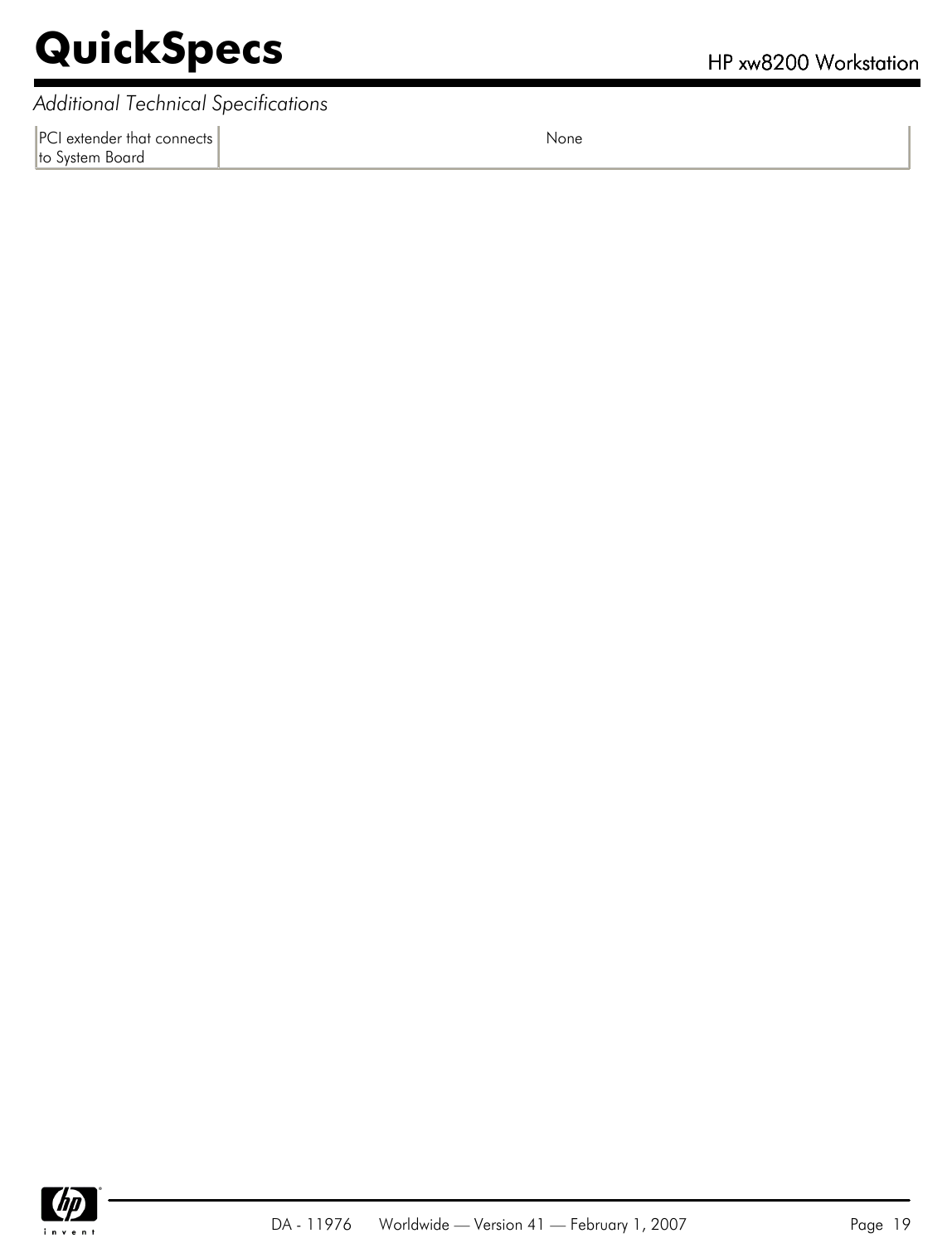*Additional Technical Specifications*

| | |
|---|---|
| PCI extender that connects to System Board | None |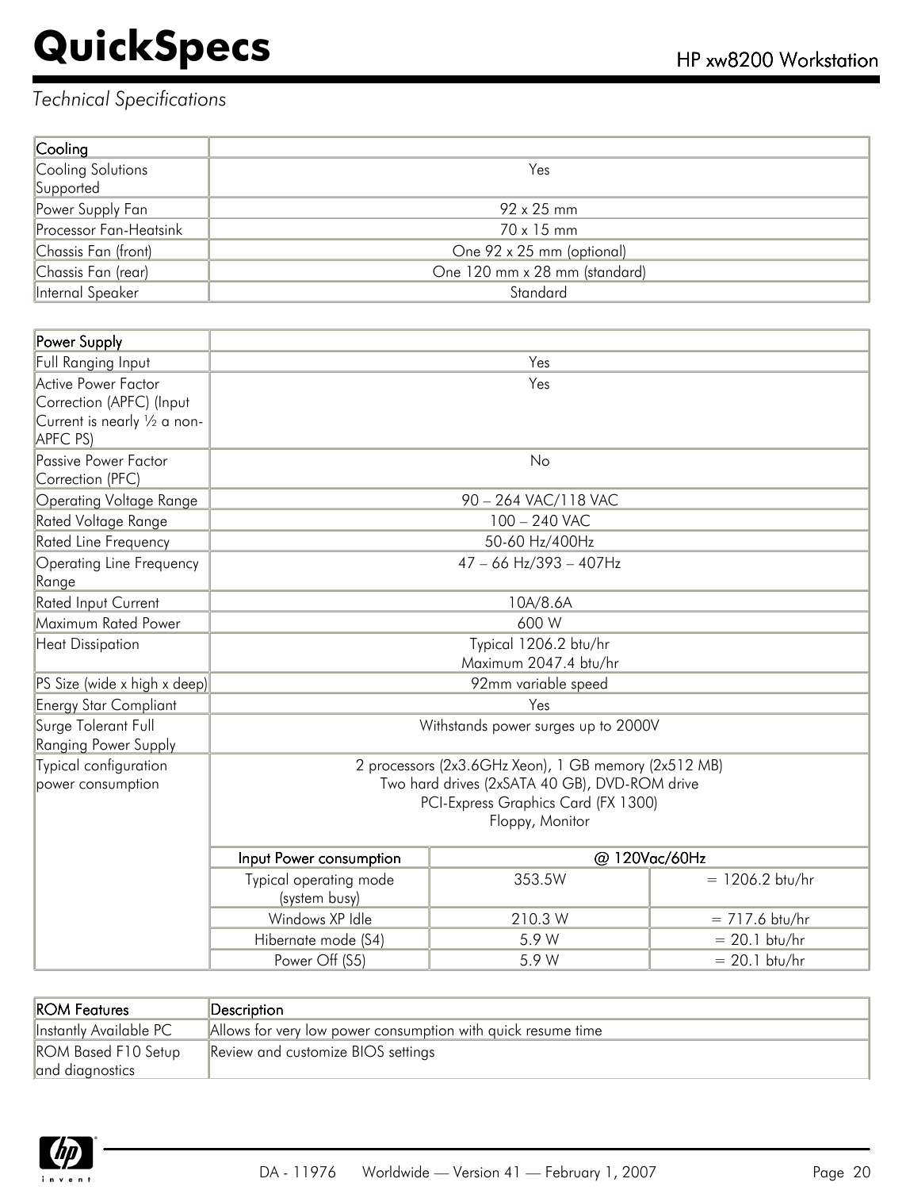*Technical Specifications*

| Cooling | |
|---|---|
| Cooling Solutions Supported | Yes |
| Power Supply Fan | 92 x 25 mm |
| Processor Fan-Heatsink | 70 x 15 mm |
| Chassis Fan (front) | One 92 x 25 mm (optional) |
| Chassis Fan (rear) | One 120 mm x 28 mm (standard) |
| Internal Speaker | Standard |

| Power Supply | | | |
|---|---|---|---|
| Full Ranging Input | Yes | | |
| Active Power Factor Correction (APFC) (Input Current is nearly ½ a non-APFC PS) | Yes | | |
| Passive Power Factor Correction (PFC) | No | | |
| Operating Voltage Range | 90 – 264 VAC/118 VAC | | |
| Rated Voltage Range | 100 – 240 VAC | | |
| Rated Line Frequency | 50-60 Hz/400Hz | | |
| Operating Line Frequency Range | 47 – 66 Hz/393 – 407Hz | | |
| Rated Input Current | 10A/8.6A | | |
| Maximum Rated Power | 600 W | | |
| Heat Dissipation | Typical 1206.2 btu/hr<br>Maximum 2047.4 btu/hr | | |
| PS Size (wide x high x deep) | 92mm variable speed | | |
| Energy Star Compliant | Yes | | |
| Surge Tolerant Full Ranging Power Supply | Withstands power surges up to 2000V | | |
| Typical configuration power consumption | 2 processors (2x3.6GHz Xeon), 1 GB memory (2x512 MB)<br>Two hard drives (2xSATA 40 GB), DVD-ROM drive<br>PCI-Express Graphics Card (FX 1300)<br>Floppy, Monitor | | |
| | **Input Power consumption** | **@ 120Vac/60Hz** | |
| | Typical operating mode (system busy) | 353.5W | = 1206.2 btu/hr |
| | Windows XP Idle | 210.3 W | = 717.6 btu/hr |
| | Hibernate mode (S4) | 5.9 W | = 20.1 btu/hr |
| | Power Off (S5) | 5.9 W | = 20.1 btu/hr |

| ROM Features | Description |
|---|---|
| Instantly Available PC | Allows for very low power consumption with quick resume time |
| ROM Based F10 Setup and diagnostics | Review and customize BIOS settings |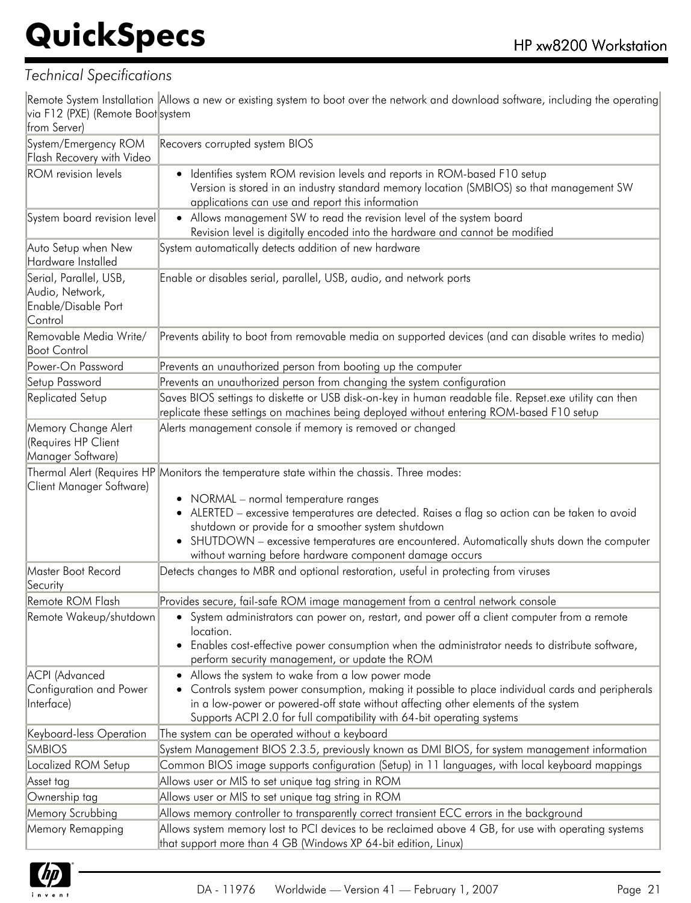*Technical Specifications*

| | |
|---|---|
| Remote System Installation via F12 (PXE) (Remote Boot from Server) | Allows a new or existing system to boot over the network and download software, including the operating system |
| System/Emergency ROM Flash Recovery with Video | Recovers corrupted system BIOS |
| ROM revision levels | • Identifies system ROM revision levels and reports in ROM-based F10 setup<br>Version is stored in an industry standard memory location (SMBIOS) so that management SW applications can use and report this information |
| System board revision level | • Allows management SW to read the revision level of the system board<br>Revision level is digitally encoded into the hardware and cannot be modified |
| Auto Setup when New Hardware Installed | System automatically detects addition of new hardware |
| Serial, Parallel, USB, Audio, Network, Enable/Disable Port Control | Enable or disables serial, parallel, USB, audio, and network ports |
| Removable Media Write/ Boot Control | Prevents ability to boot from removable media on supported devices (and can disable writes to media) |
| Power-On Password | Prevents an unauthorized person from booting up the computer |
| Setup Password | Prevents an unauthorized person from changing the system configuration |
| Replicated Setup | Saves BIOS settings to diskette or USB disk-on-key in human readable file. Repset.exe utility can then replicate these settings on machines being deployed without entering ROM-based F10 setup |
| Memory Change Alert (Requires HP Client Manager Software) | Alerts management console if memory is removed or changed |
| Thermal Alert (Requires HP Client Manager Software) | Monitors the temperature state within the chassis. Three modes:<br>• NORMAL – normal temperature ranges<br>• ALERTED – excessive temperatures are detected. Raises a flag so action can be taken to avoid shutdown or provide for a smoother system shutdown<br>• SHUTDOWN – excessive temperatures are encountered. Automatically shuts down the computer without warning before hardware component damage occurs |
| Master Boot Record Security | Detects changes to MBR and optional restoration, useful in protecting from viruses |
| Remote ROM Flash | Provides secure, fail-safe ROM image management from a central network console |
| Remote Wakeup/shutdown | • System administrators can power on, restart, and power off a client computer from a remote location.<br>• Enables cost-effective power consumption when the administrator needs to distribute software, perform security management, or update the ROM |
| ACPI (Advanced Configuration and Power Interface) | • Allows the system to wake from a low power mode<br>• Controls system power consumption, making it possible to place individual cards and peripherals in a low-power or powered-off state without affecting other elements of the system<br>Supports ACPI 2.0 for full compatibility with 64-bit operating systems |
| Keyboard-less Operation | The system can be operated without a keyboard |
| SMBIOS | System Management BIOS 2.3.5, previously known as DMI BIOS, for system management information |
| Localized ROM Setup | Common BIOS image supports configuration (Setup) in 11 languages, with local keyboard mappings |
| Asset tag | Allows user or MIS to set unique tag string in ROM |
| Ownership tag | Allows user or MIS to set unique tag string in ROM |
| Memory Scrubbing | Allows memory controller to transparently correct transient ECC errors in the background |
| Memory Remapping | Allows system memory lost to PCI devices to be reclaimed above 4 GB, for use with operating systems that support more than 4 GB (Windows XP 64-bit edition, Linux) |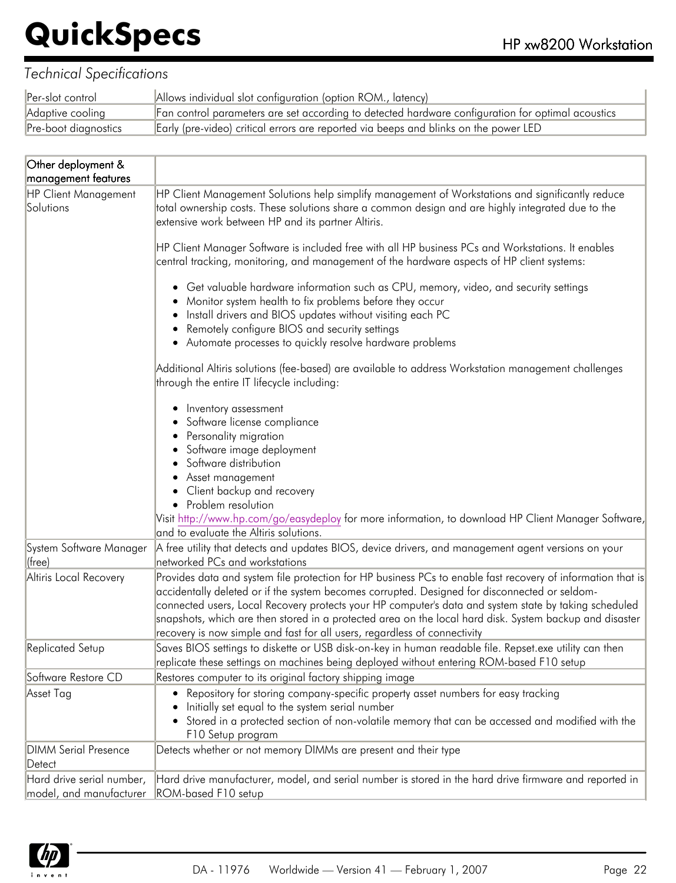*Technical Specifications*

| | |
|---|---|
| Per-slot control | Allows individual slot configuration (option ROM., latency) |
| Adaptive cooling | Fan control parameters are set according to detected hardware configuration for optimal acoustics |
| Pre-boot diagnostics | Early (pre-video) critical errors are reported via beeps and blinks on the power LED |

| Other deployment & management features | |
|---|---|
| HP Client Management Solutions | HP Client Management Solutions help simplify management of Workstations and significantly reduce total ownership costs. These solutions share a common design and are highly integrated due to the extensive work between HP and its partner Altiris.<br><br>HP Client Manager Software is included free with all HP business PCs and Workstations. It enables central tracking, monitoring, and management of the hardware aspects of HP client systems:<br><br>• Get valuable hardware information such as CPU, memory, video, and security settings<br>• Monitor system health to fix problems before they occur<br>• Install drivers and BIOS updates without visiting each PC<br>• Remotely configure BIOS and security settings<br>• Automate processes to quickly resolve hardware problems<br><br>Additional Altiris solutions (fee-based) are available to address Workstation management challenges through the entire IT lifecycle including:<br><br>• Inventory assessment<br>• Software license compliance<br>• Personality migration<br>• Software image deployment<br>• Software distribution<br>• Asset management<br>• Client backup and recovery<br>• Problem resolution<br>Visit http://www.hp.com/go/easydeploy for more information, to download HP Client Manager Software, and to evaluate the Altiris solutions. |
| System Software Manager (free) | A free utility that detects and updates BIOS, device drivers, and management agent versions on your networked PCs and workstations |
| Altiris Local Recovery | Provides data and system file protection for HP business PCs to enable fast recovery of information that is accidentally deleted or if the system becomes corrupted. Designed for disconnected or seldom-connected users, Local Recovery protects your HP computer's data and system state by taking scheduled snapshots, which are then stored in a protected area on the local hard disk. System backup and disaster recovery is now simple and fast for all users, regardless of connectivity |
| Replicated Setup | Saves BIOS settings to diskette or USB disk-on-key in human readable file. Repset.exe utility can then replicate these settings on machines being deployed without entering ROM-based F10 setup |
| Software Restore CD | Restores computer to its original factory shipping image |
| Asset Tag | • Repository for storing company-specific property asset numbers for easy tracking<br>• Initially set equal to the system serial number<br>• Stored in a protected section of non-volatile memory that can be accessed and modified with the F10 Setup program |
| DIMM Serial Presence Detect | Detects whether or not memory DIMMs are present and their type |
| Hard drive serial number, model, and manufacturer | Hard drive manufacturer, model, and serial number is stored in the hard drive firmware and reported in ROM-based F10 setup |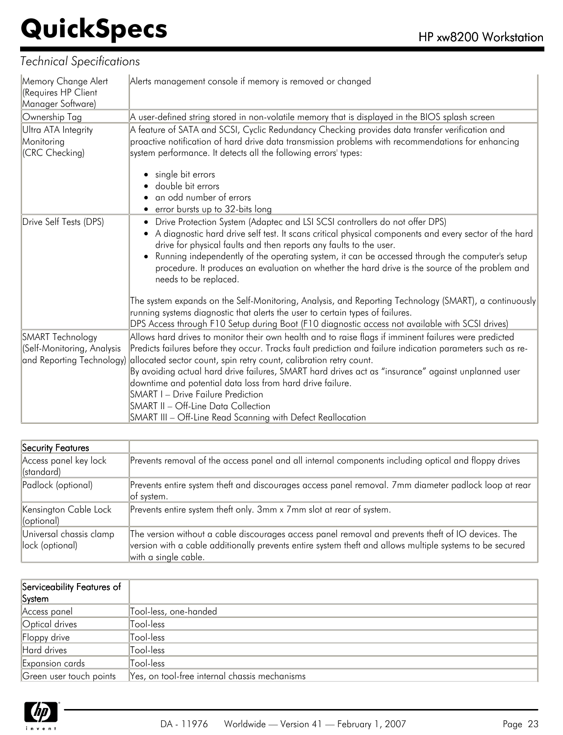*Technical Specifications*

| | |
|---|---|
| Memory Change Alert (Requires HP Client Manager Software) | Alerts management console if memory is removed or changed |
| Ownership Tag | A user-defined string stored in non-volatile memory that is displayed in the BIOS splash screen |
| Ultra ATA Integrity Monitoring (CRC Checking) | A feature of SATA and SCSI, Cyclic Redundancy Checking provides data transfer verification and proactive notification of hard drive data transmission problems with recommendations for enhancing system performance. It detects all the following errors' types:<br>• single bit errors<br>• double bit errors<br>• an odd number of errors<br>• error bursts up to 32-bits long |
| Drive Self Tests (DPS) | • Drive Protection System (Adaptec and LSI SCSI controllers do not offer DPS)<br>• A diagnostic hard drive self test. It scans critical physical components and every sector of the hard drive for physical faults and then reports any faults to the user.<br>• Running independently of the operating system, it can be accessed through the computer's setup procedure. It produces an evaluation on whether the hard drive is the source of the problem and needs to be replaced.<br><br>The system expands on the Self-Monitoring, Analysis, and Reporting Technology (SMART), a continuously running systems diagnostic that alerts the user to certain types of failures.<br>DPS Access through F10 Setup during Boot (F10 diagnostic access not available with SCSI drives) |
| SMART Technology (Self-Monitoring, Analysis and Reporting Technology) | Allows hard drives to monitor their own health and to raise flags if imminent failures were predicted<br>Predicts failures before they occur. Tracks fault prediction and failure indication parameters such as re-allocated sector count, spin retry count, calibration retry count.<br>By avoiding actual hard drive failures, SMART hard drives act as "insurance" against unplanned user downtime and potential data loss from hard drive failure.<br>SMART I – Drive Failure Prediction<br>SMART II – Off-Line Data Collection<br>SMART III – Off-Line Read Scanning with Defect Reallocation |

| Security Features | |
|---|---|
| Access panel key lock (standard) | Prevents removal of the access panel and all internal components including optical and floppy drives |
| Padlock (optional) | Prevents entire system theft and discourages access panel removal. 7mm diameter padlock loop at rear of system. |
| Kensington Cable Lock (optional) | Prevents entire system theft only. 3mm x 7mm slot at rear of system. |
| Universal chassis clamp lock (optional) | The version without a cable discourages access panel removal and prevents theft of IO devices. The version with a cable additionally prevents entire system theft and allows multiple systems to be secured with a single cable. |

| Serviceability Features of System | |
|---|---|
| Access panel | Tool-less, one-handed |
| Optical drives | Tool-less |
| Floppy drive | Tool-less |
| Hard drives | Tool-less |
| Expansion cards | Tool-less |
| Green user touch points | Yes, on tool-free internal chassis mechanisms |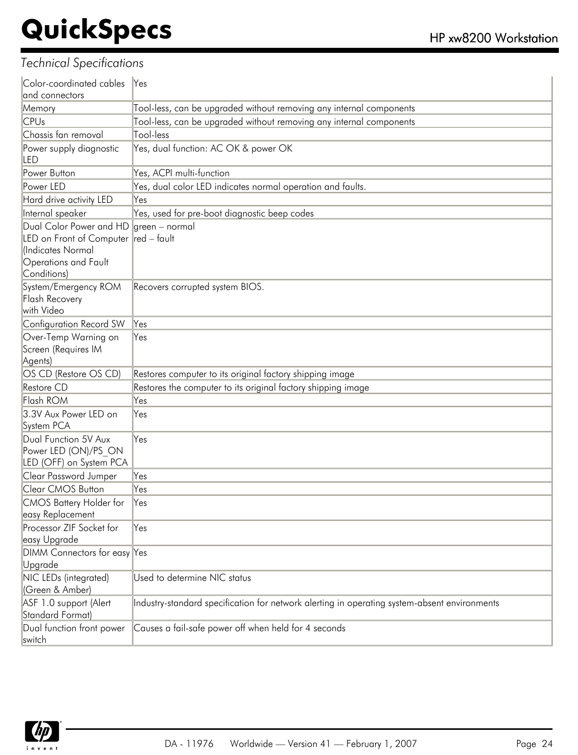*Technical Specifications*

| | |
|---|---|
| Color-coordinated cables and connectors | Yes |
| Memory | Tool-less, can be upgraded without removing any internal components |
| CPUs | Tool-less, can be upgraded without removing any internal components |
| Chassis fan removal | Tool-less |
| Power supply diagnostic LED | Yes, dual function: AC OK & power OK |
| Power Button | Yes, ACPI multi-function |
| Power LED | Yes, dual color LED indicates normal operation and faults. |
| Hard drive activity LED | Yes |
| Internal speaker | Yes, used for pre-boot diagnostic beep codes |
| Dual Color Power and HD LED on Front of Computer (Indicates Normal Operations and Fault Conditions) | green – normal<br>red – fault |
| System/Emergency ROM Flash Recovery with Video | Recovers corrupted system BIOS. |
| Configuration Record SW | Yes |
| Over-Temp Warning on Screen (Requires IM Agents) | Yes |
| OS CD (Restore OS CD) | Restores computer to its original factory shipping image |
| Restore CD | Restores the computer to its original factory shipping image |
| Flash ROM | Yes |
| 3.3V Aux Power LED on System PCA | Yes |
| Dual Function 5V Aux Power LED (ON)/PS_ON LED (OFF) on System PCA | Yes |
| Clear Password Jumper | Yes |
| Clear CMOS Button | Yes |
| CMOS Battery Holder for easy Replacement | Yes |
| Processor ZIF Socket for easy Upgrade | Yes |
| DIMM Connectors for easy Upgrade | Yes |
| NIC LEDs (integrated) (Green & Amber) | Used to determine NIC status |
| ASF 1.0 support (Alert Standard Format) | Industry-standard specification for network alerting in operating system-absent environments |
| Dual function front power switch | Causes a fail-safe power off when held for 4 seconds |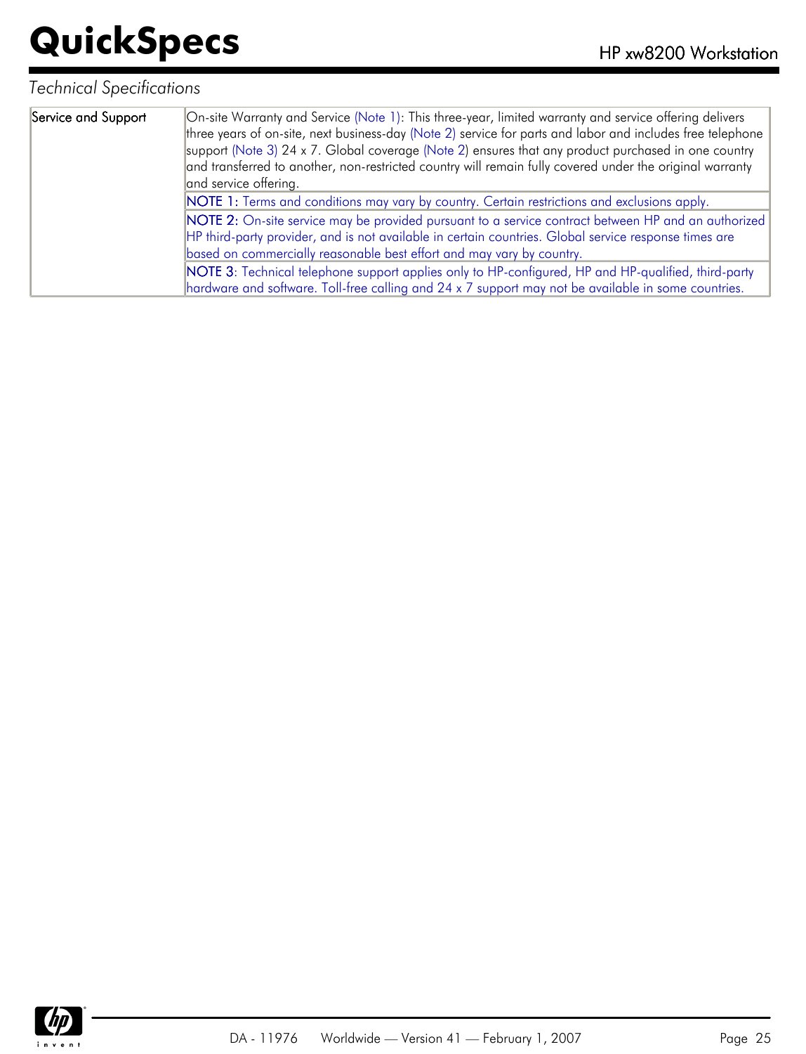*Technical Specifications*

| Service and Support | On-site Warranty and Service (Note 1): This three-year, limited warranty and service offering delivers three years of on-site, next business-day (Note 2) service for parts and labor and includes free telephone support (Note 3) 24 x 7. Global coverage (Note 2) ensures that any product purchased in one country and transferred to another, non-restricted country will remain fully covered under the original warranty and service offering. |
|---|---|
| | NOTE 1: Terms and conditions may vary by country. Certain restrictions and exclusions apply. |
| | NOTE 2: On-site service may be provided pursuant to a service contract between HP and an authorized HP third-party provider, and is not available in certain countries. Global service response times are based on commercially reasonable best effort and may vary by country. |
| | NOTE 3: Technical telephone support applies only to HP-configured, HP and HP-qualified, third-party hardware and software. Toll-free calling and 24 x 7 support may not be available in some countries. |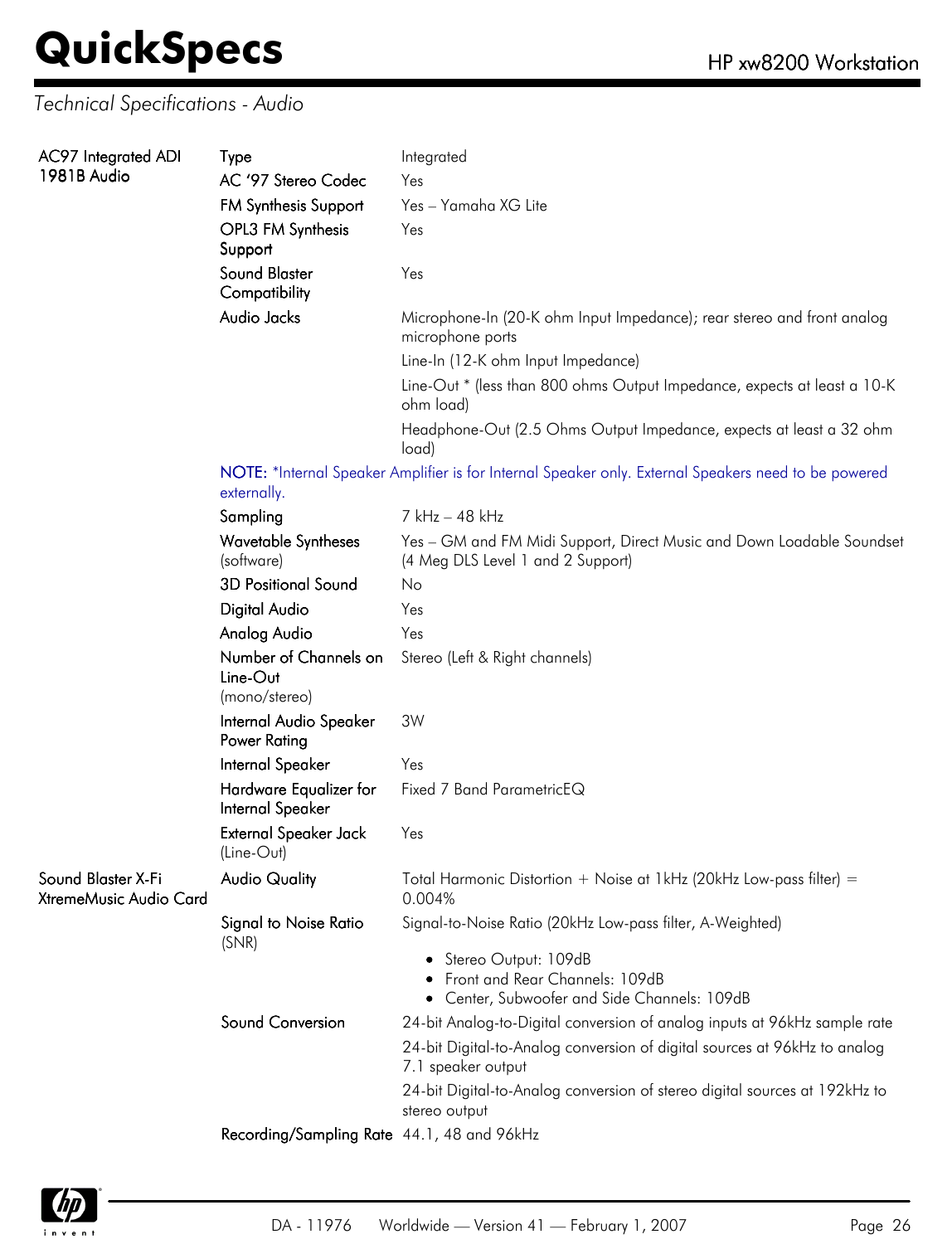*Technical Specifications - Audio*

| | | |
|---|---|---|
| AC97 Integrated ADI 1981B Audio | Type | Integrated |
| | AC '97 Stereo Codec | Yes |
| | FM Synthesis Support | Yes – Yamaha XG Lite |
| | OPL3 FM Synthesis Support | Yes |
| | Sound Blaster Compatibility | Yes |
| | Audio Jacks | Microphone-In (20-K ohm Input Impedance); rear stereo and front analog microphone ports<br>Line-In (12-K ohm Input Impedance)<br>Line-Out * (less than 800 ohms Output Impedance, expects at least a 10-K ohm load)<br>Headphone-Out (2.5 Ohms Output Impedance, expects at least a 32 ohm load) |
| | **NOTE:** *Internal Speaker Amplifier is for Internal Speaker only. External Speakers need to be powered externally. | |
| | Sampling | 7 kHz – 48 kHz |
| | Wavetable Syntheses (software) | Yes – GM and FM Midi Support, Direct Music and Down Loadable Soundset (4 Meg DLS Level 1 and 2 Support) |
| | 3D Positional Sound | No |
| | Digital Audio | Yes |
| | Analog Audio | Yes |
| | Number of Channels on Line-Out (mono/stereo) | Stereo (Left & Right channels) |
| | Internal Audio Speaker Power Rating | 3W |
| | Internal Speaker | Yes |
| | Hardware Equalizer for Internal Speaker | Fixed 7 Band ParametricEQ |
| | External Speaker Jack (Line-Out) | Yes |
| Sound Blaster X-Fi XtremeMusic Audio Card | Audio Quality | Total Harmonic Distortion + Noise at 1kHz (20kHz Low-pass filter) = 0.004% |
| | Signal to Noise Ratio (SNR) | Signal-to-Noise Ratio (20kHz Low-pass filter, A-Weighted)<br>• Stereo Output: 109dB<br>• Front and Rear Channels: 109dB<br>• Center, Subwoofer and Side Channels: 109dB |
| | Sound Conversion | 24-bit Analog-to-Digital conversion of analog inputs at 96kHz sample rate<br>24-bit Digital-to-Analog conversion of digital sources at 96kHz to analog 7.1 speaker output<br>24-bit Digital-to-Analog conversion of stereo digital sources at 192kHz to stereo output |
| | Recording/Sampling Rate | 44.1, 48 and 96kHz |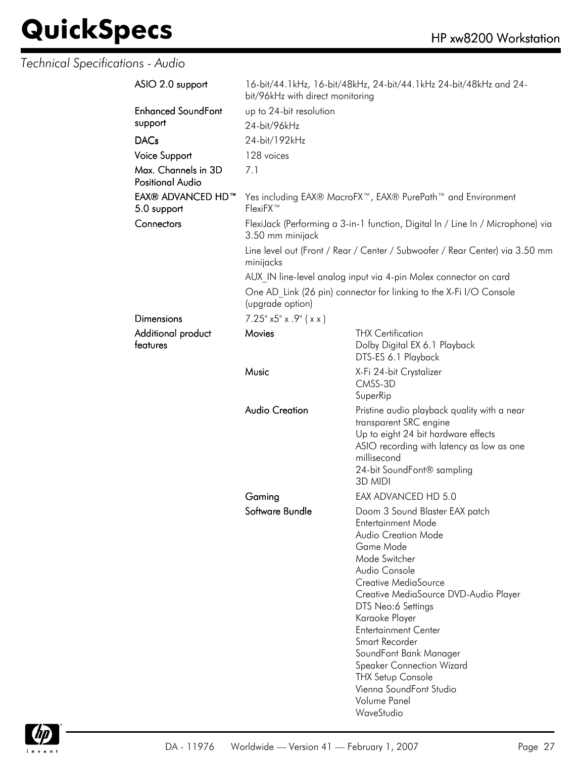## Technical Specifications - Audio

| | | |
|---|---|---|
| **ASIO 2.0 support** | 16-bit/44.1kHz, 16-bit/48kHz, 24-bit/44.1kHz 24-bit/48kHz and 24-bit/96kHz with direct monitoring | |
| **Enhanced SoundFont support** | up to 24-bit resolution<br>24-bit/96kHz | |
| **DACs** | 24-bit/192kHz | |
| **Voice Support** | 128 voices | |
| **Max. Channels in 3D Positional Audio** | 7.1 | |
| **EAX® ADVANCED HD™ 5.0 support** | Yes including EAX® MacroFX™, EAX® PurePath™ and Environment FlexiFX™ | |
| **Connectors** | FlexiJack (Performing a 3-in-1 function, Digital In / Line In / Microphone) via 3.50 mm minijack<br>Line level out (Front / Rear / Center / Subwoofer / Rear Center) via 3.50 mm minijacks<br>AUX_IN line-level analog input via 4-pin Molex connector on card<br>One AD_Link (26 pin) connector for linking to the X-Fi I/O Console (upgrade option) | |
| **Dimensions** | 7.25" x5" x .9" ( x x ) | |
| **Additional product features** | **Movies** | THX Certification<br>Dolby Digital EX 6.1 Playback<br>DTS-ES 6.1 Playback |
| | **Music** | X-Fi 24-bit Crystalizer<br>CMSS-3D<br>SuperRip |
| | **Audio Creation** | Pristine audio playback quality with a near transparent SRC engine<br>Up to eight 24 bit hardware effects<br>ASIO recording with latency as low as one millisecond<br>24-bit SoundFont® sampling<br>3D MIDI |
| | **Gaming** | EAX ADVANCED HD 5.0 |
| | **Software Bundle** | Doom 3 Sound Blaster EAX patch<br>Entertainment Mode<br>Audio Creation Mode<br>Game Mode<br>Mode Switcher<br>Audio Console<br>Creative MediaSource<br>Creative MediaSource DVD-Audio Player<br>DTS Neo:6 Settings<br>Karaoke Player<br>Entertainment Center<br>Smart Recorder<br>SoundFont Bank Manager<br>Speaker Connection Wizard<br>THX Setup Console<br>Vienna SoundFont Studio<br>Volume Panel<br>WaveStudio |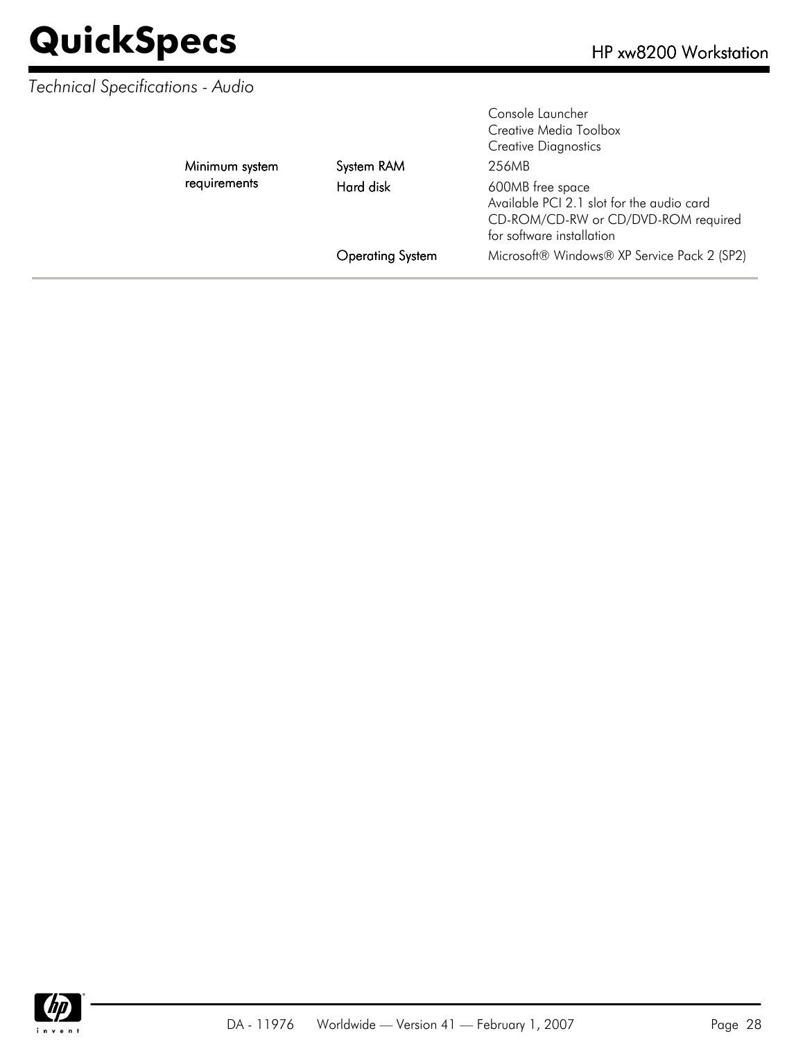*Technical Specifications - Audio*

| | | |
|---|---|---|
| | | Console Launcher<br>Creative Media Toolbox<br>Creative Diagnostics |
| **Minimum system requirements** | **System RAM** | 256MB |
| | **Hard disk** | 600MB free space<br>Available PCI 2.1 slot for the audio card<br>CD-ROM/CD-RW or CD/DVD-ROM required for software installation |
| | **Operating System** | Microsoft® Windows® XP Service Pack 2 (SP2) |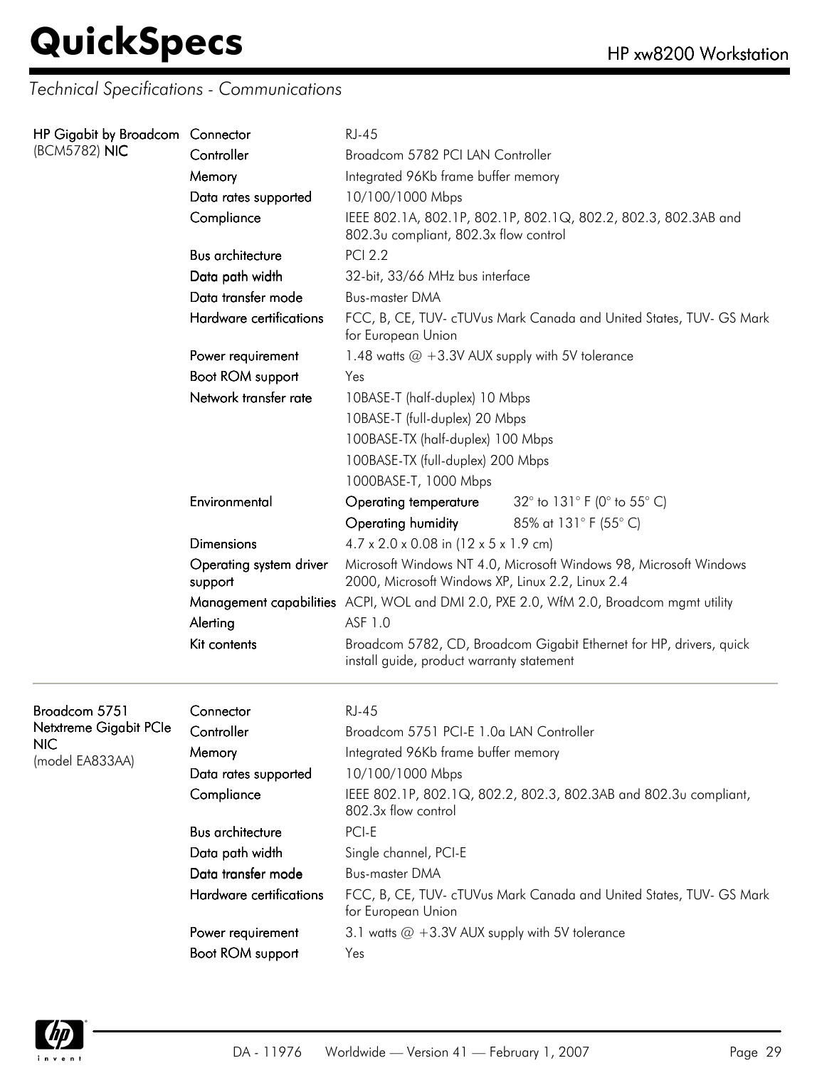## Technical Specifications - Communications

| | | |
|---|---|---|
| **HP Gigabit by Broadcom** (BCM5782) **NIC** | Connector | RJ-45 |
| | Controller | Broadcom 5782 PCI LAN Controller |
| | Memory | Integrated 96Kb frame buffer memory |
| | Data rates supported | 10/100/1000 Mbps |
| | Compliance | IEEE 802.1A, 802.1P, 802.1P, 802.1Q, 802.2, 802.3, 802.3AB and 802.3u compliant, 802.3x flow control |
| | Bus architecture | PCI 2.2 |
| | Data path width | 32-bit, 33/66 MHz bus interface |
| | Data transfer mode | Bus-master DMA |
| | Hardware certifications | FCC, B, CE, TUV- cTUVus Mark Canada and United States, TUV- GS Mark for European Union |
| | Power requirement | 1.48 watts @ +3.3V AUX supply with 5V tolerance |
| | Boot ROM support | Yes |
| | Network transfer rate | 10BASE-T (half-duplex) 10 Mbps<br>10BASE-T (full-duplex) 20 Mbps<br>100BASE-TX (half-duplex) 100 Mbps<br>100BASE-TX (full-duplex) 200 Mbps<br>1000BASE-T, 1000 Mbps |
| | Environmental | **Operating temperature** 32° to 131° F (0° to 55° C)<br>**Operating humidity** 85% at 131° F (55° C) |
| | Dimensions | 4.7 x 2.0 x 0.08 in (12 x 5 x 1.9 cm) |
| | Operating system driver support | Microsoft Windows NT 4.0, Microsoft Windows 98, Microsoft Windows 2000, Microsoft Windows XP, Linux 2.2, Linux 2.4 |
| | Management capabilities | ACPI, WOL and DMI 2.0, PXE 2.0, WfM 2.0, Broadcom mgmt utility |
| | Alerting | ASF 1.0 |
| | Kit contents | Broadcom 5782, CD, Broadcom Gigabit Ethernet for HP, drivers, quick install guide, product warranty statement |

| | | |
|---|---|---|
| **Broadcom 5751 Netxtreme Gigabit PCIe NIC** (model EA833AA) | Connector | RJ-45 |
| | Controller | Broadcom 5751 PCI-E 1.0a LAN Controller |
| | Memory | Integrated 96Kb frame buffer memory |
| | Data rates supported | 10/100/1000 Mbps |
| | Compliance | IEEE 802.1P, 802.1Q, 802.2, 802.3, 802.3AB and 802.3u compliant, 802.3x flow control |
| | Bus architecture | PCI-E |
| | Data path width | Single channel, PCI-E |
| | Data transfer mode | Bus-master DMA |
| | Hardware certifications | FCC, B, CE, TUV- cTUVus Mark Canada and United States, TUV- GS Mark for European Union |
| | Power requirement | 3.1 watts @ +3.3V AUX supply with 5V tolerance |
| | Boot ROM support | Yes |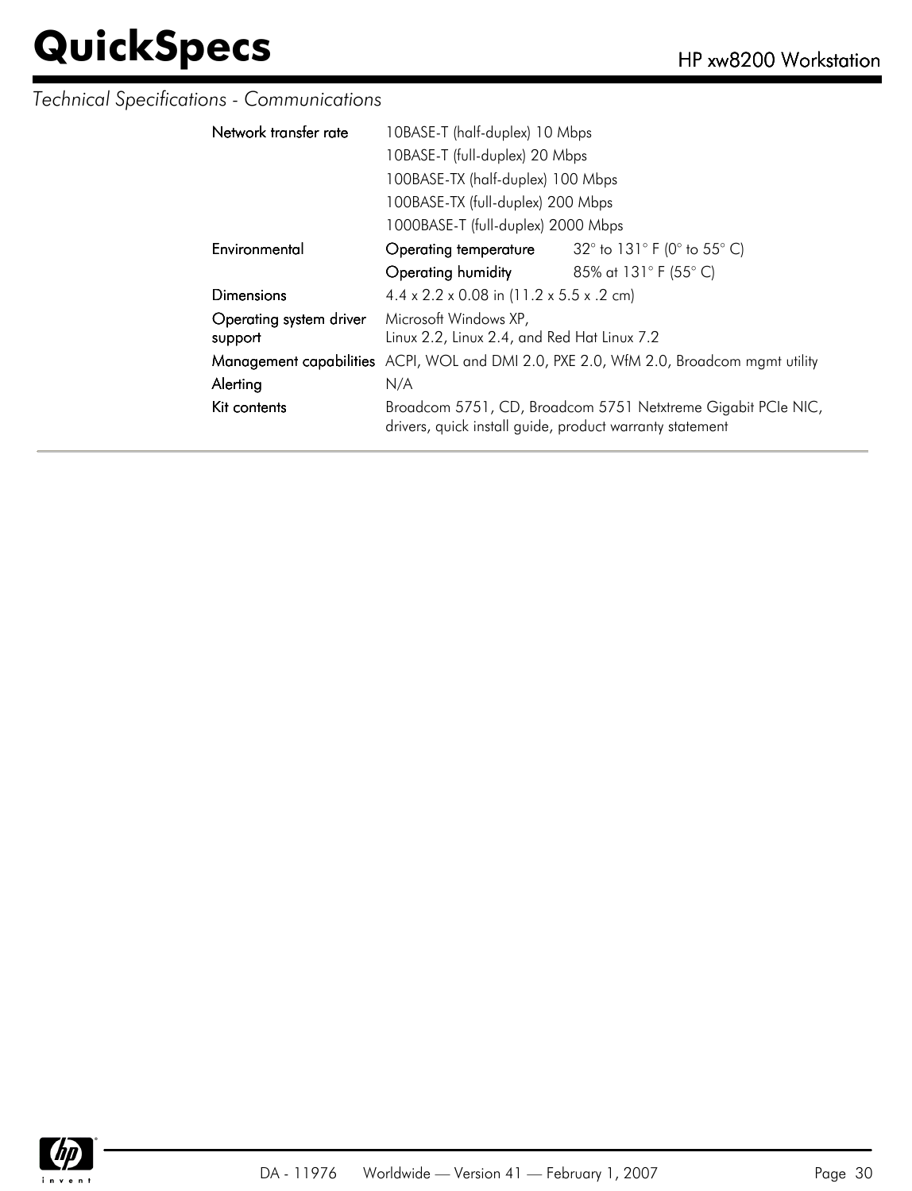*Technical Specifications - Communications*

| | | |
|---|---|---|
| **Network transfer rate** | 10BASE-T (half-duplex) 10 Mbps | |
| | 10BASE-T (full-duplex) 20 Mbps | |
| | 100BASE-TX (half-duplex) 100 Mbps | |
| | 100BASE-TX (full-duplex) 200 Mbps | |
| | 1000BASE-T (full-duplex) 2000 Mbps | |
| **Environmental** | **Operating temperature** | 32° to 131° F (0° to 55° C) |
| | **Operating humidity** | 85% at 131° F (55° C) |
| **Dimensions** | 4.4 x 2.2 x 0.08 in (11.2 x 5.5 x .2 cm) | |
| **Operating system driver support** | Microsoft Windows XP, Linux 2.2, Linux 2.4, and Red Hat Linux 7.2 | |
| **Management capabilities** | ACPI, WOL and DMI 2.0, PXE 2.0, WfM 2.0, Broadcom mgmt utility | |
| **Alerting** | N/A | |
| **Kit contents** | Broadcom 5751, CD, Broadcom 5751 Netxtreme Gigabit PCIe NIC, drivers, quick install guide, product warranty statement | |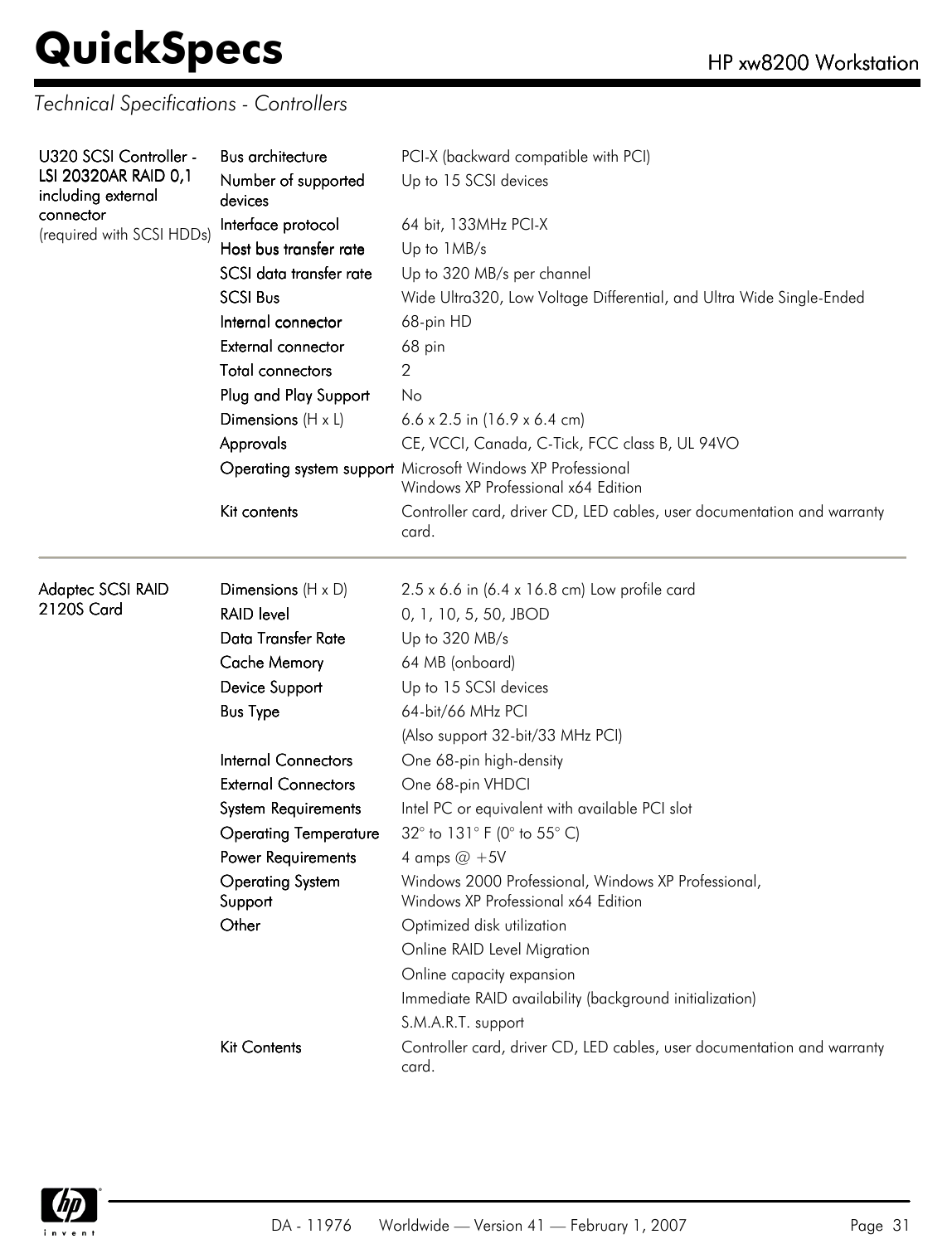*Technical Specifications - Controllers*

| | | |
|---|---|---|
| **U320 SCSI Controller - LSI 20320AR RAID 0,1** including external connector (required with SCSI HDDs) | Bus architecture | PCI-X (backward compatible with PCI) |
| | Number of supported devices | Up to 15 SCSI devices |
| | Interface protocol | 64 bit, 133MHz PCI-X |
| | Host bus transfer rate | Up to 1MB/s |
| | SCSI data transfer rate | Up to 320 MB/s per channel |
| | SCSI Bus | Wide Ultra320, Low Voltage Differential, and Ultra Wide Single-Ended |
| | Internal connector | 68-pin HD |
| | External connector | 68 pin |
| | Total connectors | 2 |
| | Plug and Play Support | No |
| | Dimensions (H x L) | 6.6 x 2.5 in (16.9 x 6.4 cm) |
| | Approvals | CE, VCCI, Canada, C-Tick, FCC class B, UL 94VO |
| | Operating system support | Microsoft Windows XP Professional<br>Windows XP Professional x64 Edition |
| | Kit contents | Controller card, driver CD, LED cables, user documentation and warranty card. |

| | | |
|---|---|---|
| **Adaptec SCSI RAID 2120S Card** | Dimensions (H x D) | 2.5 x 6.6 in (6.4 x 16.8 cm) Low profile card |
| | RAID level | 0, 1, 10, 5, 50, JBOD |
| | Data Transfer Rate | Up to 320 MB/s |
| | Cache Memory | 64 MB (onboard) |
| | Device Support | Up to 15 SCSI devices |
| | Bus Type | 64-bit/66 MHz PCI |
| | | (Also support 32-bit/33 MHz PCI) |
| | Internal Connectors | One 68-pin high-density |
| | External Connectors | One 68-pin VHDCI |
| | System Requirements | Intel PC or equivalent with available PCI slot |
| | Operating Temperature | 32° to 131° F (0° to 55° C) |
| | Power Requirements | 4 amps @ +5V |
| | Operating System Support | Windows 2000 Professional, Windows XP Professional,<br>Windows XP Professional x64 Edition |
| | Other | Optimized disk utilization |
| | | Online RAID Level Migration |
| | | Online capacity expansion |
| | | Immediate RAID availability (background initialization) |
| | | S.M.A.R.T. support |
| | Kit Contents | Controller card, driver CD, LED cables, user documentation and warranty card. |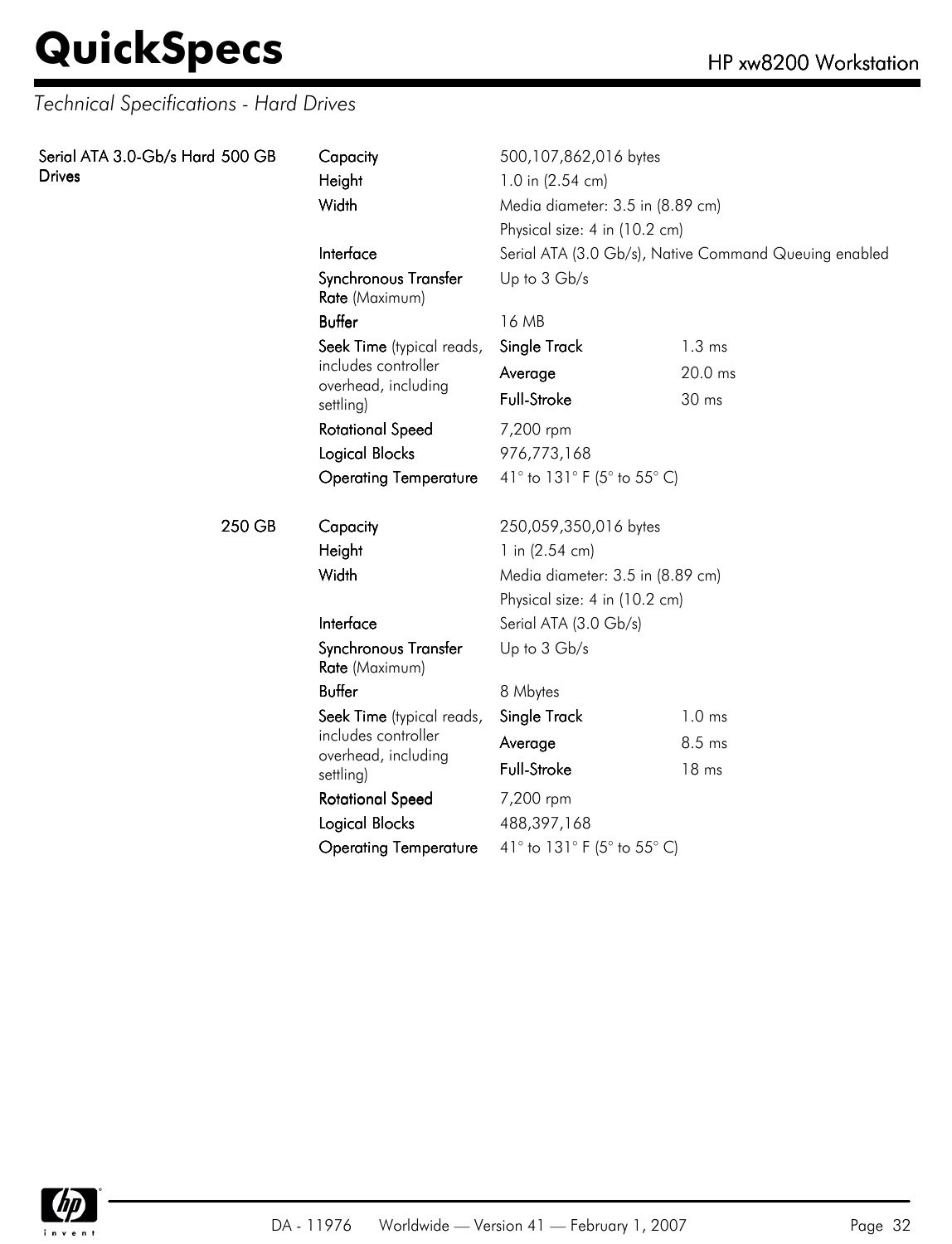## Technical Specifications - Hard Drives

| | | | | |
|---|---|---|---|---|
| **Serial ATA 3.0-Gb/s Hard Drives** | **500 GB** | **Capacity** | 500,107,862,016 bytes | |
| | | **Height** | 1.0 in (2.54 cm) | |
| | | **Width** | Media diameter: 3.5 in (8.89 cm) | |
| | | | Physical size: 4 in (10.2 cm) | |
| | | **Interface** | Serial ATA (3.0 Gb/s), Native Command Queuing enabled | |
| | | **Synchronous Transfer Rate** (Maximum) | Up to 3 Gb/s | |
| | | **Buffer** | 16 MB | |
| | | **Seek Time** (typical reads, includes controller overhead, including settling) | **Single Track** | 1.3 ms |
| | | | **Average** | 20.0 ms |
| | | | **Full-Stroke** | 30 ms |
| | | **Rotational Speed** | 7,200 rpm | |
| | | **Logical Blocks** | 976,773,168 | |
| | | **Operating Temperature** | 41° to 131° F (5° to 55° C) | |
| | **250 GB** | **Capacity** | 250,059,350,016 bytes | |
| | | **Height** | 1 in (2.54 cm) | |
| | | **Width** | Media diameter: 3.5 in (8.89 cm) | |
| | | | Physical size: 4 in (10.2 cm) | |
| | | **Interface** | Serial ATA (3.0 Gb/s) | |
| | | **Synchronous Transfer Rate** (Maximum) | Up to 3 Gb/s | |
| | | **Buffer** | 8 Mbytes | |
| | | **Seek Time** (typical reads, includes controller overhead, including settling) | **Single Track** | 1.0 ms |
| | | | **Average** | 8.5 ms |
| | | | **Full-Stroke** | 18 ms |
| | | **Rotational Speed** | 7,200 rpm | |
| | | **Logical Blocks** | 488,397,168 | |
| | | **Operating Temperature** | 41° to 131° F (5° to 55° C) | |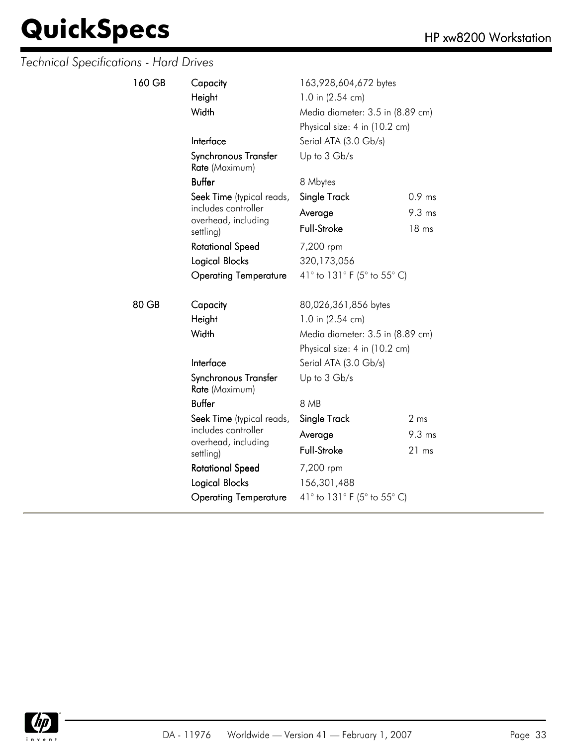*Technical Specifications - Hard Drives*

| | | | |
|---|---|---|---|
| **160 GB** | **Capacity** | 163,928,604,672 bytes | |
| | **Height** | 1.0 in (2.54 cm) | |
| | **Width** | Media diameter: 3.5 in (8.89 cm) | |
| | | Physical size: 4 in (10.2 cm) | |
| | **Interface** | Serial ATA (3.0 Gb/s) | |
| | **Synchronous Transfer Rate** (Maximum) | Up to 3 Gb/s | |
| | **Buffer** | 8 Mbytes | |
| | **Seek Time** (typical reads, includes controller overhead, including settling) | **Single Track** | 0.9 ms |
| | | **Average** | 9.3 ms |
| | | **Full-Stroke** | 18 ms |
| | **Rotational Speed** | 7,200 rpm | |
| | **Logical Blocks** | 320,173,056 | |
| | **Operating Temperature** | 41° to 131° F (5° to 55° C) | |
| **80 GB** | **Capacity** | 80,026,361,856 bytes | |
| | **Height** | 1.0 in (2.54 cm) | |
| | **Width** | Media diameter: 3.5 in (8.89 cm) | |
| | | Physical size: 4 in (10.2 cm) | |
| | **Interface** | Serial ATA (3.0 Gb/s) | |
| | **Synchronous Transfer Rate** (Maximum) | Up to 3 Gb/s | |
| | **Buffer** | 8 MB | |
| | **Seek Time** (typical reads, includes controller overhead, including settling) | **Single Track** | 2 ms |
| | | **Average** | 9.3 ms |
| | | **Full-Stroke** | 21 ms |
| | **Rotational Speed** | 7,200 rpm | |
| | **Logical Blocks** | 156,301,488 | |
| | **Operating Temperature** | 41° to 131° F (5° to 55° C) | |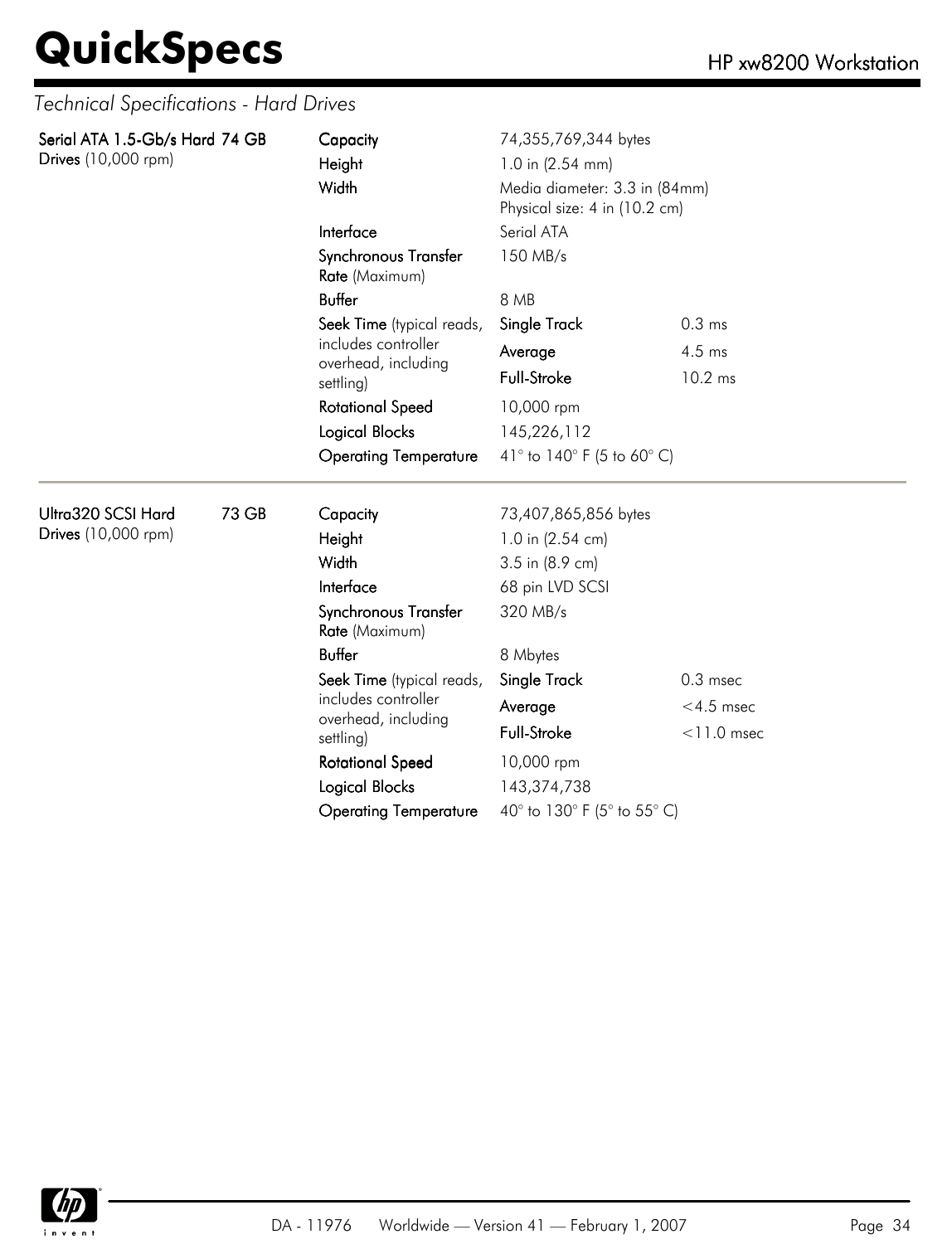*Technical Specifications - Hard Drives*

| | | | | |
|---|---|---|---|---|
| **Serial ATA 1.5-Gb/s Hard Drives** (10,000 rpm) | **74 GB** | **Capacity** | 74,355,769,344 bytes | |
| | | **Height** | 1.0 in (2.54 mm) | |
| | | **Width** | Media diameter: 3.3 in (84mm)<br>Physical size: 4 in (10.2 cm) | |
| | | **Interface** | Serial ATA | |
| | | **Synchronous Transfer Rate** (Maximum) | 150 MB/s | |
| | | **Buffer** | 8 MB | |
| | | **Seek Time** (typical reads, includes controller overhead, including settling) | **Single Track** | 0.3 ms |
| | | | **Average** | 4.5 ms |
| | | | **Full-Stroke** | 10.2 ms |
| | | **Rotational Speed** | 10,000 rpm | |
| | | **Logical Blocks** | 145,226,112 | |
| | | **Operating Temperature** | 41° to 140° F (5 to 60° C) | |

| | | | | |
|---|---|---|---|---|
| **Ultra320 SCSI Hard Drives** (10,000 rpm) | **73 GB** | **Capacity** | 73,407,865,856 bytes | |
| | | **Height** | 1.0 in (2.54 cm) | |
| | | **Width** | 3.5 in (8.9 cm) | |
| | | **Interface** | 68 pin LVD SCSI | |
| | | **Synchronous Transfer Rate** (Maximum) | 320 MB/s | |
| | | **Buffer** | 8 Mbytes | |
| | | **Seek Time** (typical reads, includes controller overhead, including settling) | **Single Track** | 0.3 msec |
| | | | **Average** | <4.5 msec |
| | | | **Full-Stroke** | <11.0 msec |
| | | **Rotational Speed** | 10,000 rpm | |
| | | **Logical Blocks** | 143,374,738 | |
| | | **Operating Temperature** | 40° to 130° F (5° to 55° C) | |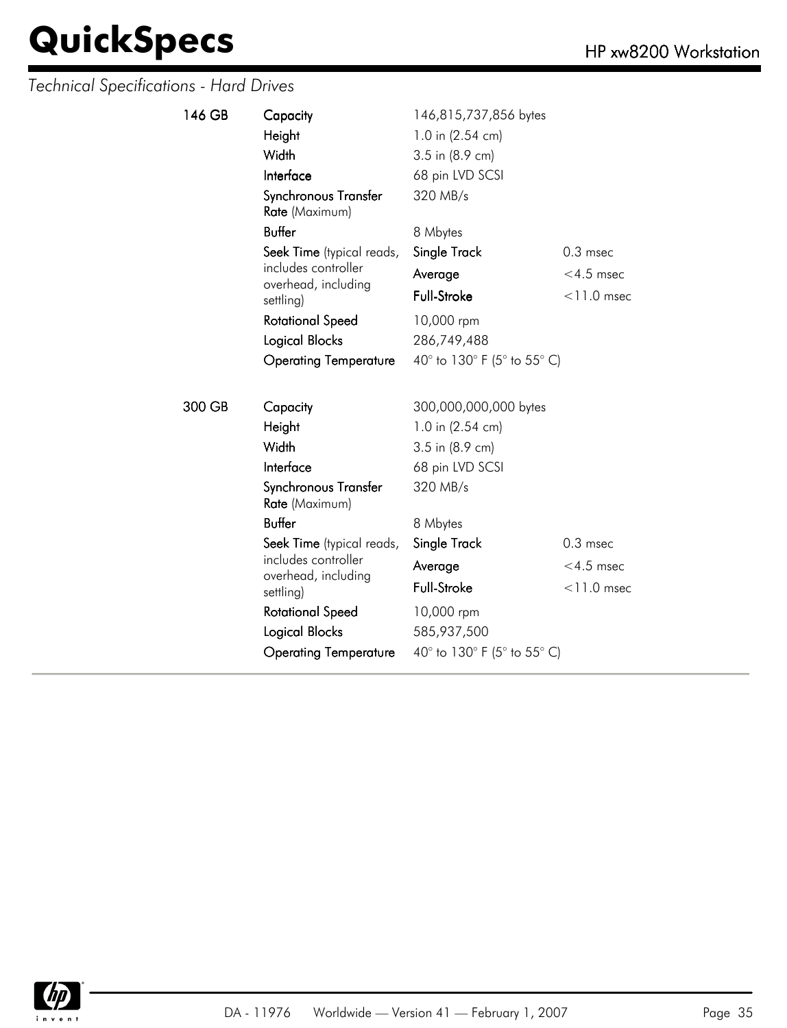*Technical Specifications - Hard Drives*

| | | | |
|---|---|---|---|
| **146 GB** | **Capacity** | 146,815,737,856 bytes | |
| | **Height** | 1.0 in (2.54 cm) | |
| | **Width** | 3.5 in (8.9 cm) | |
| | **Interface** | 68 pin LVD SCSI | |
| | **Synchronous Transfer Rate** (Maximum) | 320 MB/s | |
| | **Buffer** | 8 Mbytes | |
| | **Seek Time** (typical reads, includes controller overhead, including settling) | **Single Track** | 0.3 msec |
| | | **Average** | <4.5 msec |
| | | **Full-Stroke** | <11.0 msec |
| | **Rotational Speed** | 10,000 rpm | |
| | **Logical Blocks** | 286,749,488 | |
| | **Operating Temperature** | 40° to 130° F (5° to 55° C) | |
| **300 GB** | **Capacity** | 300,000,000,000 bytes | |
| | **Height** | 1.0 in (2.54 cm) | |
| | **Width** | 3.5 in (8.9 cm) | |
| | **Interface** | 68 pin LVD SCSI | |
| | **Synchronous Transfer Rate** (Maximum) | 320 MB/s | |
| | **Buffer** | 8 Mbytes | |
| | **Seek Time** (typical reads, includes controller overhead, including settling) | **Single Track** | 0.3 msec |
| | | **Average** | <4.5 msec |
| | | **Full-Stroke** | <11.0 msec |
| | **Rotational Speed** | 10,000 rpm | |
| | **Logical Blocks** | 585,937,500 | |
| | **Operating Temperature** | 40° to 130° F (5° to 55° C) | |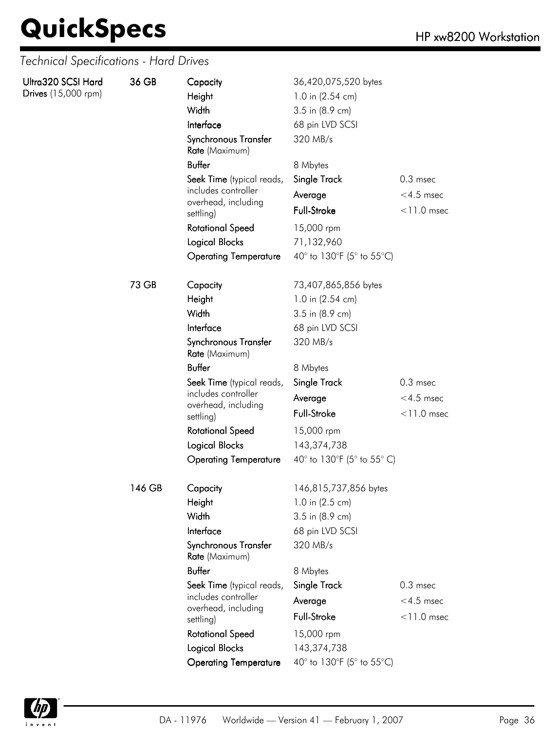## Technical Specifications - Hard Drives

| | | | | |
|---|---|---|---|---|
| **Ultra320 SCSI Hard Drives** (15,000 rpm) | **36 GB** | **Capacity** | 36,420,075,520 bytes | |
| | | **Height** | 1.0 in (2.54 cm) | |
| | | **Width** | 3.5 in (8.9 cm) | |
| | | **Interface** | 68 pin LVD SCSI | |
| | | **Synchronous Transfer Rate** (Maximum) | 320 MB/s | |
| | | **Buffer** | 8 Mbytes | |
| | | **Seek Time** (typical reads, includes controller overhead, including settling) | **Single Track** | 0.3 msec |
| | | | **Average** | <4.5 msec |
| | | | **Full-Stroke** | <11.0 msec |
| | | **Rotational Speed** | 15,000 rpm | |
| | | **Logical Blocks** | 71,132,960 | |
| | | **Operating Temperature** | 40° to 130°F (5° to 55°C) | |
| | **73 GB** | **Capacity** | 73,407,865,856 bytes | |
| | | **Height** | 1.0 in (2.54 cm) | |
| | | **Width** | 3.5 in (8.9 cm) | |
| | | **Interface** | 68 pin LVD SCSI | |
| | | **Synchronous Transfer Rate** (Maximum) | 320 MB/s | |
| | | **Buffer** | 8 Mbytes | |
| | | **Seek Time** (typical reads, includes controller overhead, including settling) | **Single Track** | 0.3 msec |
| | | | **Average** | <4.5 msec |
| | | | **Full-Stroke** | <11.0 msec |
| | | **Rotational Speed** | 15,000 rpm | |
| | | **Logical Blocks** | 143,374,738 | |
| | | **Operating Temperature** | 40° to 130°F (5° to 55° C) | |
| | **146 GB** | **Capacity** | 146,815,737,856 bytes | |
| | | **Height** | 1.0 in (2.5 cm) | |
| | | **Width** | 3.5 in (8.9 cm) | |
| | | **Interface** | 68 pin LVD SCSI | |
| | | **Synchronous Transfer Rate** (Maximum) | 320 MB/s | |
| | | **Buffer** | 8 Mbytes | |
| | | **Seek Time** (typical reads, includes controller overhead, including settling) | **Single Track** | 0.3 msec |
| | | | **Average** | <4.5 msec |
| | | | **Full-Stroke** | <11.0 msec |
| | | **Rotational Speed** | 15,000 rpm | |
| | | **Logical Blocks** | 143,374,738 | |
| | | **Operating Temperature** | 40° to 130°F (5° to 55°C) | |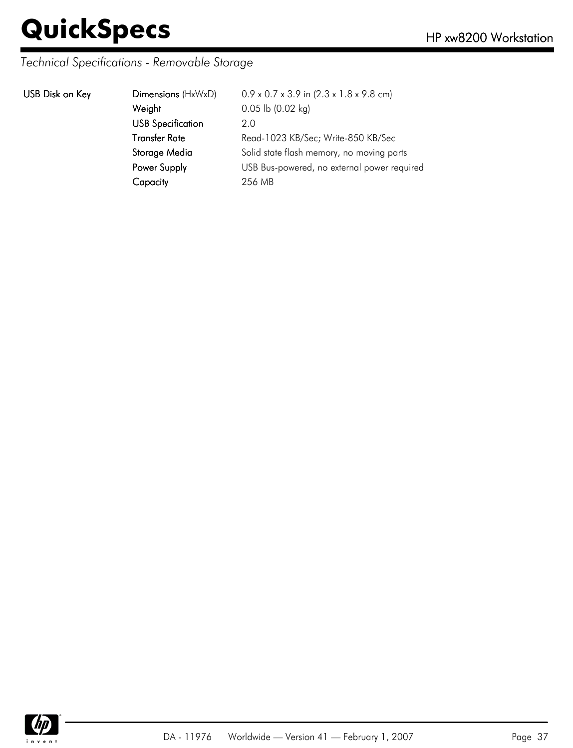*Technical Specifications - Removable Storage*

| | | |
|---|---|---|
| **USB Disk on Key** | **Dimensions** (HxWxD) | 0.9 x 0.7 x 3.9 in (2.3 x 1.8 x 9.8 cm) |
| | **Weight** | 0.05 lb (0.02 kg) |
| | **USB Specification** | 2.0 |
| | **Transfer Rate** | Read-1023 KB/Sec; Write-850 KB/Sec |
| | **Storage Media** | Solid state flash memory, no moving parts |
| | **Power Supply** | USB Bus-powered, no external power required |
| | **Capacity** | 256 MB |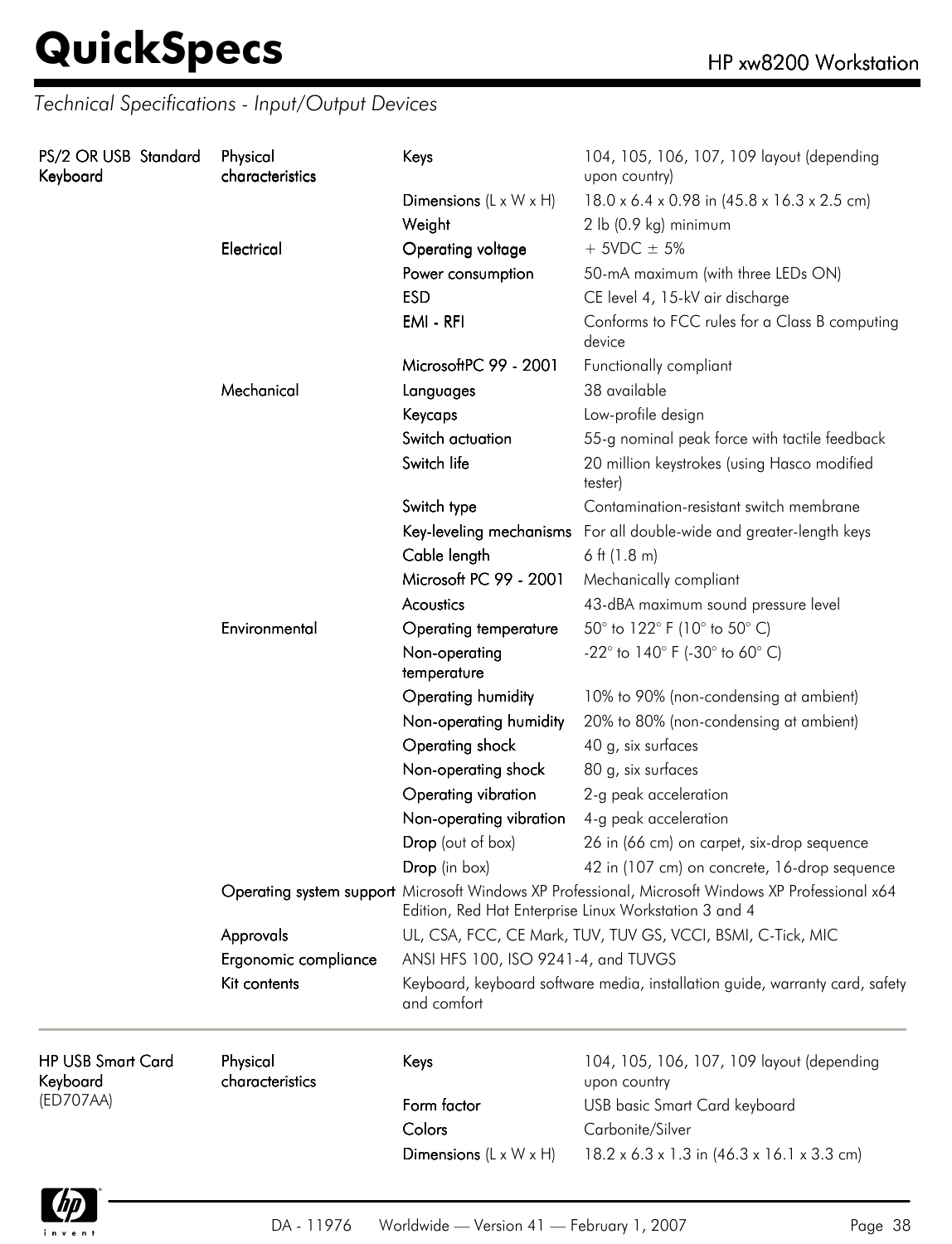*Technical Specifications - Input/Output Devices*

| | | | |
|---|---|---|---|
| **PS/2 OR USB Standard Keyboard** | Physical characteristics | Keys | 104, 105, 106, 107, 109 layout (depending upon country) |
| | | Dimensions (L x W x H) | 18.0 x 6.4 x 0.98 in (45.8 x 16.3 x 2.5 cm) |
| | | Weight | 2 lb (0.9 kg) minimum |
| | Electrical | Operating voltage | + 5VDC ± 5% |
| | | Power consumption | 50-mA maximum (with three LEDs ON) |
| | | ESD | CE level 4, 15-kV air discharge |
| | | EMI - RFI | Conforms to FCC rules for a Class B computing device |
| | | MicrosoftPC 99 - 2001 | Functionally compliant |
| | Mechanical | Languages | 38 available |
| | | Keycaps | Low-profile design |
| | | Switch actuation | 55-g nominal peak force with tactile feedback |
| | | Switch life | 20 million keystrokes (using Hasco modified tester) |
| | | Switch type | Contamination-resistant switch membrane |
| | | Key-leveling mechanisms | For all double-wide and greater-length keys |
| | | Cable length | 6 ft (1.8 m) |
| | | Microsoft PC 99 - 2001 | Mechanically compliant |
| | | Acoustics | 43-dBA maximum sound pressure level |
| | Environmental | Operating temperature | 50° to 122° F (10° to 50° C) |
| | | Non-operating temperature | -22° to 140° F (-30° to 60° C) |
| | | Operating humidity | 10% to 90% (non-condensing at ambient) |
| | | Non-operating humidity | 20% to 80% (non-condensing at ambient) |
| | | Operating shock | 40 g, six surfaces |
| | | Non-operating shock | 80 g, six surfaces |
| | | Operating vibration | 2-g peak acceleration |
| | | Non-operating vibration | 4-g peak acceleration |
| | | Drop (out of box) | 26 in (66 cm) on carpet, six-drop sequence |
| | | Drop (in box) | 42 in (107 cm) on concrete, 16-drop sequence |
| | Operating system support | Microsoft Windows XP Professional, Microsoft Windows XP Professional x64 Edition, Red Hat Enterprise Linux Workstation 3 and 4 | |
| | Approvals | UL, CSA, FCC, CE Mark, TUV, TUV GS, VCCI, BSMI, C-Tick, MIC | |
| | Ergonomic compliance | ANSI HFS 100, ISO 9241-4, and TUVGS | |
| | Kit contents | Keyboard, keyboard software media, installation guide, warranty card, safety and comfort | |

| | | | |
|---|---|---|---|
| **HP USB Smart Card Keyboard** (ED707AA) | Physical characteristics | Keys | 104, 105, 106, 107, 109 layout (depending upon country |
| | | Form factor | USB basic Smart Card keyboard |
| | | Colors | Carbonite/Silver |
| | | Dimensions (L x W x H) | 18.2 x 6.3 x 1.3 in (46.3 x 16.1 x 3.3 cm) |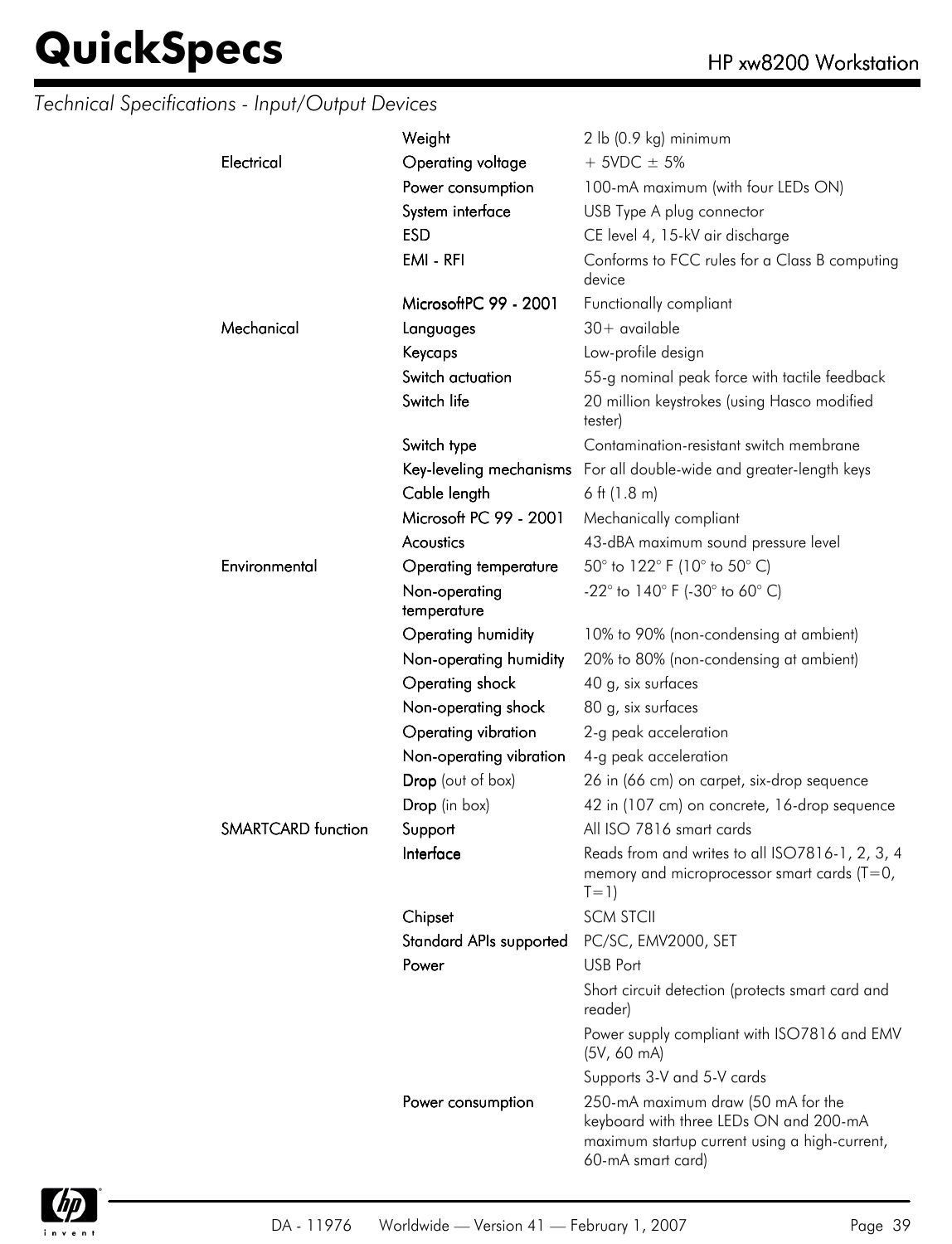## Technical Specifications - Input/Output Devices

| | | |
|---|---|---|
| | **Weight** | 2 lb (0.9 kg) minimum |
| **Electrical** | **Operating voltage** | + 5VDC ± 5% |
| | **Power consumption** | 100-mA maximum (with four LEDs ON) |
| | **System interface** | USB Type A plug connector |
| | **ESD** | CE level 4, 15-kV air discharge |
| | **EMI - RFI** | Conforms to FCC rules for a Class B computing device |
| | **MicrosoftPC 99 - 2001** | Functionally compliant |
| **Mechanical** | **Languages** | 30+ available |
| | **Keycaps** | Low-profile design |
| | **Switch actuation** | 55-g nominal peak force with tactile feedback |
| | **Switch life** | 20 million keystrokes (using Hasco modified tester) |
| | **Switch type** | Contamination-resistant switch membrane |
| | **Key-leveling mechanisms** | For all double-wide and greater-length keys |
| | **Cable length** | 6 ft (1.8 m) |
| | **Microsoft PC 99 - 2001** | Mechanically compliant |
| | **Acoustics** | 43-dBA maximum sound pressure level |
| **Environmental** | **Operating temperature** | 50° to 122° F (10° to 50° C) |
| | **Non-operating temperature** | -22° to 140° F (-30° to 60° C) |
| | **Operating humidity** | 10% to 90% (non-condensing at ambient) |
| | **Non-operating humidity** | 20% to 80% (non-condensing at ambient) |
| | **Operating shock** | 40 g, six surfaces |
| | **Non-operating shock** | 80 g, six surfaces |
| | **Operating vibration** | 2-g peak acceleration |
| | **Non-operating vibration** | 4-g peak acceleration |
| | **Drop** (out of box) | 26 in (66 cm) on carpet, six-drop sequence |
| | **Drop** (in box) | 42 in (107 cm) on concrete, 16-drop sequence |
| **SMARTCARD function** | **Support** | All ISO 7816 smart cards |
| | **Interface** | Reads from and writes to all ISO7816-1, 2, 3, 4 memory and microprocessor smart cards (T=0, T=1) |
| | **Chipset** | SCM STCII |
| | **Standard APIs supported** | PC/SC, EMV2000, SET |
| | **Power** | USB Port |
| | | Short circuit detection (protects smart card and reader) |
| | | Power supply compliant with ISO7816 and EMV (5V, 60 mA) |
| | | Supports 3-V and 5-V cards |
| | **Power consumption** | 250-mA maximum draw (50 mA for the keyboard with three LEDs ON and 200-mA maximum startup current using a high-current, 60-mA smart card) |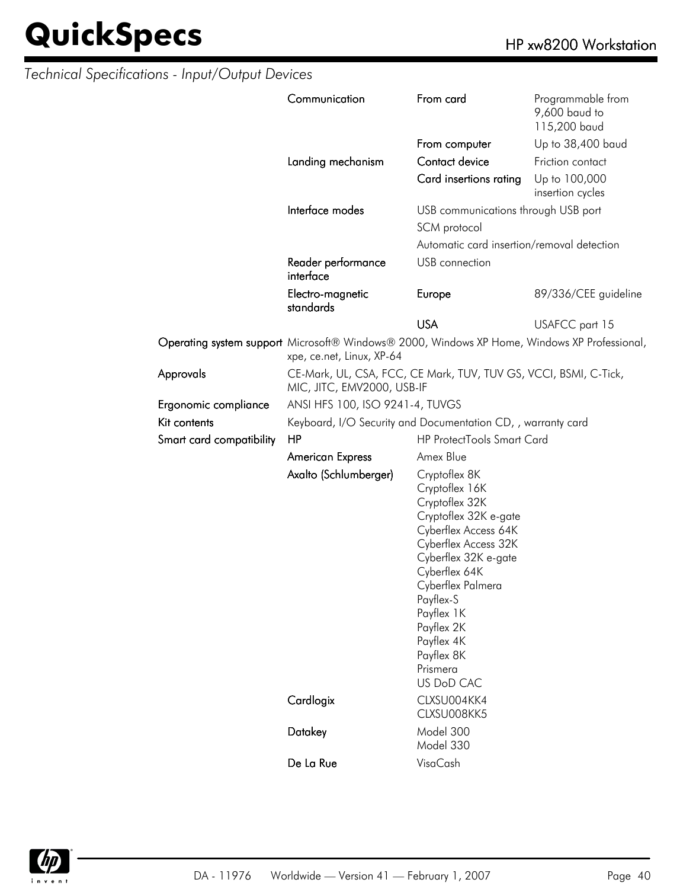*Technical Specifications - Input/Output Devices*

| | | | |
|---|---|---|---|
| | Communication | From card | Programmable from 9,600 baud to 115,200 baud |
| | | From computer | Up to 38,400 baud |
| | Landing mechanism | Contact device | Friction contact |
| | | Card insertions rating | Up to 100,000 insertion cycles |
| | Interface modes | USB communications through USB port | |
| | | SCM protocol | |
| | | Automatic card insertion/removal detection | |
| | Reader performance interface | USB connection | |
| | Electro-magnetic standards | Europe | 89/336/CEE guideline |
| | | USA | USAFCC part 15 |
| Operating system support | Microsoft® Windows® 2000, Windows XP Home, Windows XP Professional, xpe, ce.net, Linux, XP-64 | | |
| Approvals | CE-Mark, UL, CSA, FCC, CE Mark, TUV, TUV GS, VCCI, BSMI, C-Tick, MIC, JITC, EMV2000, USB-IF | | |
| Ergonomic compliance | ANSI HFS 100, ISO 9241-4, TUVGS | | |
| Kit contents | Keyboard, I/O Security and Documentation CD, , warranty card | | |
| Smart card compatibility | HP | HP ProtectTools Smart Card | |
| | American Express | Amex Blue | |
| | Axalto (Schlumberger) | Cryptoflex 8K<br>Cryptoflex 16K<br>Cryptoflex 32K<br>Cryptoflex 32K e-gate<br>Cyberflex Access 64K<br>Cyberflex Access 32K<br>Cyberflex 32K e-gate<br>Cyberflex 64K<br>Cyberflex Palmera<br>Payflex-S<br>Payflex 1K<br>Payflex 2K<br>Payflex 4K<br>Payflex 8K<br>Prismera<br>US DoD CAC | |
| | Cardlogix | CLXSU004KK4<br>CLXSU008KK5 | |
| | Datakey | Model 300<br>Model 330 | |
| | De La Rue | VisaCash | |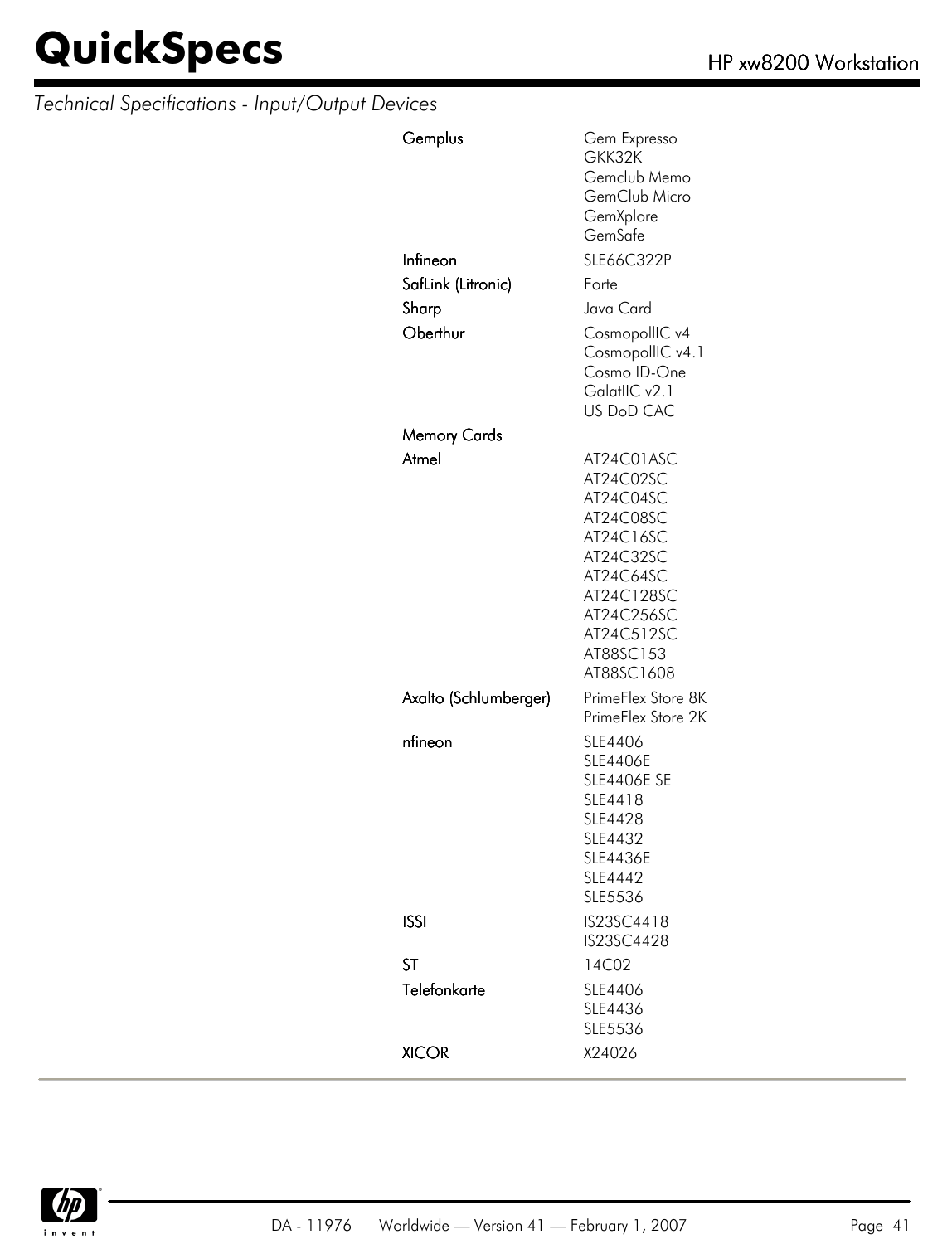*Technical Specifications - Input/Output Devices*

| | |
|---|---|
| **Gemplus** | Gem Expresso<br>GKK32K<br>Gemclub Memo<br>GemClub Micro<br>GemXplore<br>GemSafe |
| **Infineon** | SLE66C322P |
| **SafLink (Litronic)** | Forte |
| **Sharp** | Java Card |
| **Oberthur** | CosmopolIIC v4<br>CosmopolIIC v4.1<br>Cosmo ID-One<br>GalatIIC v2.1<br>US DoD CAC |
| **Memory Cards** | |
| **Atmel** | AT24C01ASC<br>AT24C02SC<br>AT24C04SC<br>AT24C08SC<br>AT24C16SC<br>AT24C32SC<br>AT24C64SC<br>AT24C128SC<br>AT24C256SC<br>AT24C512SC<br>AT88SC153<br>AT88SC1608 |
| **Axalto (Schlumberger)** | PrimeFlex Store 8K<br>PrimeFlex Store 2K |
| **nfineon** | SLE4406<br>SLE4406E<br>SLE4406E SE<br>SLE4418<br>SLE4428<br>SLE4432<br>SLE4436E<br>SLE4442<br>SLE5536 |
| **ISSI** | IS23SC4418<br>IS23SC4428 |
| **ST** | 14C02 |
| **Telefonkarte** | SLE4406<br>SLE4436<br>SLE5536 |
| **XICOR** | X24026 |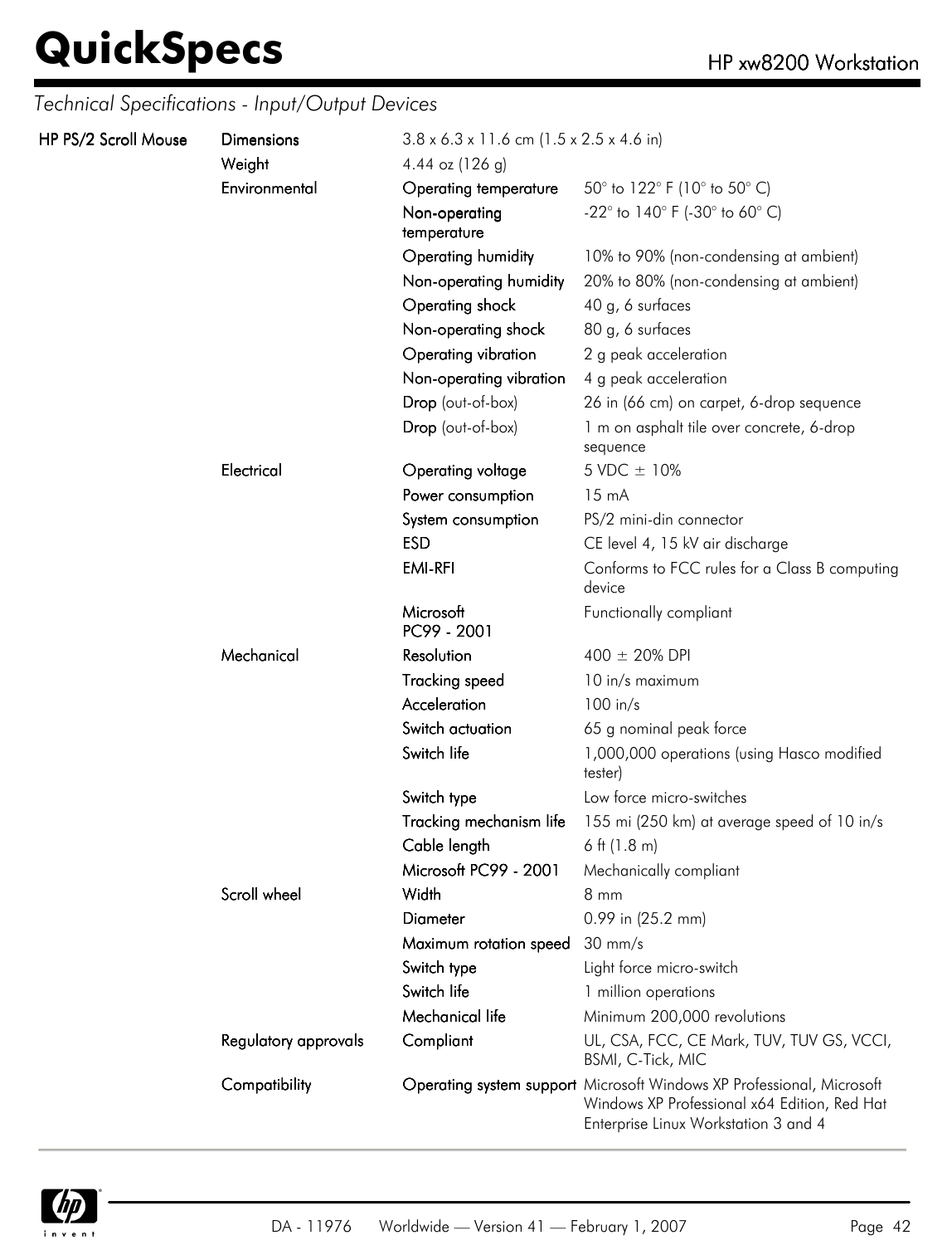## Technical Specifications - Input/Output Devices

| | | | |
|---|---|---|---|
| **HP PS/2 Scroll Mouse** | Dimensions | 3.8 x 6.3 x 11.6 cm (1.5 x 2.5 x 4.6 in) | |
| | Weight | 4.44 oz (126 g) | |
| | Environmental | Operating temperature | 50° to 122° F (10° to 50° C) |
| | | Non-operating temperature | -22° to 140° F (-30° to 60° C) |
| | | Operating humidity | 10% to 90% (non-condensing at ambient) |
| | | Non-operating humidity | 20% to 80% (non-condensing at ambient) |
| | | Operating shock | 40 g, 6 surfaces |
| | | Non-operating shock | 80 g, 6 surfaces |
| | | Operating vibration | 2 g peak acceleration |
| | | Non-operating vibration | 4 g peak acceleration |
| | | Drop (out-of-box) | 26 in (66 cm) on carpet, 6-drop sequence |
| | | Drop (out-of-box) | 1 m on asphalt tile over concrete, 6-drop sequence |
| | Electrical | Operating voltage | 5 VDC ± 10% |
| | | Power consumption | 15 mA |
| | | System consumption | PS/2 mini-din connector |
| | | ESD | CE level 4, 15 kV air discharge |
| | | EMI-RFI | Conforms to FCC rules for a Class B computing device |
| | | Microsoft PC99 - 2001 | Functionally compliant |
| | Mechanical | Resolution | 400 ± 20% DPI |
| | | Tracking speed | 10 in/s maximum |
| | | Acceleration | 100 in/s |
| | | Switch actuation | 65 g nominal peak force |
| | | Switch life | 1,000,000 operations (using Hasco modified tester) |
| | | Switch type | Low force micro-switches |
| | | Tracking mechanism life | 155 mi (250 km) at average speed of 10 in/s |
| | | Cable length | 6 ft (1.8 m) |
| | | Microsoft PC99 - 2001 | Mechanically compliant |
| | Scroll wheel | Width | 8 mm |
| | | Diameter | 0.99 in (25.2 mm) |
| | | Maximum rotation speed | 30 mm/s |
| | | Switch type | Light force micro-switch |
| | | Switch life | 1 million operations |
| | | Mechanical life | Minimum 200,000 revolutions |
| | Regulatory approvals | Compliant | UL, CSA, FCC, CE Mark, TUV, TUV GS, VCCI, BSMI, C-Tick, MIC |
| | Compatibility | Operating system support | Microsoft Windows XP Professional, Microsoft Windows XP Professional x64 Edition, Red Hat Enterprise Linux Workstation 3 and 4 |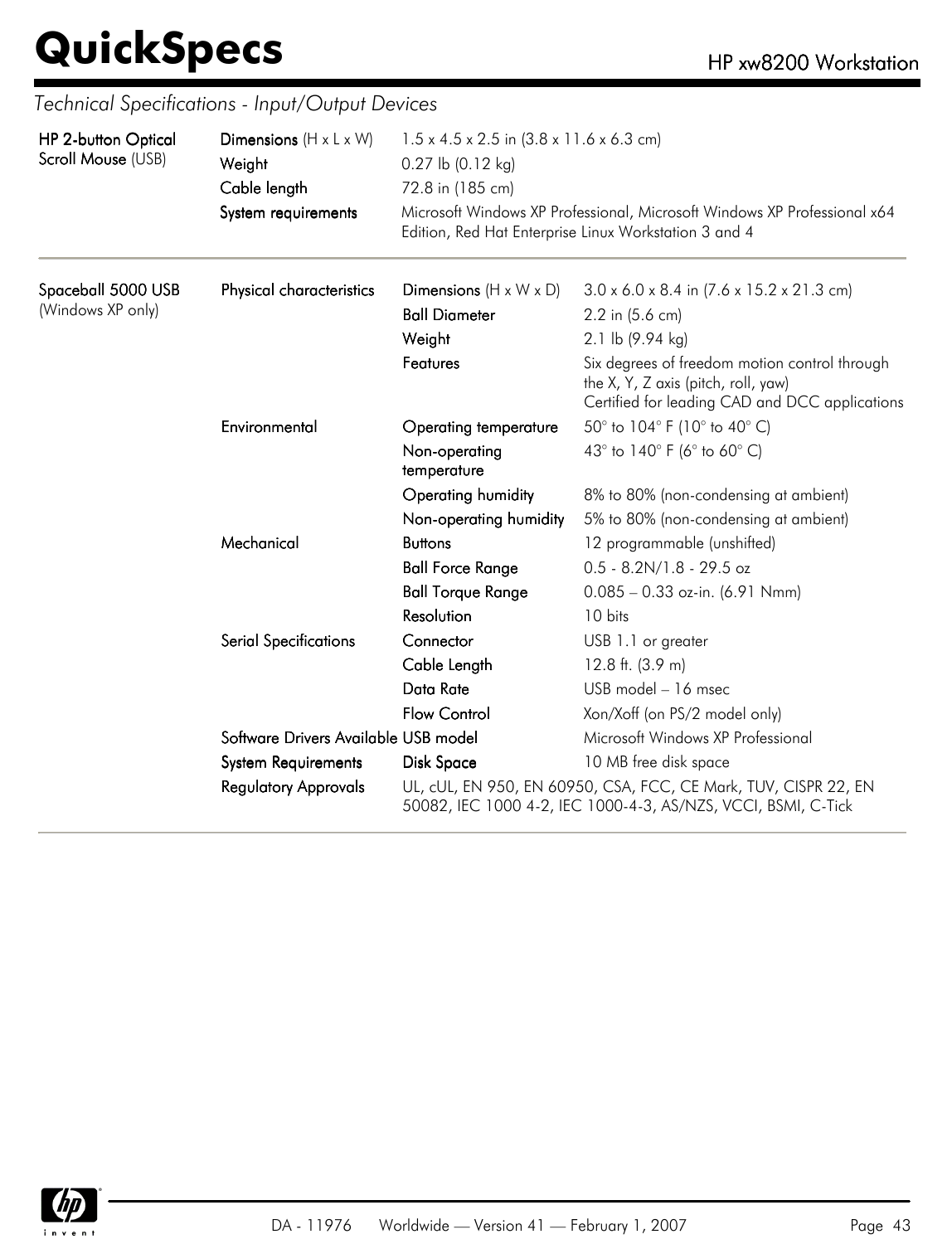*Technical Specifications - Input/Output Devices*

| | | | |
|---|---|---|---|
| **HP 2-button Optical Scroll Mouse** (USB) | **Dimensions** (H x L x W) | 1.5 x 4.5 x 2.5 in (3.8 x 11.6 x 6.3 cm) | |
| | **Weight** | 0.27 lb (0.12 kg) | |
| | **Cable length** | 72.8 in (185 cm) | |
| | **System requirements** | Microsoft Windows XP Professional, Microsoft Windows XP Professional x64 Edition, Red Hat Enterprise Linux Workstation 3 and 4 | |
| **Spaceball 5000 USB** (Windows XP only) | **Physical characteristics** | **Dimensions** (H x W x D) | 3.0 x 6.0 x 8.4 in (7.6 x 15.2 x 21.3 cm) |
| | | **Ball Diameter** | 2.2 in (5.6 cm) |
| | | **Weight** | 2.1 lb (9.94 kg) |
| | | **Features** | Six degrees of freedom motion control through the X, Y, Z axis (pitch, roll, yaw)<br>Certified for leading CAD and DCC applications |
| | **Environmental** | **Operating temperature** | 50° to 104° F (10° to 40° C) |
| | | **Non-operating temperature** | 43° to 140° F (6° to 60° C) |
| | | **Operating humidity** | 8% to 80% (non-condensing at ambient) |
| | | **Non-operating humidity** | 5% to 80% (non-condensing at ambient) |
| | **Mechanical** | **Buttons** | 12 programmable (unshifted) |
| | | **Ball Force Range** | 0.5 - 8.2N/1.8 - 29.5 oz |
| | | **Ball Torque Range** | 0.085 – 0.33 oz-in. (6.91 Nmm) |
| | | **Resolution** | 10 bits |
| | **Serial Specifications** | **Connector** | USB 1.1 or greater |
| | | **Cable Length** | 12.8 ft. (3.9 m) |
| | | **Data Rate** | USB model – 16 msec |
| | | **Flow Control** | Xon/Xoff (on PS/2 model only) |
| | **Software Drivers Available** | **USB model** | Microsoft Windows XP Professional |
| | **System Requirements** | **Disk Space** | 10 MB free disk space |
| | **Regulatory Approvals** | UL, cUL, EN 950, EN 60950, CSA, FCC, CE Mark, TUV, CISPR 22, EN 50082, IEC 1000 4-2, IEC 1000-4-3, AS/NZS, VCCI, BSMI, C-Tick | |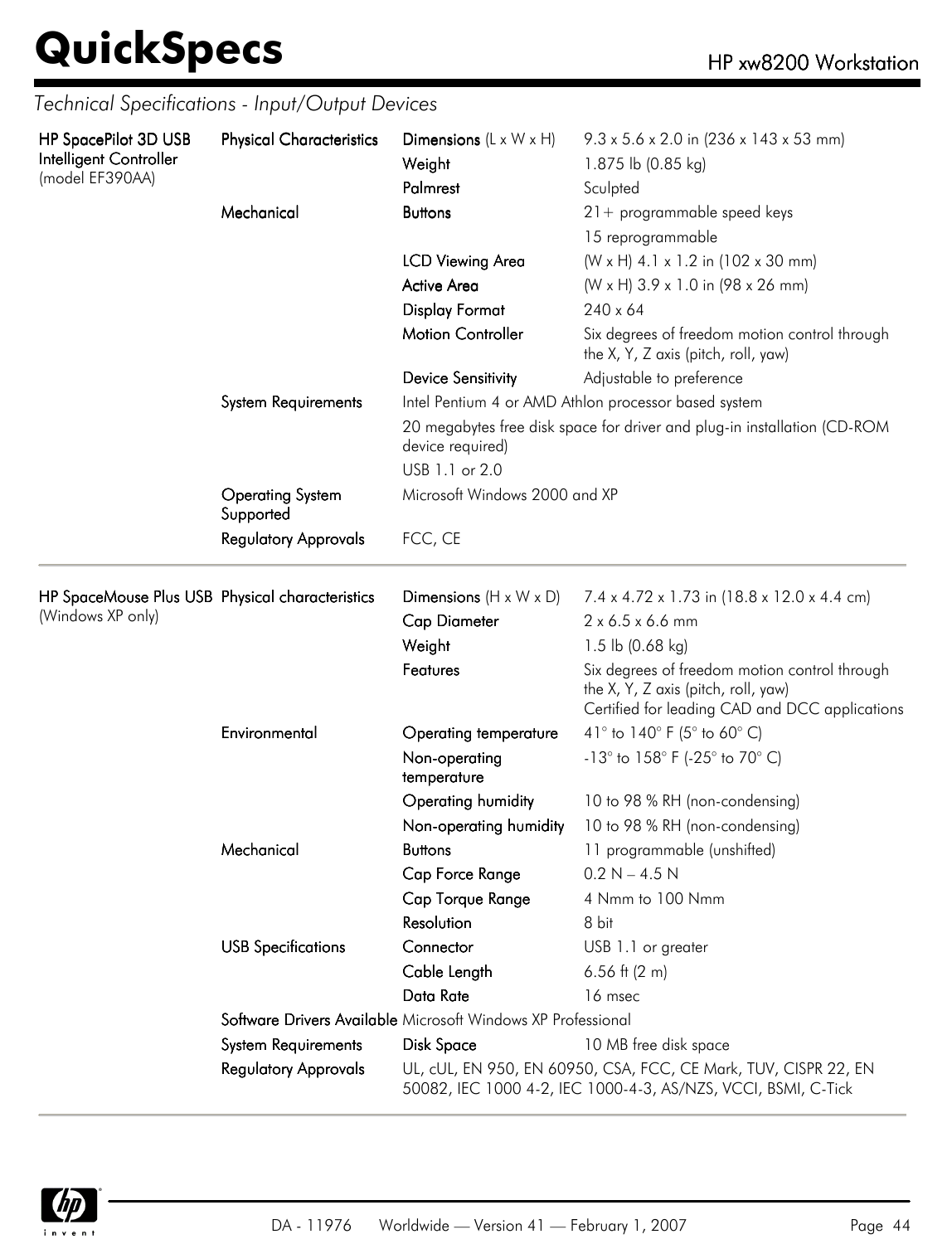## Technical Specifications - Input/Output Devices

| Product | Category | Specification | Value |
|---|---|---|---|
| **HP SpacePilot 3D USB Intelligent Controller** (model EF390AA) | **Physical Characteristics** | **Dimensions** (L x W x H) | 9.3 x 5.6 x 2.0 in (236 x 143 x 53 mm) |
| | | **Weight** | 1.875 lb (0.85 kg) |
| | | **Palmrest** | Sculpted |
| | **Mechanical** | **Buttons** | 21+ programmable speed keys |
| | | | 15 reprogrammable |
| | | **LCD Viewing Area** | (W x H) 4.1 x 1.2 in (102 x 30 mm) |
| | | **Active Area** | (W x H) 3.9 x 1.0 in (98 x 26 mm) |
| | | **Display Format** | 240 x 64 |
| | | **Motion Controller** | Six degrees of freedom motion control through the X, Y, Z axis (pitch, roll, yaw) |
| | | **Device Sensitivity** | Adjustable to preference |
| | **System Requirements** | Intel Pentium 4 or AMD Athlon processor based system | |
| | | 20 megabytes free disk space for driver and plug-in installation (CD-ROM device required) | |
| | | USB 1.1 or 2.0 | |
| | **Operating System Supported** | Microsoft Windows 2000 and XP | |
| | **Regulatory Approvals** | FCC, CE | |
| **HP SpaceMouse Plus USB** (Windows XP only) | **Physical characteristics** | **Dimensions** (H x W x D) | 7.4 x 4.72 x 1.73 in (18.8 x 12.0 x 4.4 cm) |
| | | **Cap Diameter** | 2 x 6.5 x 6.6 mm |
| | | **Weight** | 1.5 lb (0.68 kg) |
| | | **Features** | Six degrees of freedom motion control through the X, Y, Z axis (pitch, roll, yaw)<br>Certified for leading CAD and DCC applications |
| | **Environmental** | **Operating temperature** | 41° to 140° F (5° to 60° C) |
| | | **Non-operating temperature** | -13° to 158° F (-25° to 70° C) |
| | | **Operating humidity** | 10 to 98 % RH (non-condensing) |
| | | **Non-operating humidity** | 10 to 98 % RH (non-condensing) |
| | **Mechanical** | **Buttons** | 11 programmable (unshifted) |
| | | **Cap Force Range** | 0.2 N – 4.5 N |
| | | **Cap Torque Range** | 4 Nmm to 100 Nmm |
| | | **Resolution** | 8 bit |
| | **USB Specifications** | **Connector** | USB 1.1 or greater |
| | | **Cable Length** | 6.56 ft (2 m) |
| | | **Data Rate** | 16 msec |
| | **Software Drivers Available** | Microsoft Windows XP Professional | |
| | **System Requirements** | **Disk Space** | 10 MB free disk space |
| | **Regulatory Approvals** | UL, cUL, EN 950, EN 60950, CSA, FCC, CE Mark, TUV, CISPR 22, EN 50082, IEC 1000 4-2, IEC 1000-4-3, AS/NZS, VCCI, BSMI, C-Tick | |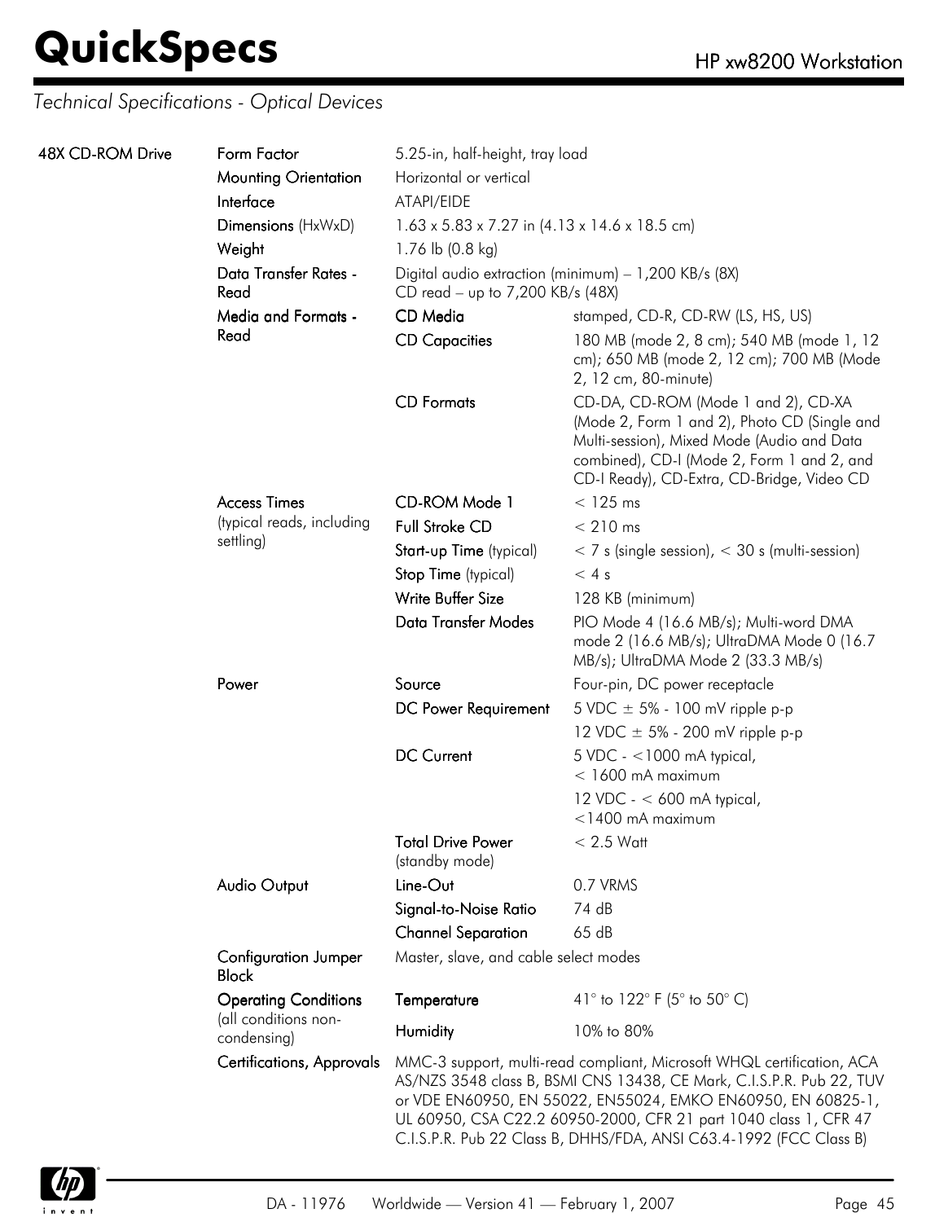## Technical Specifications - Optical Devices

| | | | |
|---|---|---|---|
| 48X CD-ROM Drive | Form Factor | 5.25-in, half-height, tray load | |
| | Mounting Orientation | Horizontal or vertical | |
| | Interface | ATAPI/EIDE | |
| | Dimensions (HxWxD) | 1.63 x 5.83 x 7.27 in (4.13 x 14.6 x 18.5 cm) | |
| | Weight | 1.76 lb (0.8 kg) | |
| | Data Transfer Rates - Read | Digital audio extraction (minimum) – 1,200 KB/s (8X)<br>CD read – up to 7,200 KB/s (48X) | |
| | Media and Formats - Read | CD Media | stamped, CD-R, CD-RW (LS, HS, US) |
| | | CD Capacities | 180 MB (mode 2, 8 cm); 540 MB (mode 1, 12 cm); 650 MB (mode 2, 12 cm); 700 MB (Mode 2, 12 cm, 80-minute) |
| | | CD Formats | CD-DA, CD-ROM (Mode 1 and 2), CD-XA (Mode 2, Form 1 and 2), Photo CD (Single and Multi-session), Mixed Mode (Audio and Data combined), CD-I (Mode 2, Form 1 and 2, and CD-I Ready), CD-Extra, CD-Bridge, Video CD |
| | Access Times (typical reads, including settling) | CD-ROM Mode 1 | < 125 ms |
| | | Full Stroke CD | < 210 ms |
| | | Start-up Time (typical) | < 7 s (single session), < 30 s (multi-session) |
| | | Stop Time (typical) | < 4 s |
| | | Write Buffer Size | 128 KB (minimum) |
| | | Data Transfer Modes | PIO Mode 4 (16.6 MB/s); Multi-word DMA mode 2 (16.6 MB/s); UltraDMA Mode 0 (16.7 MB/s); UltraDMA Mode 2 (33.3 MB/s) |
| | Power | Source | Four-pin, DC power receptacle |
| | | DC Power Requirement | 5 VDC ± 5% - 100 mV ripple p-p<br>12 VDC ± 5% - 200 mV ripple p-p |
| | | DC Current | 5 VDC - <1000 mA typical, < 1600 mA maximum<br>12 VDC - < 600 mA typical, <1400 mA maximum |
| | | Total Drive Power (standby mode) | < 2.5 Watt |
| | Audio Output | Line-Out | 0.7 VRMS |
| | | Signal-to-Noise Ratio | 74 dB |
| | | Channel Separation | 65 dB |
| | Configuration Jumper Block | Master, slave, and cable select modes | |
| | Operating Conditions (all conditions non-condensing) | Temperature | 41° to 122° F (5° to 50° C) |
| | | Humidity | 10% to 80% |
| | Certifications, Approvals | MMC-3 support, multi-read compliant, Microsoft WHQL certification, ACA AS/NZS 3548 class B, BSMI CNS 13438, CE Mark, C.I.S.P.R. Pub 22, TUV or VDE EN60950, EN 55022, EN55024, EMKO EN60950, EN 60825-1, UL 60950, CSA C22.2 60950-2000, CFR 21 part 1040 class 1, CFR 47 C.I.S.P.R. Pub 22 Class B, DHHS/FDA, ANSI C63.4-1992 (FCC Class B) | |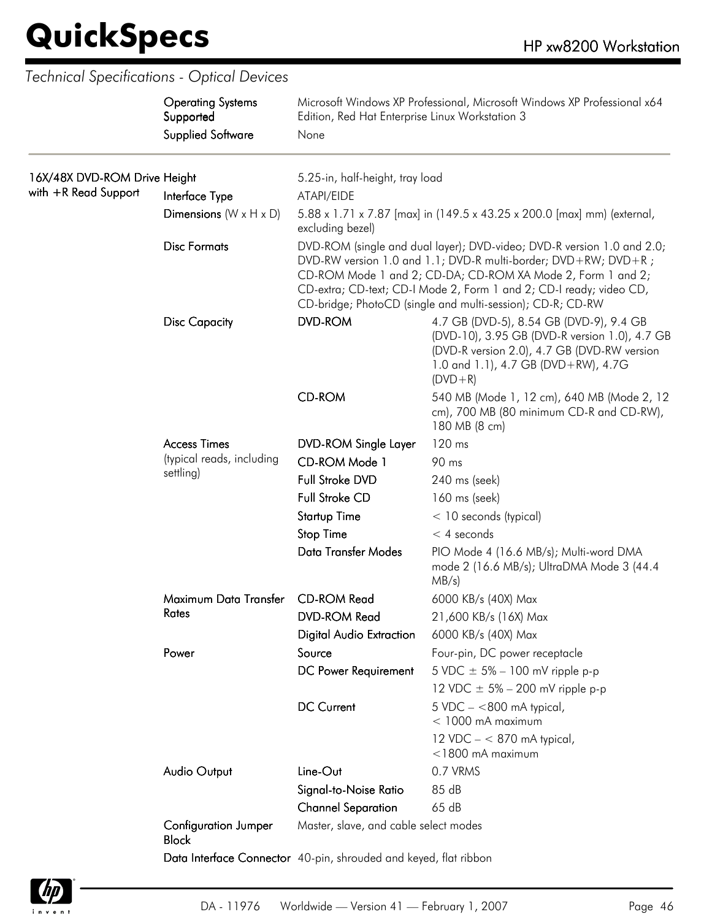## Technical Specifications - Optical Devices

| | | | |
|---|---|---|---|
| | **Operating Systems Supported** | Microsoft Windows XP Professional, Microsoft Windows XP Professional x64 Edition, Red Hat Enterprise Linux Workstation 3 | |
| | **Supplied Software** | None | |
| **16X/48X DVD-ROM Drive with +R Read Support** | **Height** | 5.25-in, half-height, tray load | |
| | **Interface Type** | ATAPI/EIDE | |
| | **Dimensions** (W x H x D) | 5.88 x 1.71 x 7.87 [max] in (149.5 x 43.25 x 200.0 [max] mm) (external, excluding bezel) | |
| | **Disc Formats** | DVD-ROM (single and dual layer); DVD-video; DVD-R version 1.0 and 2.0; DVD-RW version 1.0 and 1.1; DVD-R multi-border; DVD+RW; DVD+R ; CD-ROM Mode 1 and 2; CD-DA; CD-ROM XA Mode 2, Form 1 and 2; CD-extra; CD-text; CD-I Mode 2, Form 1 and 2; CD-I ready; video CD, CD-bridge; PhotoCD (single and multi-session); CD-R; CD-RW | |
| | **Disc Capacity** | **DVD-ROM** | 4.7 GB (DVD-5), 8.54 GB (DVD-9), 9.4 GB (DVD-10), 3.95 GB (DVD-R version 1.0), 4.7 GB (DVD-R version 2.0), 4.7 GB (DVD-RW version 1.0 and 1.1), 4.7 GB (DVD+RW), 4.7G (DVD+R) |
| | | **CD-ROM** | 540 MB (Mode 1, 12 cm), 640 MB (Mode 2, 12 cm), 700 MB (80 minimum CD-R and CD-RW), 180 MB (8 cm) |
| | **Access Times** (typical reads, including settling) | **DVD-ROM Single Layer** | 120 ms |
| | | **CD-ROM Mode 1** | 90 ms |
| | | **Full Stroke DVD** | 240 ms (seek) |
| | | **Full Stroke CD** | 160 ms (seek) |
| | | **Startup Time** | < 10 seconds (typical) |
| | | **Stop Time** | < 4 seconds |
| | | **Data Transfer Modes** | PIO Mode 4 (16.6 MB/s); Multi-word DMA mode 2 (16.6 MB/s); UltraDMA Mode 3 (44.4 MB/s) |
| | **Maximum Data Transfer Rates** | **CD-ROM Read** | 6000 KB/s (40X) Max |
| | | **DVD-ROM Read** | 21,600 KB/s (16X) Max |
| | | **Digital Audio Extraction** | 6000 KB/s (40X) Max |
| | **Power** | **Source** | Four-pin, DC power receptacle |
| | | **DC Power Requirement** | 5 VDC ± 5% – 100 mV ripple p-p<br>12 VDC ± 5% – 200 mV ripple p-p |
| | | **DC Current** | 5 VDC – <800 mA typical, < 1000 mA maximum<br>12 VDC – < 870 mA typical, <1800 mA maximum |
| | **Audio Output** | **Line-Out** | 0.7 VRMS |
| | | **Signal-to-Noise Ratio** | 85 dB |
| | | **Channel Separation** | 65 dB |
| | **Configuration Jumper Block** | Master, slave, and cable select modes | |
| | **Data Interface Connector** | 40-pin, shrouded and keyed, flat ribbon | |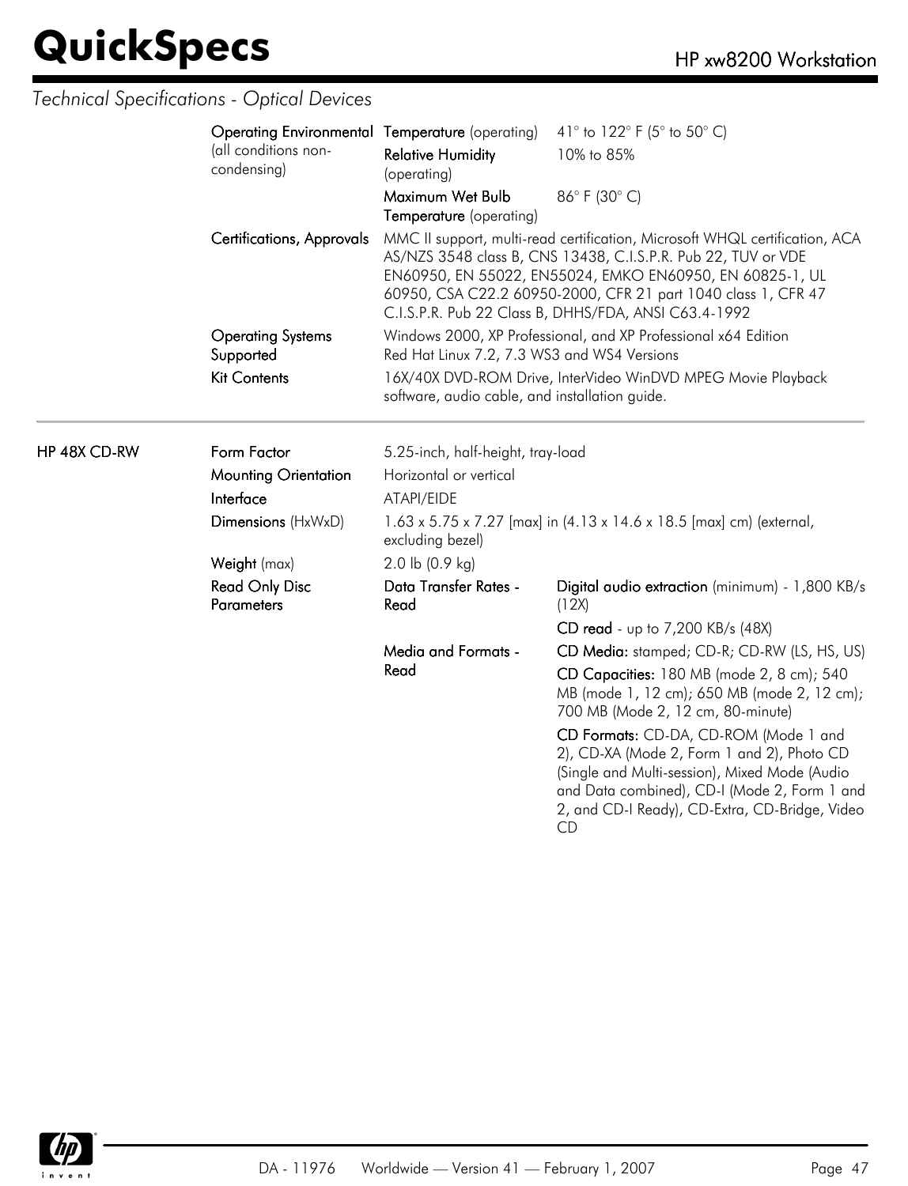*Technical Specifications - Optical Devices*

| | | | |
|---|---|---|---|
| | **Operating Environmental** (all conditions non-condensing) | **Temperature** (operating) | 41° to 122° F (5° to 50° C) |
| | | **Relative Humidity** (operating) | 10% to 85% |
| | | **Maximum Wet Bulb Temperature** (operating) | 86° F (30° C) |
| | **Certifications, Approvals** | MMC II support, multi-read certification, Microsoft WHQL certification, ACA AS/NZS 3548 class B, CNS 13438, C.I.S.P.R. Pub 22, TUV or VDE EN60950, EN 55022, EN55024, EMKO EN60950, EN 60825-1, UL 60950, CSA C22.2 60950-2000, CFR 21 part 1040 class 1, CFR 47 C.I.S.P.R. Pub 22 Class B, DHHS/FDA, ANSI C63.4-1992 | |
| | **Operating Systems Supported** | Windows 2000, XP Professional, and XP Professional x64 Edition<br>Red Hat Linux 7.2, 7.3 WS3 and WS4 Versions | |
| | **Kit Contents** | 16X/40X DVD-ROM Drive, InterVideo WinDVD MPEG Movie Playback software, audio cable, and installation guide. | |

| | | | |
|---|---|---|---|
| **HP 48X CD-RW** | **Form Factor** | 5.25-inch, half-height, tray-load | |
| | **Mounting Orientation** | Horizontal or vertical | |
| | **Interface** | ATAPI/EIDE | |
| | **Dimensions** (HxWxD) | 1.63 x 5.75 x 7.27 [max] in (4.13 x 14.6 x 18.5 [max] cm) (external, excluding bezel) | |
| | **Weight** (max) | 2.0 lb (0.9 kg) | |
| | **Read Only Disc Parameters** | **Data Transfer Rates - Read** | **Digital audio extraction** (minimum) - 1,800 KB/s (12X) |
| | | | **CD read** - up to 7,200 KB/s (48X) |
| | | **Media and Formats - Read** | **CD Media:** stamped; CD-R; CD-RW (LS, HS, US) |
| | | | **CD Capacities:** 180 MB (mode 2, 8 cm); 540 MB (mode 1, 12 cm); 650 MB (mode 2, 12 cm); 700 MB (Mode 2, 12 cm, 80-minute) |
| | | | **CD Formats:** CD-DA, CD-ROM (Mode 1 and 2), CD-XA (Mode 2, Form 1 and 2), Photo CD (Single and Multi-session), Mixed Mode (Audio and Data combined), CD-I (Mode 2, Form 1 and 2, and CD-I Ready), CD-Extra, CD-Bridge, Video CD |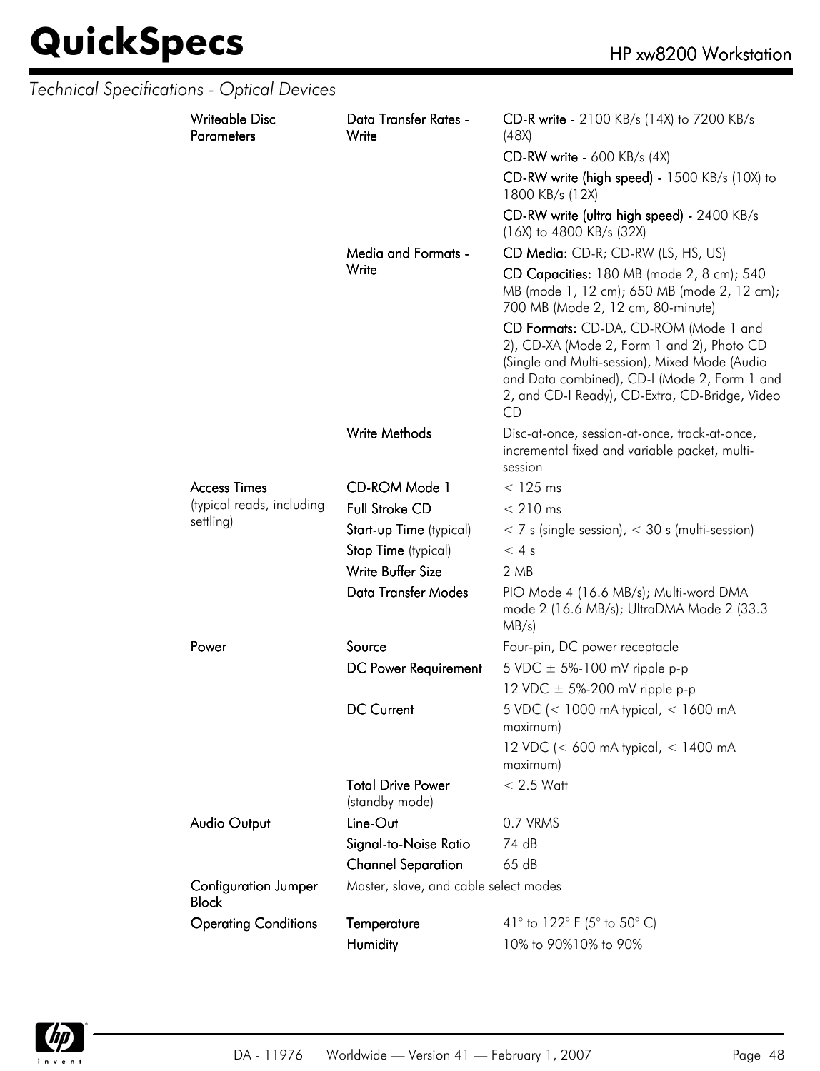*Technical Specifications - Optical Devices*

| | | |
|---|---|---|
| **Writeable Disc Parameters** | **Data Transfer Rates - Write** | **CD-R write -** 2100 KB/s (14X) to 7200 KB/s (48X) |
| | | **CD-RW write -** 600 KB/s (4X) |
| | | **CD-RW write (high speed) -** 1500 KB/s (10X) to 1800 KB/s (12X) |
| | | **CD-RW write (ultra high speed) -** 2400 KB/s (16X) to 4800 KB/s (32X) |
| | **Media and Formats - Write** | **CD Media:** CD-R; CD-RW (LS, HS, US) |
| | | **CD Capacities:** 180 MB (mode 2, 8 cm); 540 MB (mode 1, 12 cm); 650 MB (mode 2, 12 cm); 700 MB (Mode 2, 12 cm, 80-minute) |
| | | **CD Formats:** CD-DA, CD-ROM (Mode 1 and 2), CD-XA (Mode 2, Form 1 and 2), Photo CD (Single and Multi-session), Mixed Mode (Audio and Data combined), CD-I (Mode 2, Form 1 and 2, and CD-I Ready), CD-Extra, CD-Bridge, Video CD |
| | **Write Methods** | Disc-at-once, session-at-once, track-at-once, incremental fixed and variable packet, multi-session |
| **Access Times** (typical reads, including settling) | **CD-ROM Mode 1** | < 125 ms |
| | **Full Stroke CD** | < 210 ms |
| | **Start-up Time** (typical) | < 7 s (single session), < 30 s (multi-session) |
| | **Stop Time** (typical) | < 4 s |
| | **Write Buffer Size** | 2 MB |
| | **Data Transfer Modes** | PIO Mode 4 (16.6 MB/s); Multi-word DMA mode 2 (16.6 MB/s); UltraDMA Mode 2 (33.3 MB/s) |
| **Power** | **Source** | Four-pin, DC power receptacle |
| | **DC Power Requirement** | 5 VDC ± 5%-100 mV ripple p-p |
| | | 12 VDC ± 5%-200 mV ripple p-p |
| | **DC Current** | 5 VDC (< 1000 mA typical, < 1600 mA maximum) |
| | | 12 VDC (< 600 mA typical, < 1400 mA maximum) |
| | **Total Drive Power** (standby mode) | < 2.5 Watt |
| **Audio Output** | **Line-Out** | 0.7 VRMS |
| | **Signal-to-Noise Ratio** | 74 dB |
| | **Channel Separation** | 65 dB |
| **Configuration Jumper Block** | Master, slave, and cable select modes | |
| **Operating Conditions** | **Temperature** | 41° to 122° F (5° to 50° C) |
| | **Humidity** | 10% to 90%10% to 90% |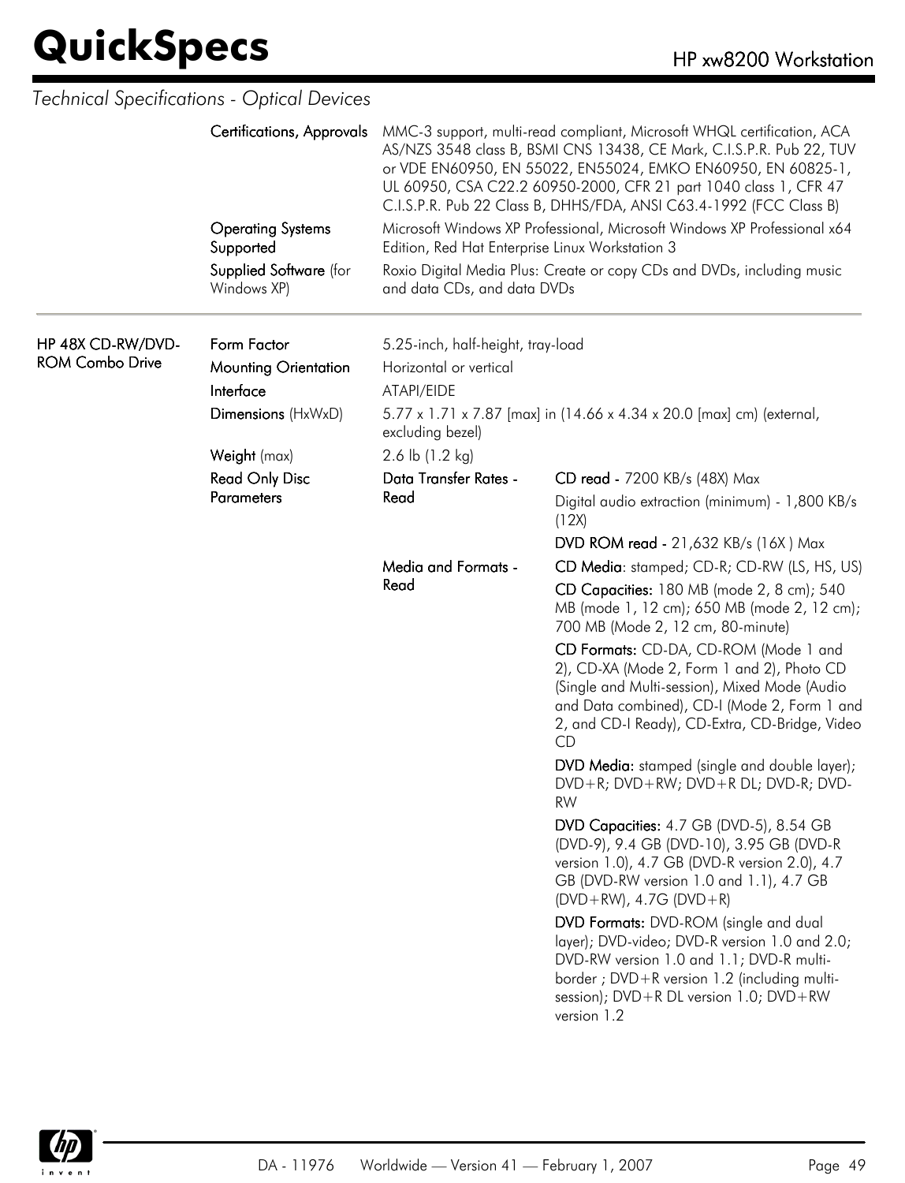*Technical Specifications - Optical Devices*

| | | | |
|---|---|---|---|
| | **Certifications, Approvals** | MMC-3 support, multi-read compliant, Microsoft WHQL certification, ACA AS/NZS 3548 class B, BSMI CNS 13438, CE Mark, C.I.S.P.R. Pub 22, TUV or VDE EN60950, EN 55022, EN55024, EMKO EN60950, EN 60825-1, UL 60950, CSA C22.2 60950-2000, CFR 21 part 1040 class 1, CFR 47 C.I.S.P.R. Pub 22 Class B, DHHS/FDA, ANSI C63.4-1992 (FCC Class B) | |
| | **Operating Systems Supported** | Microsoft Windows XP Professional, Microsoft Windows XP Professional x64 Edition, Red Hat Enterprise Linux Workstation 3 | |
| | **Supplied Software** (for Windows XP) | Roxio Digital Media Plus: Create or copy CDs and DVDs, including music and data CDs, and data DVDs | |
| **HP 48X CD-RW/DVD-ROM Combo Drive** | **Form Factor** | 5.25-inch, half-height, tray-load | |
| | **Mounting Orientation** | Horizontal or vertical | |
| | **Interface** | ATAPI/EIDE | |
| | **Dimensions** (HxWxD) | 5.77 x 1.71 x 7.87 [max] in (14.66 x 4.34 x 20.0 [max] cm) (external, excluding bezel) | |
| | **Weight** (max) | 2.6 lb (1.2 kg) | |
| | **Read Only Disc Parameters** | **Data Transfer Rates - Read** | **CD read -** 7200 KB/s (48X) Max |
| | | | Digital audio extraction (minimum) - 1,800 KB/s (12X) |
| | | | **DVD ROM read -** 21,632 KB/s (16X ) Max |
| | | **Media and Formats - Read** | **CD Media**: stamped; CD-R; CD-RW (LS, HS, US) |
| | | | **CD Capacities:** 180 MB (mode 2, 8 cm); 540 MB (mode 1, 12 cm); 650 MB (mode 2, 12 cm); 700 MB (Mode 2, 12 cm, 80-minute) |
| | | | **CD Formats:** CD-DA, CD-ROM (Mode 1 and 2), CD-XA (Mode 2, Form 1 and 2), Photo CD (Single and Multi-session), Mixed Mode (Audio and Data combined), CD-I (Mode 2, Form 1 and 2, and CD-I Ready), CD-Extra, CD-Bridge, Video CD |
| | | | **DVD Media:** stamped (single and double layer); DVD+R; DVD+RW; DVD+R DL; DVD-R; DVD-RW |
| | | | **DVD Capacities:** 4.7 GB (DVD-5), 8.54 GB (DVD-9), 9.4 GB (DVD-10), 3.95 GB (DVD-R version 1.0), 4.7 GB (DVD-R version 2.0), 4.7 GB (DVD-RW version 1.0 and 1.1), 4.7 GB (DVD+RW), 4.7G (DVD+R) |
| | | | **DVD Formats:** DVD-ROM (single and dual layer); DVD-video; DVD-R version 1.0 and 2.0; DVD-RW version 1.0 and 1.1; DVD-R multi-border ; DVD+R version 1.2 (including multi-session); DVD+R DL version 1.0; DVD+RW version 1.2 |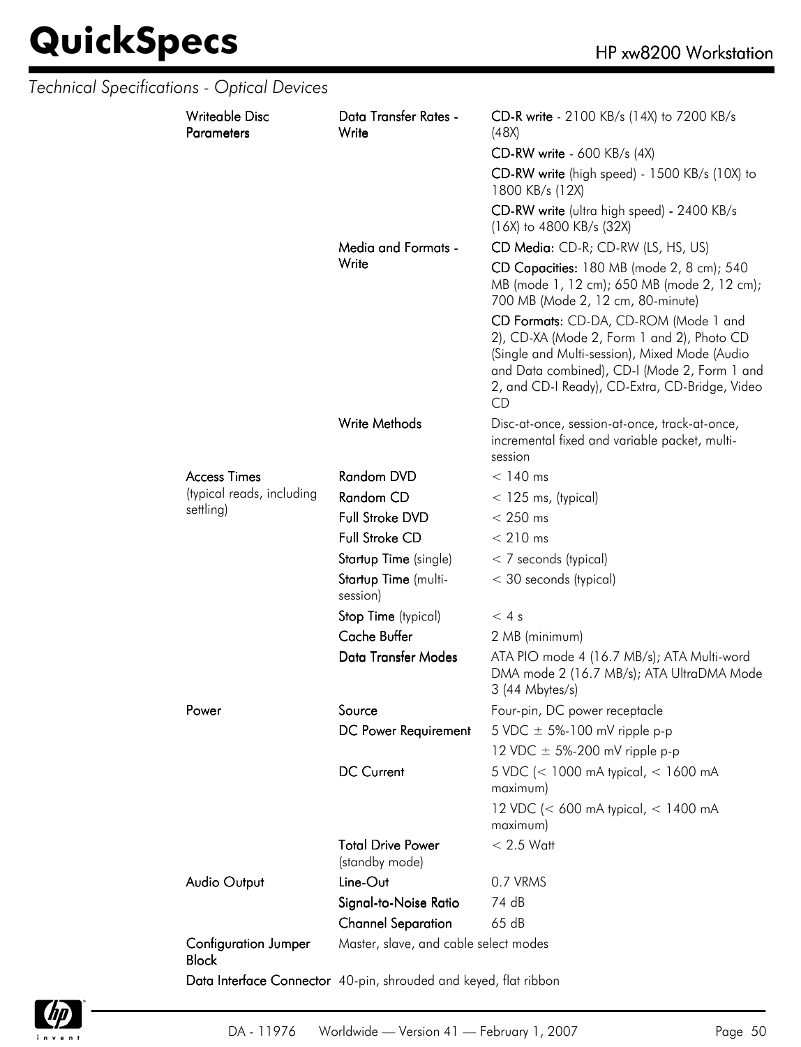## Technical Specifications - Optical Devices

| | | |
|---|---|---|
| **Writeable Disc Parameters** | **Data Transfer Rates - Write** | **CD-R write** - 2100 KB/s (14X) to 7200 KB/s (48X) |
| | | **CD-RW write** - 600 KB/s (4X) |
| | | **CD-RW write** (high speed) - 1500 KB/s (10X) to 1800 KB/s (12X) |
| | | **CD-RW write** (ultra high speed) - 2400 KB/s (16X) to 4800 KB/s (32X) |
| | **Media and Formats - Write** | **CD Media:** CD-R; CD-RW (LS, HS, US) |
| | | **CD Capacities:** 180 MB (mode 2, 8 cm); 540 MB (mode 1, 12 cm); 650 MB (mode 2, 12 cm); 700 MB (Mode 2, 12 cm, 80-minute) |
| | | **CD Formats:** CD-DA, CD-ROM (Mode 1 and 2), CD-XA (Mode 2, Form 1 and 2), Photo CD (Single and Multi-session), Mixed Mode (Audio and Data combined), CD-I (Mode 2, Form 1 and 2, and CD-I Ready), CD-Extra, CD-Bridge, Video CD |
| | **Write Methods** | Disc-at-once, session-at-once, track-at-once, incremental fixed and variable packet, multi-session |
| **Access Times** (typical reads, including settling) | **Random DVD** | < 140 ms |
| | **Random CD** | < 125 ms, (typical) |
| | **Full Stroke DVD** | < 250 ms |
| | **Full Stroke CD** | < 210 ms |
| | **Startup Time** (single) | < 7 seconds (typical) |
| | **Startup Time** (multi-session) | < 30 seconds (typical) |
| | **Stop Time** (typical) | < 4 s |
| | **Cache Buffer** | 2 MB (minimum) |
| | **Data Transfer Modes** | ATA PIO mode 4 (16.7 MB/s); ATA Multi-word DMA mode 2 (16.7 MB/s); ATA UltraDMA Mode 3 (44 Mbytes/s) |
| **Power** | **Source** | Four-pin, DC power receptacle |
| | **DC Power Requirement** | 5 VDC ± 5%-100 mV ripple p-p |
| | | 12 VDC ± 5%-200 mV ripple p-p |
| | **DC Current** | 5 VDC (< 1000 mA typical, < 1600 mA maximum) |
| | | 12 VDC (< 600 mA typical, < 1400 mA maximum) |
| | **Total Drive Power** (standby mode) | < 2.5 Watt |
| **Audio Output** | **Line-Out** | 0.7 VRMS |
| | **Signal-to-Noise Ratio** | 74 dB |
| | **Channel Separation** | 65 dB |
| **Configuration Jumper Block** | Master, slave, and cable select modes | |
| **Data Interface Connector** | 40-pin, shrouded and keyed, flat ribbon | |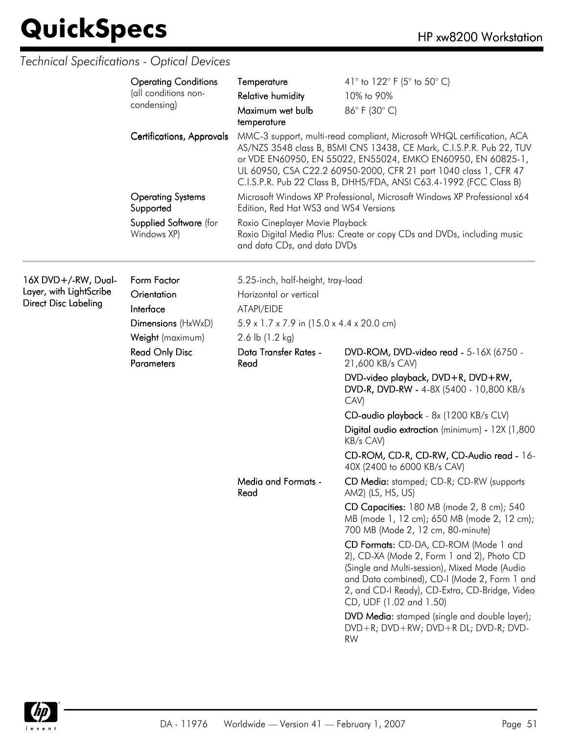## Technical Specifications - Optical Devices

| | | | |
|---|---|---|---|
| | **Operating Conditions** (all conditions non-condensing) | **Temperature** | 41° to 122° F (5° to 50° C) |
| | | **Relative humidity** | 10% to 90% |
| | | **Maximum wet bulb temperature** | 86° F (30° C) |
| | **Certifications, Approvals** | MMC-3 support, multi-read compliant, Microsoft WHQL certification, ACA AS/NZS 3548 class B, BSMI CNS 13438, CE Mark, C.I.S.P.R. Pub 22, TUV or VDE EN60950, EN 55022, EN55024, EMKO EN60950, EN 60825-1, UL 60950, CSA C22.2 60950-2000, CFR 21 part 1040 class 1, CFR 47 C.I.S.P.R. Pub 22 Class B, DHHS/FDA, ANSI C63.4-1992 (FCC Class B) | |
| | **Operating Systems Supported** | Microsoft Windows XP Professional, Microsoft Windows XP Professional x64 Edition, Red Hat WS3 and WS4 Versions | |
| | **Supplied Software** (for Windows XP) | Roxio Cineplayer Movie Playback<br>Roxio Digital Media Plus: Create or copy CDs and DVDs, including music and data CDs, and data DVDs | |

| | | | |
|---|---|---|---|
| **16X DVD+/-RW, Dual-Layer, with LightScribe Direct Disc Labeling** | **Form Factor** | 5.25-inch, half-height, tray-load | |
| | **Orientation** | Horizontal or vertical | |
| | **Interface** | ATAPI/EIDE | |
| | **Dimensions** (HxWxD) | 5.9 x 1.7 x 7.9 in (15.0 x 4.4 x 20.0 cm) | |
| | **Weight** (maximum) | 2.6 lb (1.2 kg) | |
| | **Read Only Disc Parameters** | **Data Transfer Rates - Read** | **DVD-ROM, DVD-video read -** 5-16X (6750 - 21,600 KB/s CAV) |
| | | | **DVD-video playback, DVD+R, DVD+RW, DVD-R, DVD-RW -** 4-8X (5400 - 10,800 KB/s CAV) |
| | | | **CD-audio playback** - 8x (1200 KB/s CLV) |
| | | | **Digital audio extraction** (minimum) **-** 12X (1,800 KB/s CAV) |
| | | | **CD-ROM, CD-R, CD-RW, CD-Audio read -** 16-40X (2400 to 6000 KB/s CAV) |
| | | **Media and Formats - Read** | **CD Media:** stamped; CD-R; CD-RW (supports AM2) (LS, HS, US) |
| | | | **CD Capacities:** 180 MB (mode 2, 8 cm); 540 MB (mode 1, 12 cm); 650 MB (mode 2, 12 cm); 700 MB (Mode 2, 12 cm, 80-minute) |
| | | | **CD Formats:** CD-DA, CD-ROM (Mode 1 and 2), CD-XA (Mode 2, Form 1 and 2), Photo CD (Single and Multi-session), Mixed Mode (Audio and Data combined), CD-I (Mode 2, Form 1 and 2, and CD-I Ready), CD-Extra, CD-Bridge, Video CD, UDF (1.02 and 1.50) |
| | | | **DVD Media:** stamped (single and double layer); DVD+R; DVD+RW; DVD+R DL; DVD-R; DVD-RW |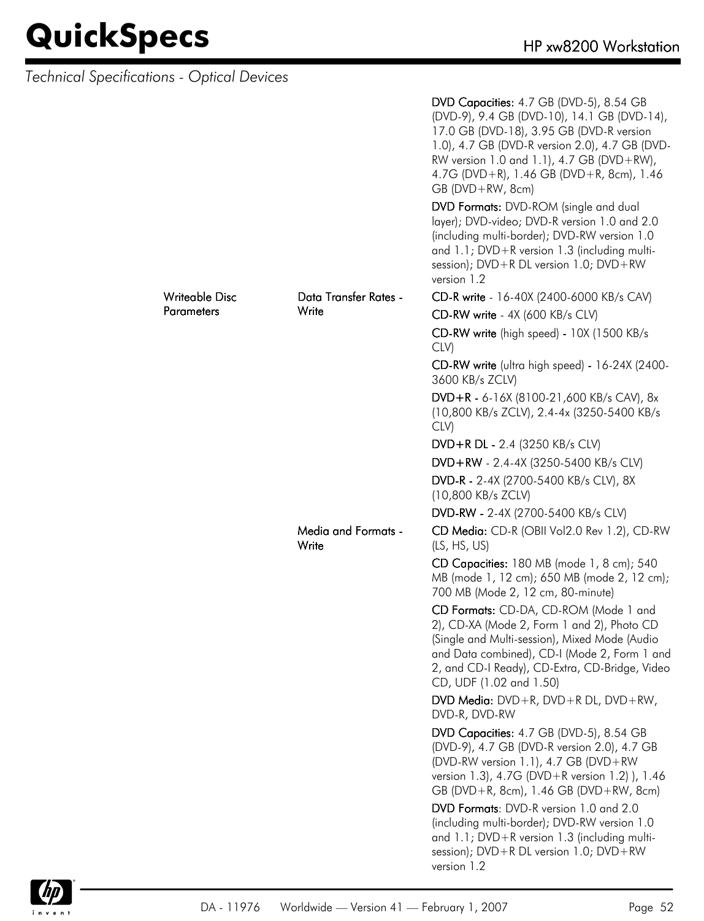*Technical Specifications - Optical Devices*

| | | |
|---|---|---|
| | | **DVD Capacities:** 4.7 GB (DVD-5), 8.54 GB (DVD-9), 9.4 GB (DVD-10), 14.1 GB (DVD-14), 17.0 GB (DVD-18), 3.95 GB (DVD-R version 1.0), 4.7 GB (DVD-R version 2.0), 4.7 GB (DVD-RW version 1.0 and 1.1), 4.7 GB (DVD+RW), 4.7G (DVD+R), 1.46 GB (DVD+R, 8cm), 1.46 GB (DVD+RW, 8cm) |
| | | **DVD Formats:** DVD-ROM (single and dual layer); DVD-video; DVD-R version 1.0 and 2.0 (including multi-border); DVD-RW version 1.0 and 1.1; DVD+R version 1.3 (including multi-session); DVD+R DL version 1.0; DVD+RW version 1.2 |
| Writeable Disc Parameters | Data Transfer Rates - Write | **CD-R write** - 16-40X (2400-6000 KB/s CAV) |
| | | **CD-RW write** - 4X (600 KB/s CLV) |
| | | **CD-RW write** (high speed) - 10X (1500 KB/s CLV) |
| | | **CD-RW write** (ultra high speed) - 16-24X (2400-3600 KB/s ZCLV) |
| | | **DVD+R** - 6-16X (8100-21,600 KB/s CAV), 8x (10,800 KB/s ZCLV), 2.4-4x (3250-5400 KB/s CLV) |
| | | **DVD+R DL** - 2.4 (3250 KB/s CLV) |
| | | **DVD+RW** - 2.4-4X (3250-5400 KB/s CLV) |
| | | **DVD-R** - 2-4X (2700-5400 KB/s CLV), 8X (10,800 KB/s ZCLV) |
| | | **DVD-RW** - 2-4X (2700-5400 KB/s CLV) |
| | Media and Formats - Write | **CD Media:** CD-R (OBII Vol2.0 Rev 1.2), CD-RW (LS, HS, US) |
| | | **CD Capacities:** 180 MB (mode 1, 8 cm); 540 MB (mode 1, 12 cm); 650 MB (mode 2, 12 cm); 700 MB (Mode 2, 12 cm, 80-minute) |
| | | **CD Formats:** CD-DA, CD-ROM (Mode 1 and 2), CD-XA (Mode 2, Form 1 and 2), Photo CD (Single and Multi-session), Mixed Mode (Audio and Data combined), CD-I (Mode 2, Form 1 and 2, and CD-I Ready), CD-Extra, CD-Bridge, Video CD, UDF (1.02 and 1.50) |
| | | **DVD Media:** DVD+R, DVD+R DL, DVD+RW, DVD-R, DVD-RW |
| | | **DVD Capacities:** 4.7 GB (DVD-5), 8.54 GB (DVD-9), 4.7 GB (DVD-R version 2.0), 4.7 GB (DVD-RW version 1.1), 4.7 GB (DVD+RW version 1.3), 4.7G (DVD+R version 1.2) ), 1.46 GB (DVD+R, 8cm), 1.46 GB (DVD+RW, 8cm) |
| | | **DVD Formats**: DVD-R version 1.0 and 2.0 (including multi-border); DVD-RW version 1.0 and 1.1; DVD+R version 1.3 (including multi-session); DVD+R DL version 1.0; DVD+RW version 1.2 |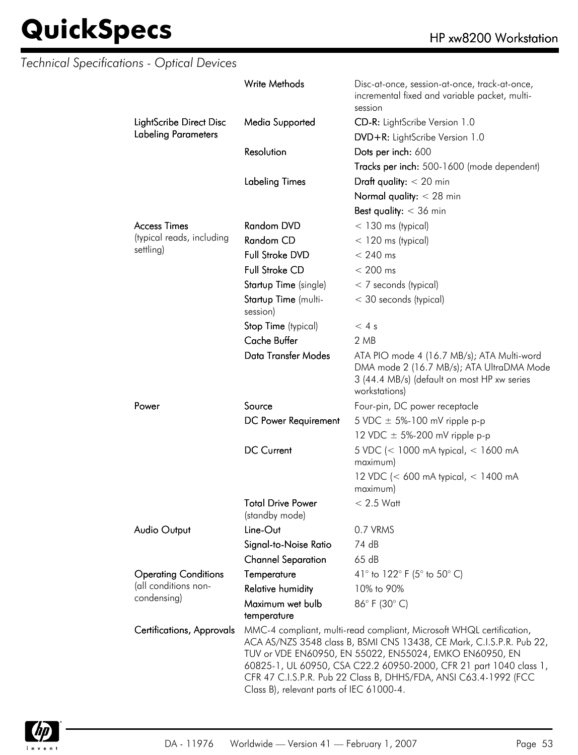## Technical Specifications - Optical Devices

| | | |
|---|---|---|
| | **Write Methods** | Disc-at-once, session-at-once, track-at-once, incremental fixed and variable packet, multi-session |
| **LightScribe Direct Disc Labeling Parameters** | **Media Supported** | **CD-R:** LightScribe Version 1.0 |
| | | **DVD+R:** LightScribe Version 1.0 |
| | **Resolution** | **Dots per inch:** 600 |
| | | **Tracks per inch:** 500-1600 (mode dependent) |
| | **Labeling Times** | **Draft quality:** < 20 min |
| | | **Normal quality:** < 28 min |
| | | **Best quality:** < 36 min |
| **Access Times** (typical reads, including settling) | **Random DVD** | < 130 ms (typical) |
| | **Random CD** | < 120 ms (typical) |
| | **Full Stroke DVD** | < 240 ms |
| | **Full Stroke CD** | < 200 ms |
| | **Startup Time** (single) | < 7 seconds (typical) |
| | **Startup Time** (multi-session) | < 30 seconds (typical) |
| | **Stop Time** (typical) | < 4 s |
| | **Cache Buffer** | 2 MB |
| | **Data Transfer Modes** | ATA PIO mode 4 (16.7 MB/s); ATA Multi-word DMA mode 2 (16.7 MB/s); ATA UltraDMA Mode 3 (44.4 MB/s) (default on most HP xw series workstations) |
| **Power** | **Source** | Four-pin, DC power receptacle |
| | **DC Power Requirement** | 5 VDC ± 5%-100 mV ripple p-p |
| | | 12 VDC ± 5%-200 mV ripple p-p |
| | **DC Current** | 5 VDC (< 1000 mA typical, < 1600 mA maximum) |
| | | 12 VDC (< 600 mA typical, < 1400 mA maximum) |
| | **Total Drive Power** (standby mode) | < 2.5 Watt |
| **Audio Output** | **Line-Out** | 0.7 VRMS |
| | **Signal-to-Noise Ratio** | 74 dB |
| | **Channel Separation** | 65 dB |
| **Operating Conditions** (all conditions non-condensing) | **Temperature** | 41° to 122° F (5° to 50° C) |
| | **Relative humidity** | 10% to 90% |
| | **Maximum wet bulb temperature** | 86° F (30° C) |
| **Certifications, Approvals** | MMC-4 compliant, multi-read compliant, Microsoft WHQL certification, ACA AS/NZS 3548 class B, BSMI CNS 13438, CE Mark, C.I.S.P.R. Pub 22, TUV or VDE EN60950, EN 55022, EN55024, EMKO EN60950, EN 60825-1, UL 60950, CSA C22.2 60950-2000, CFR 21 part 1040 class 1, CFR 47 C.I.S.P.R. Pub 22 Class B, DHHS/FDA, ANSI C63.4-1992 (FCC Class B), relevant parts of IEC 61000-4. | |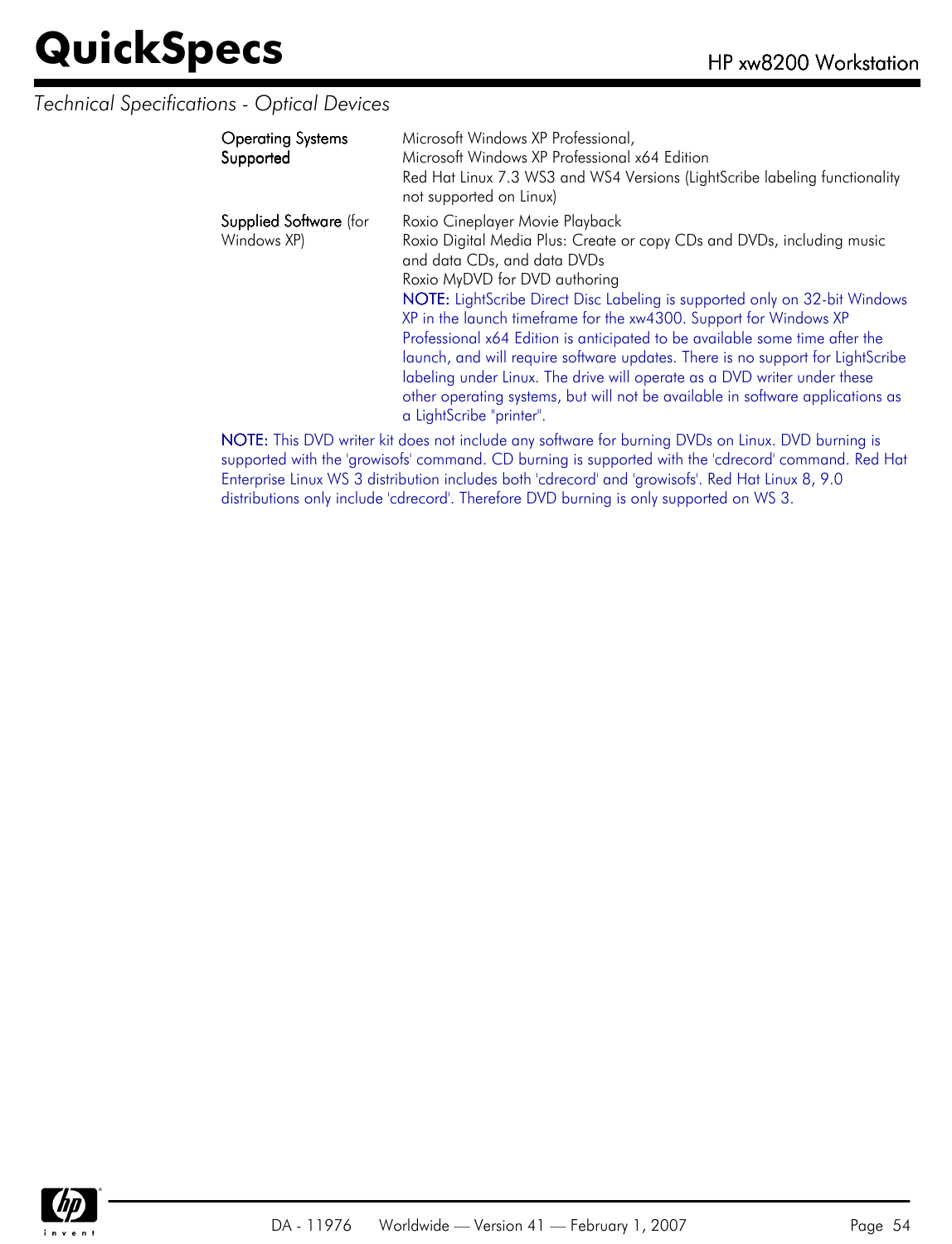*Technical Specifications - Optical Devices*

| | |
|---|---|
| Operating Systems Supported | Microsoft Windows XP Professional, Microsoft Windows XP Professional x64 Edition Red Hat Linux 7.3 WS3 and WS4 Versions (LightScribe labeling functionality not supported on Linux) |
| Supplied Software (for Windows XP) | Roxio Cineplayer Movie Playback<br>Roxio Digital Media Plus: Create or copy CDs and DVDs, including music and data CDs, and data DVDs<br>Roxio MyDVD for DVD authoring<br>**NOTE:** LightScribe Direct Disc Labeling is supported only on 32-bit Windows XP in the launch timeframe for the xw4300. Support for Windows XP Professional x64 Edition is anticipated to be available some time after the launch, and will require software updates. There is no support for LightScribe labeling under Linux. The drive will operate as a DVD writer under these other operating systems, but will not be available in software applications as a LightScribe "printer". |

**NOTE:** This DVD writer kit does not include any software for burning DVDs on Linux. DVD burning is supported with the 'growisofs' command. CD burning is supported with the 'cdrecord' command. Red Hat Enterprise Linux WS 3 distribution includes both 'cdrecord' and 'growisofs'. Red Hat Linux 8, 9.0 distributions only include 'cdrecord'. Therefore DVD burning is only supported on WS 3.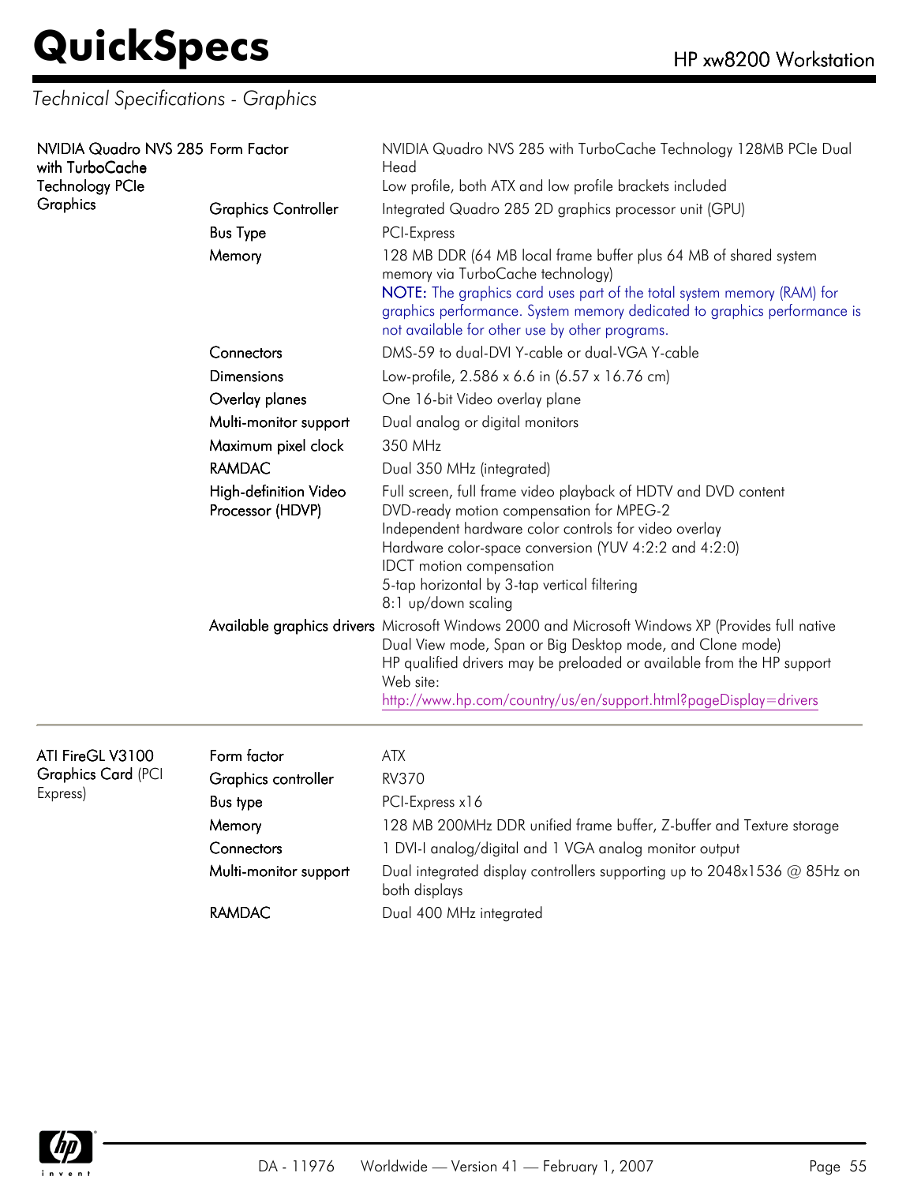## Technical Specifications - Graphics

| Product | Specification | Details |
| --- | --- | --- |
| NVIDIA Quadro NVS 285 with TurboCache Technology PCIe Graphics | Form Factor | NVIDIA Quadro NVS 285 with TurboCache Technology 128MB PCIe Dual Head<br>Low profile, both ATX and low profile brackets included |
| | Graphics Controller | Integrated Quadro 285 2D graphics processor unit (GPU) |
| | Bus Type | PCI-Express |
| | Memory | 128 MB DDR (64 MB local frame buffer plus 64 MB of shared system memory via TurboCache technology)<br>NOTE: The graphics card uses part of the total system memory (RAM) for graphics performance. System memory dedicated to graphics performance is not available for other use by other programs. |
| | Connectors | DMS-59 to dual-DVI Y-cable or dual-VGA Y-cable |
| | Dimensions | Low-profile, 2.586 x 6.6 in (6.57 x 16.76 cm) |
| | Overlay planes | One 16-bit Video overlay plane |
| | Multi-monitor support | Dual analog or digital monitors |
| | Maximum pixel clock | 350 MHz |
| | RAMDAC | Dual 350 MHz (integrated) |
| | High-definition Video Processor (HDVP) | Full screen, full frame video playback of HDTV and DVD content<br>DVD-ready motion compensation for MPEG-2<br>Independent hardware color controls for video overlay<br>Hardware color-space conversion (YUV 4:2:2 and 4:2:0)<br>IDCT motion compensation<br>5-tap horizontal by 3-tap vertical filtering<br>8:1 up/down scaling |
| | Available graphics drivers | Microsoft Windows 2000 and Microsoft Windows XP (Provides full native Dual View mode, Span or Big Desktop mode, and Clone mode)<br>HP qualified drivers may be preloaded or available from the HP support Web site:<br>http://www.hp.com/country/us/en/support.html?pageDisplay=drivers |

| Product | Specification | Details |
| --- | --- | --- |
| ATI FireGL V3100 Graphics Card (PCI Express) | Form factor | ATX |
| | Graphics controller | RV370 |
| | Bus type | PCI-Express x16 |
| | Memory | 128 MB 200MHz DDR unified frame buffer, Z-buffer and Texture storage |
| | Connectors | 1 DVI-I analog/digital and 1 VGA analog monitor output |
| | Multi-monitor support | Dual integrated display controllers supporting up to 2048x1536 @ 85Hz on both displays |
| | RAMDAC | Dual 400 MHz integrated |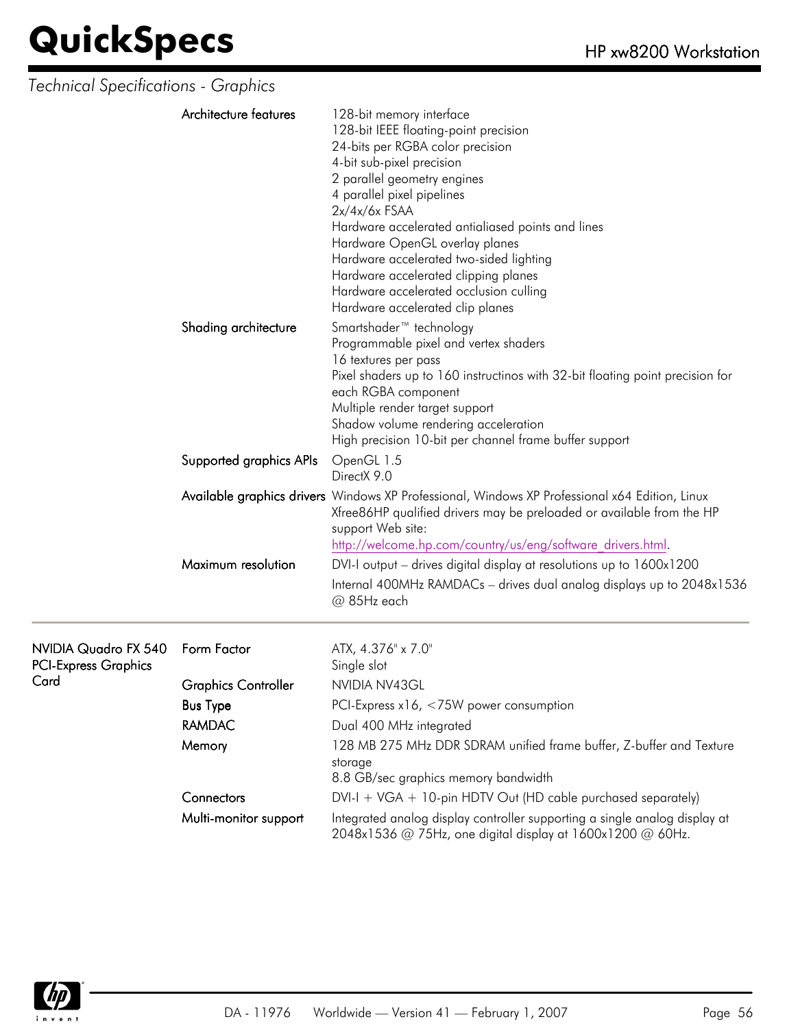*Technical Specifications - Graphics*

| | | |
|---|---|---|
| | Architecture features | 128-bit memory interface<br>128-bit IEEE floating-point precision<br>24-bits per RGBA color precision<br>4-bit sub-pixel precision<br>2 parallel geometry engines<br>4 parallel pixel pipelines<br>2x/4x/6x FSAA<br>Hardware accelerated antialiased points and lines<br>Hardware OpenGL overlay planes<br>Hardware accelerated two-sided lighting<br>Hardware accelerated clipping planes<br>Hardware accelerated occlusion culling<br>Hardware accelerated clip planes |
| | Shading architecture | Smartshader™ technology<br>Programmable pixel and vertex shaders<br>16 textures per pass<br>Pixel shaders up to 160 instructinos with 32-bit floating point precision for each RGBA component<br>Multiple render target support<br>Shadow volume rendering acceleration<br>High precision 10-bit per channel frame buffer support |
| | Supported graphics APIs | OpenGL 1.5<br>DirectX 9.0 |
| | Available graphics drivers | Windows XP Professional, Windows XP Professional x64 Edition, Linux Xfree86HP qualified drivers may be preloaded or available from the HP support Web site: http://welcome.hp.com/country/us/eng/software_drivers.html. |
| | Maximum resolution | DVI-I output – drives digital display at resolutions up to 1600x1200<br>Internal 400MHz RAMDACs – drives dual analog displays up to 2048x1536 @ 85Hz each |
| NVIDIA Quadro FX 540 PCI-Express Graphics Card | Form Factor | ATX, 4.376" x 7.0"<br>Single slot |
| | Graphics Controller | NVIDIA NV43GL |
| | Bus Type | PCI-Express x16, <75W power consumption |
| | RAMDAC | Dual 400 MHz integrated |
| | Memory | 128 MB 275 MHz DDR SDRAM unified frame buffer, Z-buffer and Texture storage<br>8.8 GB/sec graphics memory bandwidth |
| | Connectors | DVI-I + VGA + 10-pin HDTV Out (HD cable purchased separately) |
| | Multi-monitor support | Integrated analog display controller supporting a single analog display at 2048x1536 @ 75Hz, one digital display at 1600x1200 @ 60Hz. |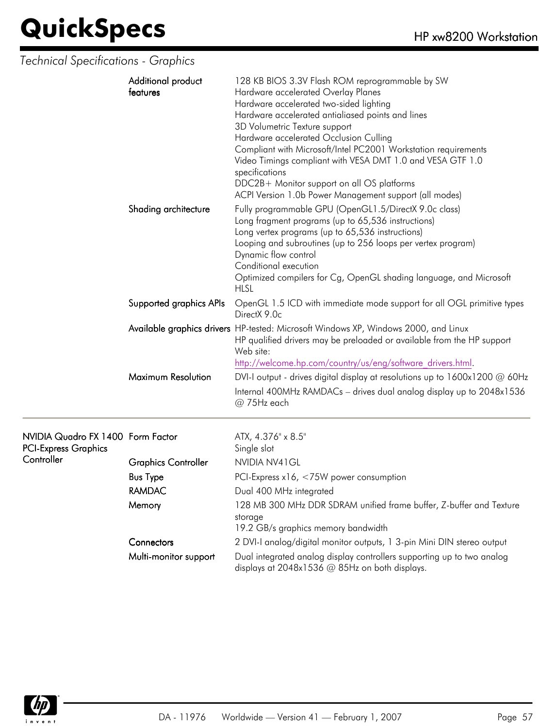*Technical Specifications - Graphics*

| | | |
|---|---|---|
| | Additional product features | 128 KB BIOS 3.3V Flash ROM reprogrammable by SW<br>Hardware accelerated Overlay Planes<br>Hardware accelerated two-sided lighting<br>Hardware accelerated antialiased points and lines<br>3D Volumetric Texture support<br>Hardware accelerated Occlusion Culling<br>Compliant with Microsoft/Intel PC2001 Workstation requirements<br>Video Timings compliant with VESA DMT 1.0 and VESA GTF 1.0 specifications<br>DDC2B+ Monitor support on all OS platforms<br>ACPI Version 1.0b Power Management support (all modes) |
| | Shading architecture | Fully programmable GPU (OpenGL1.5/DirectX 9.0c class)<br>Long fragment programs (up to 65,536 instructions)<br>Long vertex programs (up to 65,536 instructions)<br>Looping and subroutines (up to 256 loops per vertex program)<br>Dynamic flow control<br>Conditional execution<br>Optimized compilers for Cg, OpenGL shading language, and Microsoft HLSL |
| | Supported graphics APIs | OpenGL 1.5 ICD with immediate mode support for all OGL primitive types<br>DirectX 9.0c |
| | Available graphics drivers | HP-tested: Microsoft Windows XP, Windows 2000, and Linux<br>HP qualified drivers may be preloaded or available from the HP support Web site:<br>http://welcome.hp.com/country/us/eng/software_drivers.html. |
| | Maximum Resolution | DVI-I output - drives digital display at resolutions up to 1600x1200 @ 60Hz<br>Internal 400MHz RAMDACs – drives dual analog display up to 2048x1536 @ 75Hz each |

| | | |
|---|---|---|
| NVIDIA Quadro FX 1400 PCI-Express Graphics Controller | Form Factor | ATX, 4.376" x 8.5"<br>Single slot |
| | Graphics Controller | NVIDIA NV41GL |
| | Bus Type | PCI-Express x16, <75W power consumption |
| | RAMDAC | Dual 400 MHz integrated |
| | Memory | 128 MB 300 MHz DDR SDRAM unified frame buffer, Z-buffer and Texture storage<br>19.2 GB/s graphics memory bandwidth |
| | Connectors | 2 DVI-I analog/digital monitor outputs, 1 3-pin Mini DIN stereo output |
| | Multi-monitor support | Dual integrated analog display controllers supporting up to two analog displays at 2048x1536 @ 85Hz on both displays. |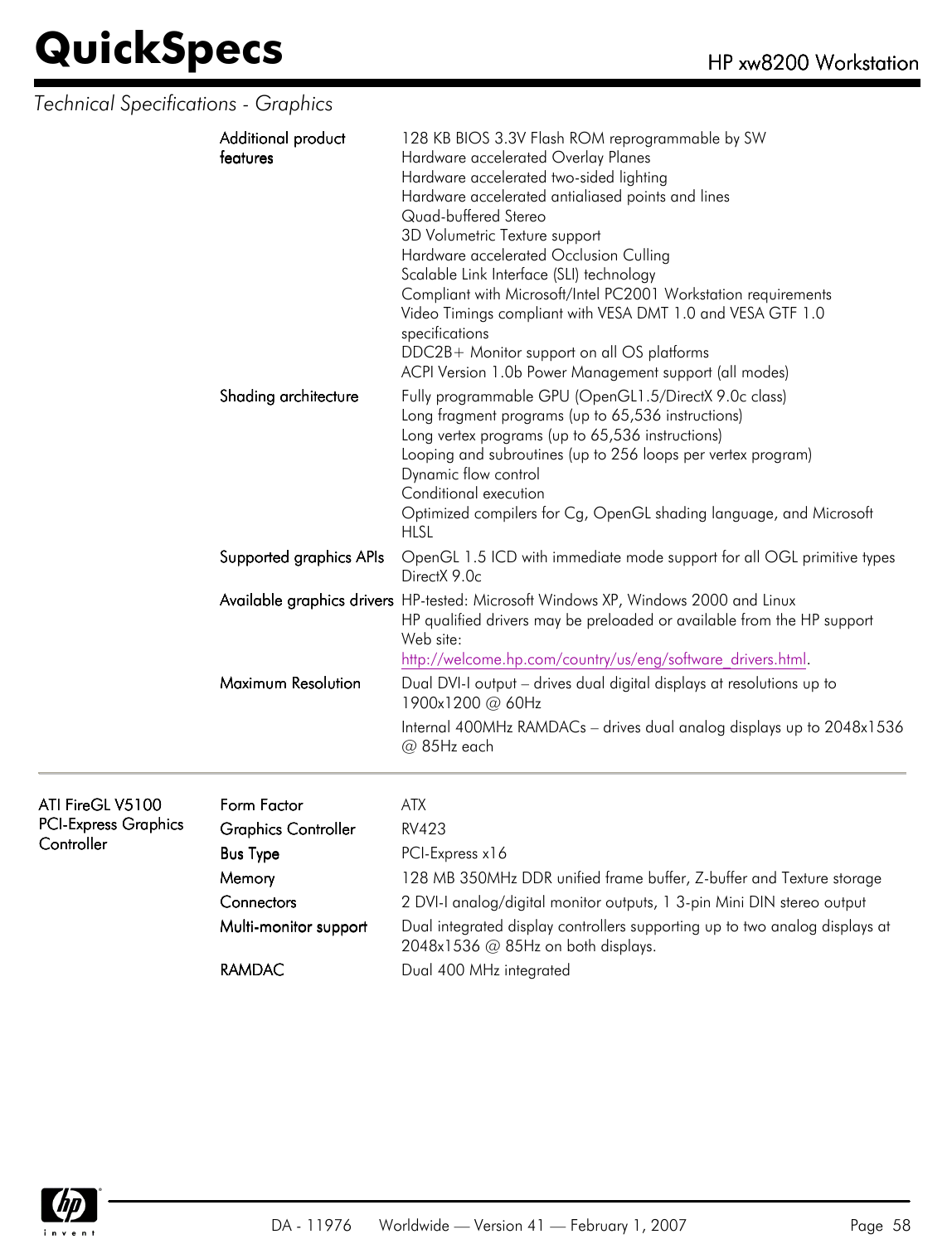*Technical Specifications - Graphics*

| | | |
|---|---|---|
| | Additional product features | 128 KB BIOS 3.3V Flash ROM reprogrammable by SW<br>Hardware accelerated Overlay Planes<br>Hardware accelerated two-sided lighting<br>Hardware accelerated antialiased points and lines<br>Quad-buffered Stereo<br>3D Volumetric Texture support<br>Hardware accelerated Occlusion Culling<br>Scalable Link Interface (SLI) technology<br>Compliant with Microsoft/Intel PC2001 Workstation requirements<br>Video Timings compliant with VESA DMT 1.0 and VESA GTF 1.0 specifications<br>DDC2B+ Monitor support on all OS platforms<br>ACPI Version 1.0b Power Management support (all modes) |
| | Shading architecture | Fully programmable GPU (OpenGL1.5/DirectX 9.0c class)<br>Long fragment programs (up to 65,536 instructions)<br>Long vertex programs (up to 65,536 instructions)<br>Looping and subroutines (up to 256 loops per vertex program)<br>Dynamic flow control<br>Conditional execution<br>Optimized compilers for Cg, OpenGL shading language, and Microsoft HLSL |
| | Supported graphics APIs | OpenGL 1.5 ICD with immediate mode support for all OGL primitive types<br>DirectX 9.0c |
| | Available graphics drivers | HP-tested: Microsoft Windows XP, Windows 2000 and Linux<br>HP qualified drivers may be preloaded or available from the HP support Web site:<br>http://welcome.hp.com/country/us/eng/software_drivers.html. |
| | Maximum Resolution | Dual DVI-I output – drives dual digital displays at resolutions up to 1900x1200 @ 60Hz<br>Internal 400MHz RAMDACs – drives dual analog displays up to 2048x1536 @ 85Hz each |
| ATI FireGL V5100 PCI-Express Graphics Controller | Form Factor | ATX |
| | Graphics Controller | RV423 |
| | Bus Type | PCI-Express x16 |
| | Memory | 128 MB 350MHz DDR unified frame buffer, Z-buffer and Texture storage |
| | Connectors | 2 DVI-I analog/digital monitor outputs, 1 3-pin Mini DIN stereo output |
| | Multi-monitor support | Dual integrated display controllers supporting up to two analog displays at 2048x1536 @ 85Hz on both displays. |
| | RAMDAC | Dual 400 MHz integrated |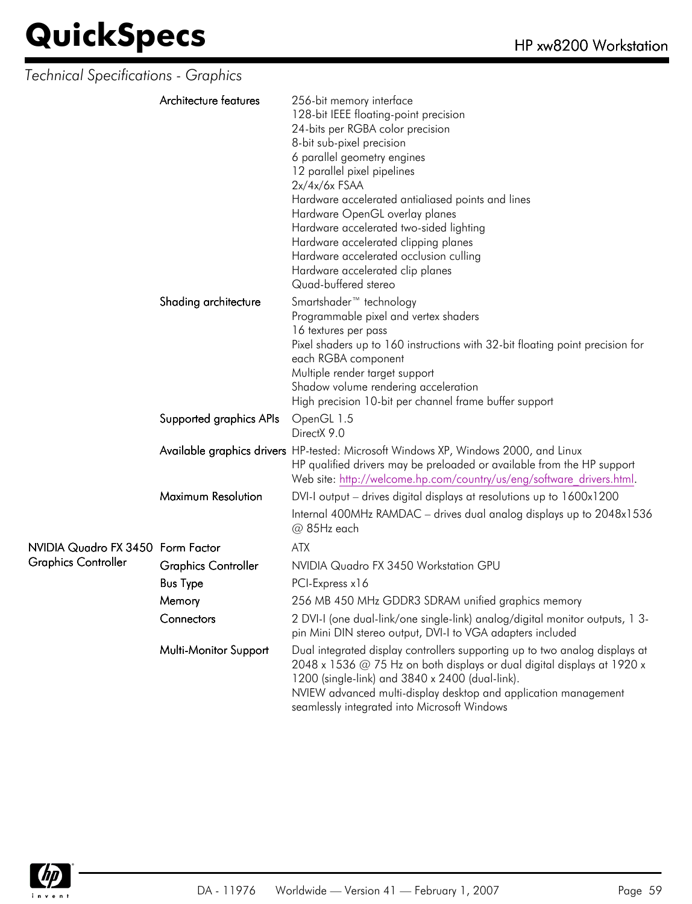*Technical Specifications - Graphics*

| | | |
|---|---|---|
| | Architecture features | 256-bit memory interface<br>128-bit IEEE floating-point precision<br>24-bits per RGBA color precision<br>8-bit sub-pixel precision<br>6 parallel geometry engines<br>12 parallel pixel pipelines<br>2x/4x/6x FSAA<br>Hardware accelerated antialiased points and lines<br>Hardware OpenGL overlay planes<br>Hardware accelerated two-sided lighting<br>Hardware accelerated clipping planes<br>Hardware accelerated occlusion culling<br>Hardware accelerated clip planes<br>Quad-buffered stereo |
| | Shading architecture | Smartshader™ technology<br>Programmable pixel and vertex shaders<br>16 textures per pass<br>Pixel shaders up to 160 instructions with 32-bit floating point precision for each RGBA component<br>Multiple render target support<br>Shadow volume rendering acceleration<br>High precision 10-bit per channel frame buffer support |
| | Supported graphics APIs | OpenGL 1.5<br>DirectX 9.0 |
| | Available graphics drivers | HP-tested: Microsoft Windows XP, Windows 2000, and Linux<br>HP qualified drivers may be preloaded or available from the HP support Web site: http://welcome.hp.com/country/us/eng/software_drivers.html. |
| | Maximum Resolution | DVI-I output – drives digital displays at resolutions up to 1600x1200<br>Internal 400MHz RAMDAC – drives dual analog displays up to 2048x1536 @ 85Hz each |
| NVIDIA Quadro FX 3450 Graphics Controller | Form Factor | ATX |
| | Graphics Controller | NVIDIA Quadro FX 3450 Workstation GPU |
| | Bus Type | PCI-Express x16 |
| | Memory | 256 MB 450 MHz GDDR3 SDRAM unified graphics memory |
| | Connectors | 2 DVI-I (one dual-link/one single-link) analog/digital monitor outputs, 1 3-pin Mini DIN stereo output, DVI-I to VGA adapters included |
| | Multi-Monitor Support | Dual integrated display controllers supporting up to two analog displays at 2048 x 1536 @ 75 Hz on both displays or dual digital displays at 1920 x 1200 (single-link) and 3840 x 2400 (dual-link).<br>NVIEW advanced multi-display desktop and application management seamlessly integrated into Microsoft Windows |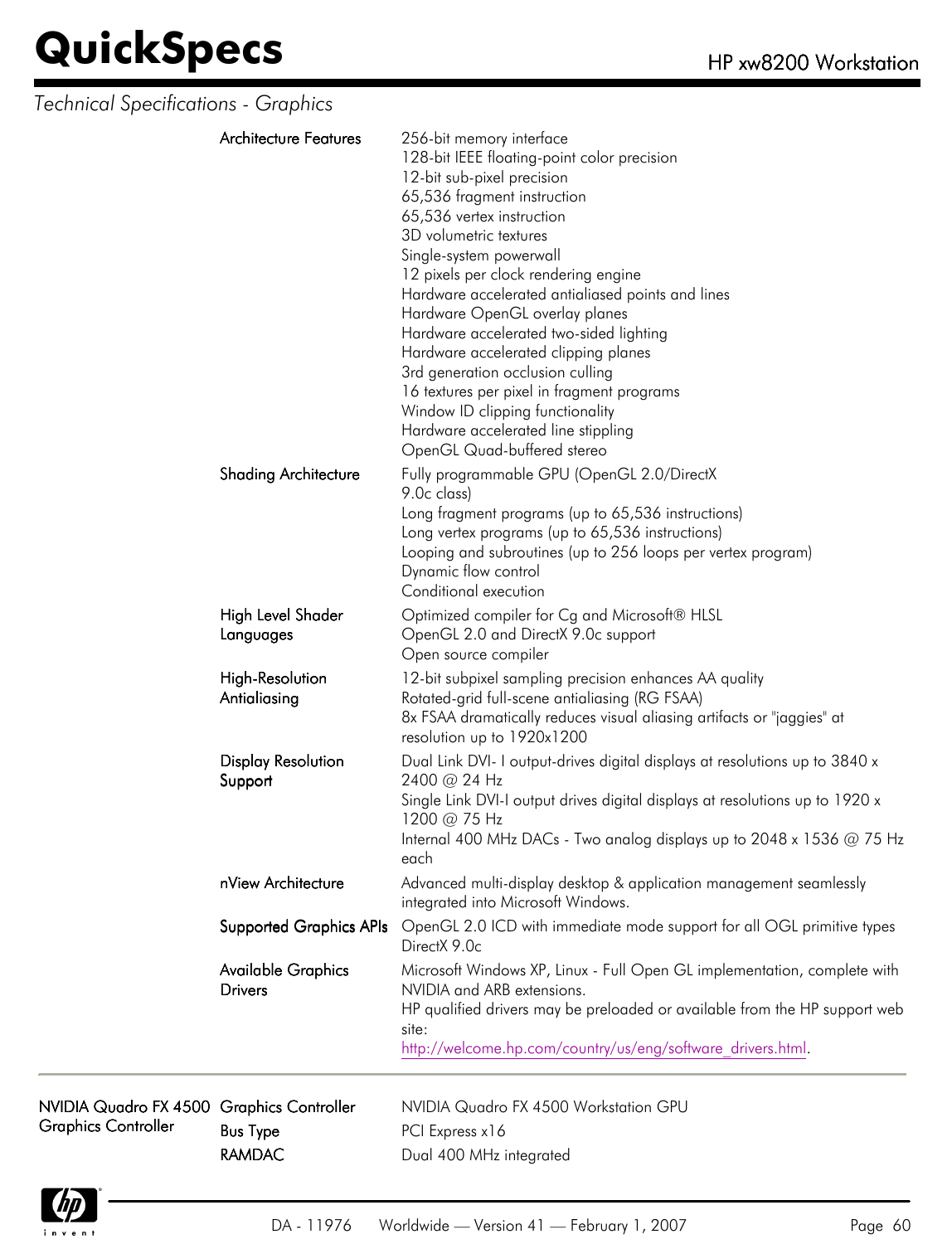*Technical Specifications - Graphics*

| | | |
|---|---|---|
| | Architecture Features | 256-bit memory interface<br>128-bit IEEE floating-point color precision<br>12-bit sub-pixel precision<br>65,536 fragment instruction<br>65,536 vertex instruction<br>3D volumetric textures<br>Single-system powerwall<br>12 pixels per clock rendering engine<br>Hardware accelerated antialiased points and lines<br>Hardware OpenGL overlay planes<br>Hardware accelerated two-sided lighting<br>Hardware accelerated clipping planes<br>3rd generation occlusion culling<br>16 textures per pixel in fragment programs<br>Window ID clipping functionality<br>Hardware accelerated line stippling<br>OpenGL Quad-buffered stereo |
| | Shading Architecture | Fully programmable GPU (OpenGL 2.0/DirectX 9.0c class)<br>Long fragment programs (up to 65,536 instructions)<br>Long vertex programs (up to 65,536 instructions)<br>Looping and subroutines (up to 256 loops per vertex program)<br>Dynamic flow control<br>Conditional execution |
| | High Level Shader Languages | Optimized compiler for Cg and Microsoft® HLSL<br>OpenGL 2.0 and DirectX 9.0c support<br>Open source compiler |
| | High-Resolution Antialiasing | 12-bit subpixel sampling precision enhances AA quality<br>Rotated-grid full-scene antialiasing (RG FSAA)<br>8x FSAA dramatically reduces visual aliasing artifacts or "jaggies" at resolution up to 1920x1200 |
| | Display Resolution Support | Dual Link DVI- I output-drives digital displays at resolutions up to 3840 x 2400 @ 24 Hz<br>Single Link DVI-I output drives digital displays at resolutions up to 1920 x 1200 @ 75 Hz<br>Internal 400 MHz DACs - Two analog displays up to 2048 x 1536 @ 75 Hz each |
| | nView Architecture | Advanced multi-display desktop & application management seamlessly integrated into Microsoft Windows. |
| | Supported Graphics APIs | OpenGL 2.0 ICD with immediate mode support for all OGL primitive types<br>DirectX 9.0c |
| | Available Graphics Drivers | Microsoft Windows XP, Linux - Full Open GL implementation, complete with NVIDIA and ARB extensions.<br>HP qualified drivers may be preloaded or available from the HP support web site:<br>http://welcome.hp.com/country/us/eng/software_drivers.html. |

| | | |
|---|---|---|
| NVIDIA Quadro FX 4500 Graphics Controller | Graphics Controller | NVIDIA Quadro FX 4500 Workstation GPU |
| | Bus Type | PCI Express x16 |
| | RAMDAC | Dual 400 MHz integrated |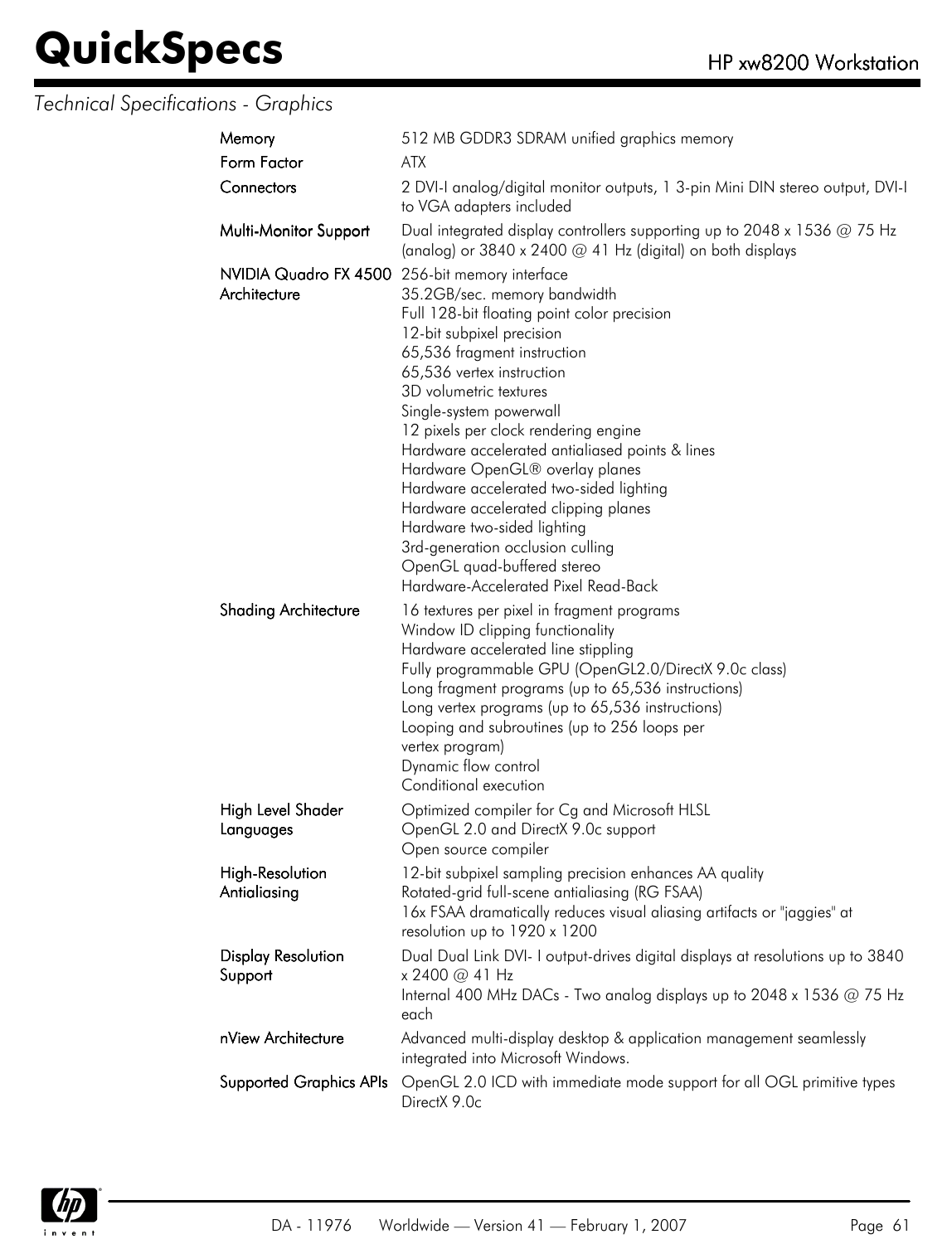*Technical Specifications - Graphics*

| | |
|---|---|
| **Memory** | 512 MB GDDR3 SDRAM unified graphics memory |
| **Form Factor** | ATX |
| **Connectors** | 2 DVI-I analog/digital monitor outputs, 1 3-pin Mini DIN stereo output, DVI-I to VGA adapters included |
| **Multi-Monitor Support** | Dual integrated display controllers supporting up to 2048 x 1536 @ 75 Hz (analog) or 3840 x 2400 @ 41 Hz (digital) on both displays |
| **NVIDIA Quadro FX 4500 Architecture** | 256-bit memory interface<br>35.2GB/sec. memory bandwidth<br>Full 128-bit floating point color precision<br>12-bit subpixel precision<br>65,536 fragment instruction<br>65,536 vertex instruction<br>3D volumetric textures<br>Single-system powerwall<br>12 pixels per clock rendering engine<br>Hardware accelerated antialiased points & lines<br>Hardware OpenGL® overlay planes<br>Hardware accelerated two-sided lighting<br>Hardware accelerated clipping planes<br>Hardware two-sided lighting<br>3rd-generation occlusion culling<br>OpenGL quad-buffered stereo<br>Hardware-Accelerated Pixel Read-Back |
| **Shading Architecture** | 16 textures per pixel in fragment programs<br>Window ID clipping functionality<br>Hardware accelerated line stippling<br>Fully programmable GPU (OpenGL2.0/DirectX 9.0c class)<br>Long fragment programs (up to 65,536 instructions)<br>Long vertex programs (up to 65,536 instructions)<br>Looping and subroutines (up to 256 loops per vertex program)<br>Dynamic flow control<br>Conditional execution |
| **High Level Shader Languages** | Optimized compiler for Cg and Microsoft HLSL<br>OpenGL 2.0 and DirectX 9.0c support<br>Open source compiler |
| **High-Resolution Antialiasing** | 12-bit subpixel sampling precision enhances AA quality<br>Rotated-grid full-scene antialiasing (RG FSAA)<br>16x FSAA dramatically reduces visual aliasing artifacts or "jaggies" at resolution up to 1920 x 1200 |
| **Display Resolution Support** | Dual Dual Link DVI- I output-drives digital displays at resolutions up to 3840 x 2400 @ 41 Hz<br>Internal 400 MHz DACs - Two analog displays up to 2048 x 1536 @ 75 Hz each |
| **nView Architecture** | Advanced multi-display desktop & application management seamlessly integrated into Microsoft Windows. |
| **Supported Graphics APIs** | OpenGL 2.0 ICD with immediate mode support for all OGL primitive types<br>DirectX 9.0c |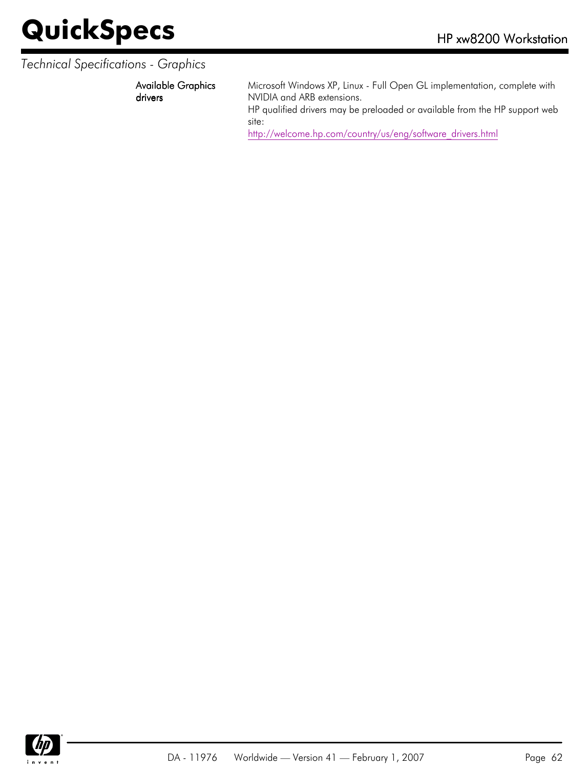*Technical Specifications - Graphics*

| | |
|---|---|
| Available Graphics drivers | Microsoft Windows XP, Linux - Full Open GL implementation, complete with NVIDIA and ARB extensions.<br>HP qualified drivers may be preloaded or available from the HP support web site:<br>http://welcome.hp.com/country/us/eng/software_drivers.html |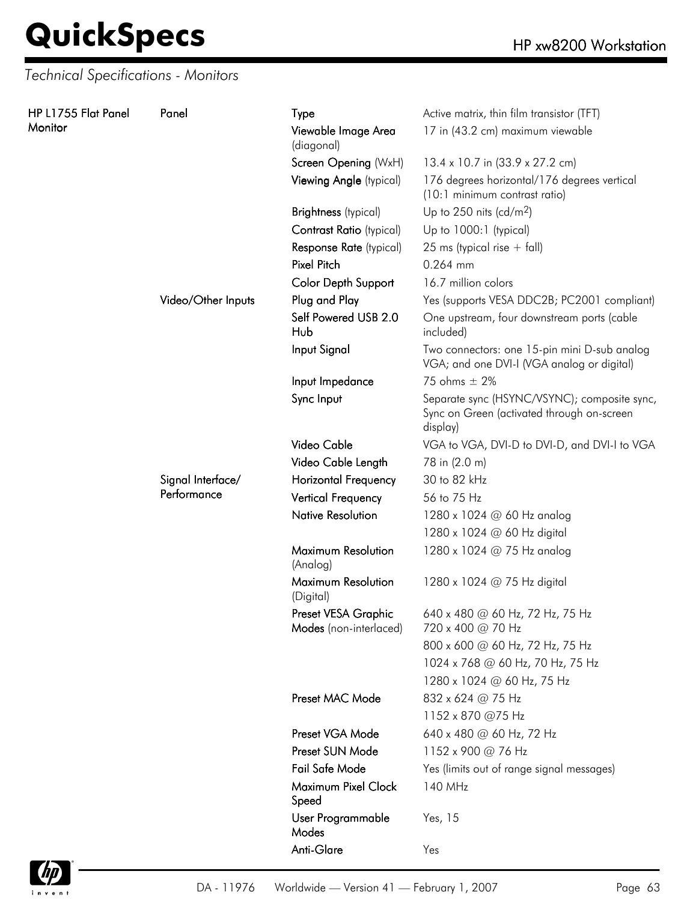*Technical Specifications - Monitors*

| | | | |
|---|---|---|---|
| HP L1755 Flat Panel Monitor | Panel | Type | Active matrix, thin film transistor (TFT) |
| | | Viewable Image Area (diagonal) | 17 in (43.2 cm) maximum viewable |
| | | Screen Opening (WxH) | 13.4 x 10.7 in (33.9 x 27.2 cm) |
| | | Viewing Angle (typical) | 176 degrees horizontal/176 degrees vertical (10:1 minimum contrast ratio) |
| | | Brightness (typical) | Up to 250 nits (cd/$m^2$) |
| | | Contrast Ratio (typical) | Up to 1000:1 (typical) |
| | | Response Rate (typical) | 25 ms (typical rise + fall) |
| | | Pixel Pitch | 0.264 mm |
| | | Color Depth Support | 16.7 million colors |
| | Video/Other Inputs | Plug and Play | Yes (supports VESA DDC2B; PC2001 compliant) |
| | | Self Powered USB 2.0 Hub | One upstream, four downstream ports (cable included) |
| | | Input Signal | Two connectors: one 15-pin mini D-sub analog VGA; and one DVI-I (VGA analog or digital) |
| | | Input Impedance | 75 ohms ± 2% |
| | | Sync Input | Separate sync (HSYNC/VSYNC); composite sync, Sync on Green (activated through on-screen display) |
| | | Video Cable | VGA to VGA, DVI-D to DVI-D, and DVI-I to VGA |
| | | Video Cable Length | 78 in (2.0 m) |
| | Signal Interface/ Performance | Horizontal Frequency | 30 to 82 kHz |
| | | Vertical Frequency | 56 to 75 Hz |
| | | Native Resolution | 1280 x 1024 @ 60 Hz analog<br>1280 x 1024 @ 60 Hz digital |
| | | Maximum Resolution (Analog) | 1280 x 1024 @ 75 Hz analog |
| | | Maximum Resolution (Digital) | 1280 x 1024 @ 75 Hz digital |
| | | Preset VESA Graphic Modes (non-interlaced) | 640 x 480 @ 60 Hz, 72 Hz, 75 Hz<br>720 x 400 @ 70 Hz<br>800 x 600 @ 60 Hz, 72 Hz, 75 Hz<br>1024 x 768 @ 60 Hz, 70 Hz, 75 Hz<br>1280 x 1024 @ 60 Hz, 75 Hz |
| | | Preset MAC Mode | 832 x 624 @ 75 Hz<br>1152 x 870 @75 Hz |
| | | Preset VGA Mode | 640 x 480 @ 60 Hz, 72 Hz |
| | | Preset SUN Mode | 1152 x 900 @ 76 Hz |
| | | Fail Safe Mode | Yes (limits out of range signal messages) |
| | | Maximum Pixel Clock Speed | 140 MHz |
| | | User Programmable Modes | Yes, 15 |
| | | Anti-Glare | Yes |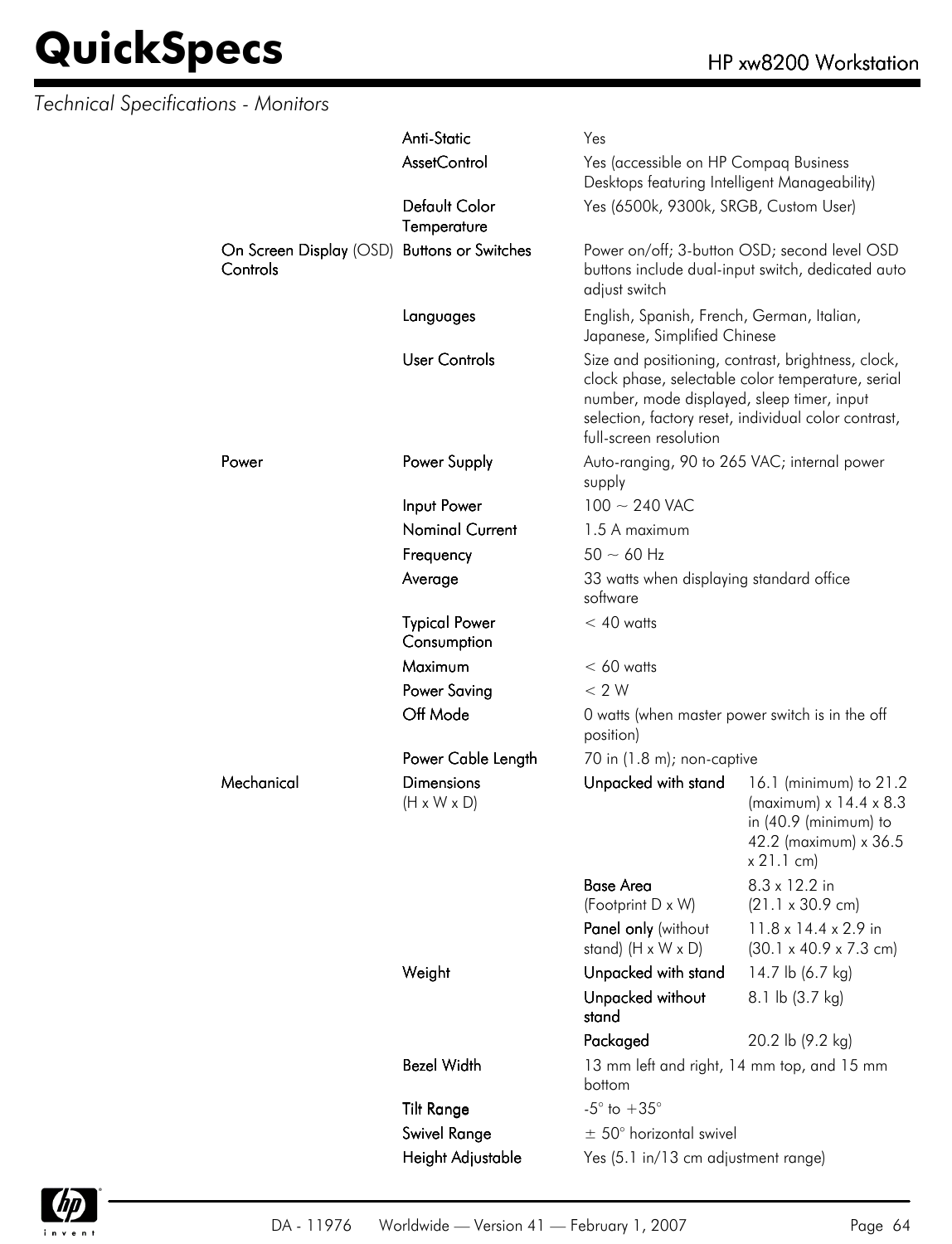*Technical Specifications - Monitors*

| | | | |
|---|---|---|---|
| | **Anti-Static** | Yes | |
| | **AssetControl** | Yes (accessible on HP Compaq Business Desktops featuring Intelligent Manageability) | |
| | **Default Color Temperature** | Yes (6500k, 9300k, SRGB, Custom User) | |
| **On Screen Display** (OSD) **Controls** | **Buttons or Switches** | Power on/off; 3-button OSD; second level OSD buttons include dual-input switch, dedicated auto adjust switch | |
| | **Languages** | English, Spanish, French, German, Italian, Japanese, Simplified Chinese | |
| | **User Controls** | Size and positioning, contrast, brightness, clock, clock phase, selectable color temperature, serial number, mode displayed, sleep timer, input selection, factory reset, individual color contrast, full-screen resolution | |
| **Power** | **Power Supply** | Auto-ranging, 90 to 265 VAC; internal power supply | |
| | **Input Power** | 100 ~ 240 VAC | |
| | **Nominal Current** | 1.5 A maximum | |
| | **Frequency** | 50 ~ 60 Hz | |
| | **Average** | 33 watts when displaying standard office software | |
| | **Typical Power Consumption** | < 40 watts | |
| | **Maximum** | < 60 watts | |
| | **Power Saving** | < 2 W | |
| | **Off Mode** | 0 watts (when master power switch is in the off position) | |
| | **Power Cable Length** | 70 in (1.8 m); non-captive | |
| **Mechanical** | **Dimensions** (H x W x D) | **Unpacked with stand** | 16.1 (minimum) to 21.2 (maximum) x 14.4 x 8.3 in (40.9 (minimum) to 42.2 (maximum) x 36.5 x 21.1 cm) |
| | | **Base Area** (Footprint D x W) | 8.3 x 12.2 in (21.1 x 30.9 cm) |
| | | **Panel only** (without stand) (H x W x D) | 11.8 x 14.4 x 2.9 in (30.1 x 40.9 x 7.3 cm) |
| | **Weight** | **Unpacked with stand** | 14.7 lb (6.7 kg) |
| | | **Unpacked without stand** | 8.1 lb (3.7 kg) |
| | | **Packaged** | 20.2 lb (9.2 kg) |
| | **Bezel Width** | 13 mm left and right, 14 mm top, and 15 mm bottom | |
| | **Tilt Range** | -5° to +35° | |
| | **Swivel Range** | ± 50° horizontal swivel | |
| | **Height Adjustable** | Yes (5.1 in/13 cm adjustment range) | |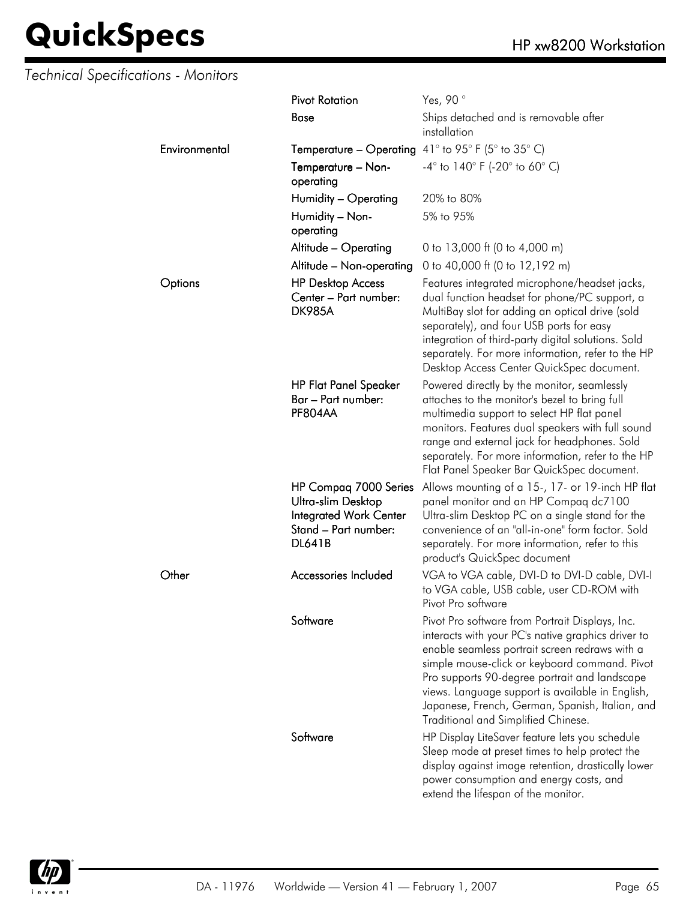*Technical Specifications - Monitors*

| | | |
|---|---|---|
| | Pivot Rotation | Yes, 90 ° |
| | Base | Ships detached and is removable after installation |
| Environmental | Temperature – Operating | 41° to 95° F (5° to 35° C) |
| | Temperature – Non-operating | -4° to 140° F (-20° to 60° C) |
| | Humidity – Operating | 20% to 80% |
| | Humidity – Non-operating | 5% to 95% |
| | Altitude – Operating | 0 to 13,000 ft (0 to 4,000 m) |
| | Altitude – Non-operating | 0 to 40,000 ft (0 to 12,192 m) |
| Options | HP Desktop Access Center – Part number: DK985A | Features integrated microphone/headset jacks, dual function headset for phone/PC support, a MultiBay slot for adding an optical drive (sold separately), and four USB ports for easy integration of third-party digital solutions. Sold separately. For more information, refer to the HP Desktop Access Center QuickSpec document. |
| | HP Flat Panel Speaker Bar – Part number: PF804AA | Powered directly by the monitor, seamlessly attaches to the monitor's bezel to bring full multimedia support to select HP flat panel monitors. Features dual speakers with full sound range and external jack for headphones. Sold separately. For more information, refer to the HP Flat Panel Speaker Bar QuickSpec document. |
| | HP Compaq 7000 Series Ultra-slim Desktop Integrated Work Center Stand – Part number: DL641B | Allows mounting of a 15-, 17- or 19-inch HP flat panel monitor and an HP Compaq dc7100 Ultra-slim Desktop PC on a single stand for the convenience of an "all-in-one" form factor. Sold separately. For more information, refer to this product's QuickSpec document |
| Other | Accessories Included | VGA to VGA cable, DVI-D to DVI-D cable, DVI-I to VGA cable, USB cable, user CD-ROM with Pivot Pro software |
| | Software | Pivot Pro software from Portrait Displays, Inc. interacts with your PC's native graphics driver to enable seamless portrait screen redraws with a simple mouse-click or keyboard command. Pivot Pro supports 90-degree portrait and landscape views. Language support is available in English, Japanese, French, German, Spanish, Italian, and Traditional and Simplified Chinese. |
| | Software | HP Display LiteSaver feature lets you schedule Sleep mode at preset times to help protect the display against image retention, drastically lower power consumption and energy costs, and extend the lifespan of the monitor. |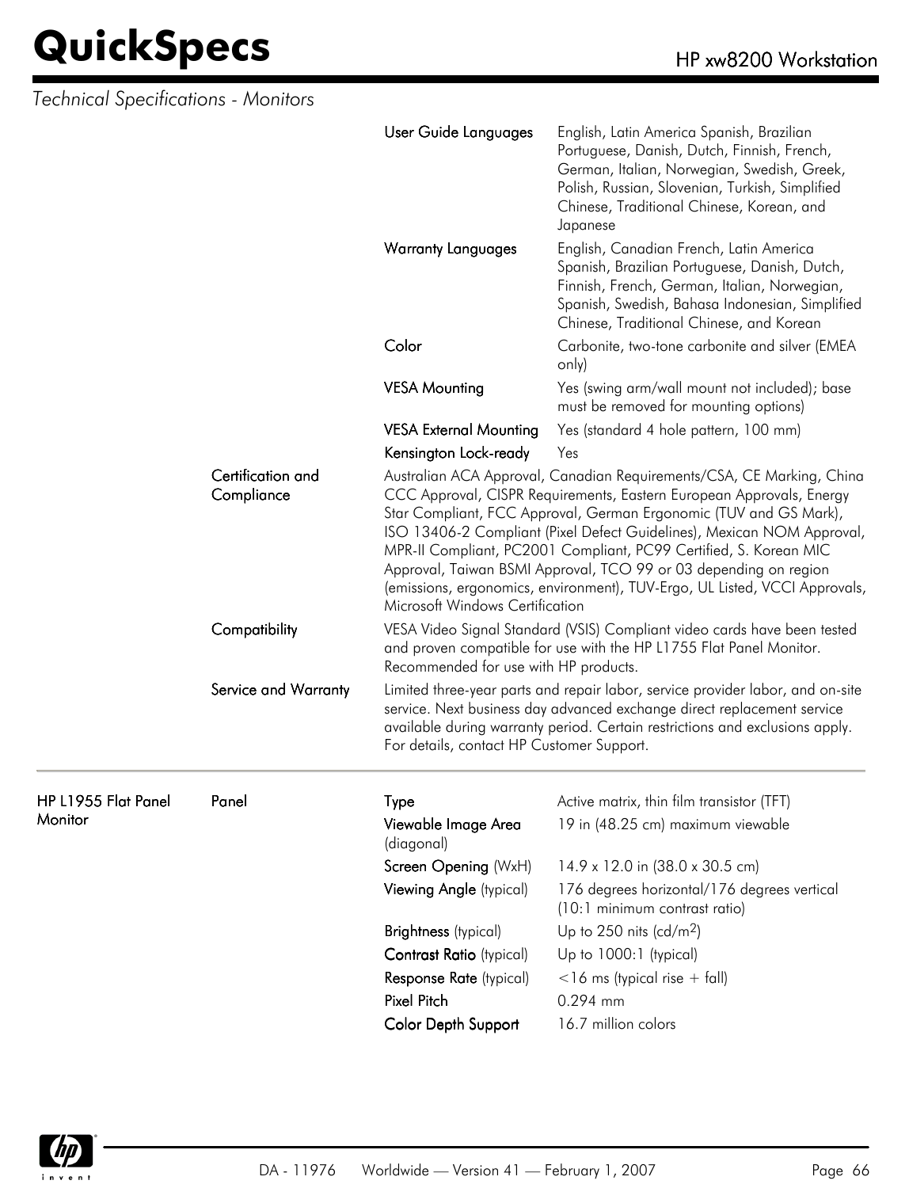*Technical Specifications - Monitors*

| | | | |
|---|---|---|---|
| | | **User Guide Languages** | English, Latin America Spanish, Brazilian Portuguese, Danish, Dutch, Finnish, French, German, Italian, Norwegian, Swedish, Greek, Polish, Russian, Slovenian, Turkish, Simplified Chinese, Traditional Chinese, Korean, and Japanese |
| | | **Warranty Languages** | English, Canadian French, Latin America Spanish, Brazilian Portuguese, Danish, Dutch, Finnish, French, German, Italian, Norwegian, Spanish, Swedish, Bahasa Indonesian, Simplified Chinese, Traditional Chinese, and Korean |
| | | **Color** | Carbonite, two-tone carbonite and silver (EMEA only) |
| | | **VESA Mounting** | Yes (swing arm/wall mount not included); base must be removed for mounting options) |
| | | **VESA External Mounting** | Yes (standard 4 hole pattern, 100 mm) |
| | | **Kensington Lock-ready** | Yes |
| | **Certification and Compliance** | Australian ACA Approval, Canadian Requirements/CSA, CE Marking, China CCC Approval, CISPR Requirements, Eastern European Approvals, Energy Star Compliant, FCC Approval, German Ergonomic (TUV and GS Mark), ISO 13406-2 Compliant (Pixel Defect Guidelines), Mexican NOM Approval, MPR-II Compliant, PC2001 Compliant, PC99 Certified, S. Korean MIC Approval, Taiwan BSMI Approval, TCO 99 or 03 depending on region (emissions, ergonomics, environment), TUV-Ergo, UL Listed, VCCI Approvals, Microsoft Windows Certification | |
| | **Compatibility** | VESA Video Signal Standard (VSIS) Compliant video cards have been tested and proven compatible for use with the HP L1755 Flat Panel Monitor. Recommended for use with HP products. | |
| | **Service and Warranty** | Limited three-year parts and repair labor, service provider labor, and on-site service. Next business day advanced exchange direct replacement service available during warranty period. Certain restrictions and exclusions apply. For details, contact HP Customer Support. | |

---

| | | | |
|---|---|---|---|
| **HP L1955 Flat Panel Monitor** | **Panel** | **Type** | Active matrix, thin film transistor (TFT) |
| | | **Viewable Image Area** (diagonal) | 19 in (48.25 cm) maximum viewable |
| | | **Screen Opening** (WxH) | 14.9 x 12.0 in (38.0 x 30.5 cm) |
| | | **Viewing Angle** (typical) | 176 degrees horizontal/176 degrees vertical (10:1 minimum contrast ratio) |
| | | **Brightness** (typical) | Up to 250 nits (cd/$m^2$) |
| | | **Contrast Ratio** (typical) | Up to 1000:1 (typical) |
| | | **Response Rate** (typical) | <16 ms (typical rise + fall) |
| | | **Pixel Pitch** | 0.294 mm |
| | | **Color Depth Support** | 16.7 million colors |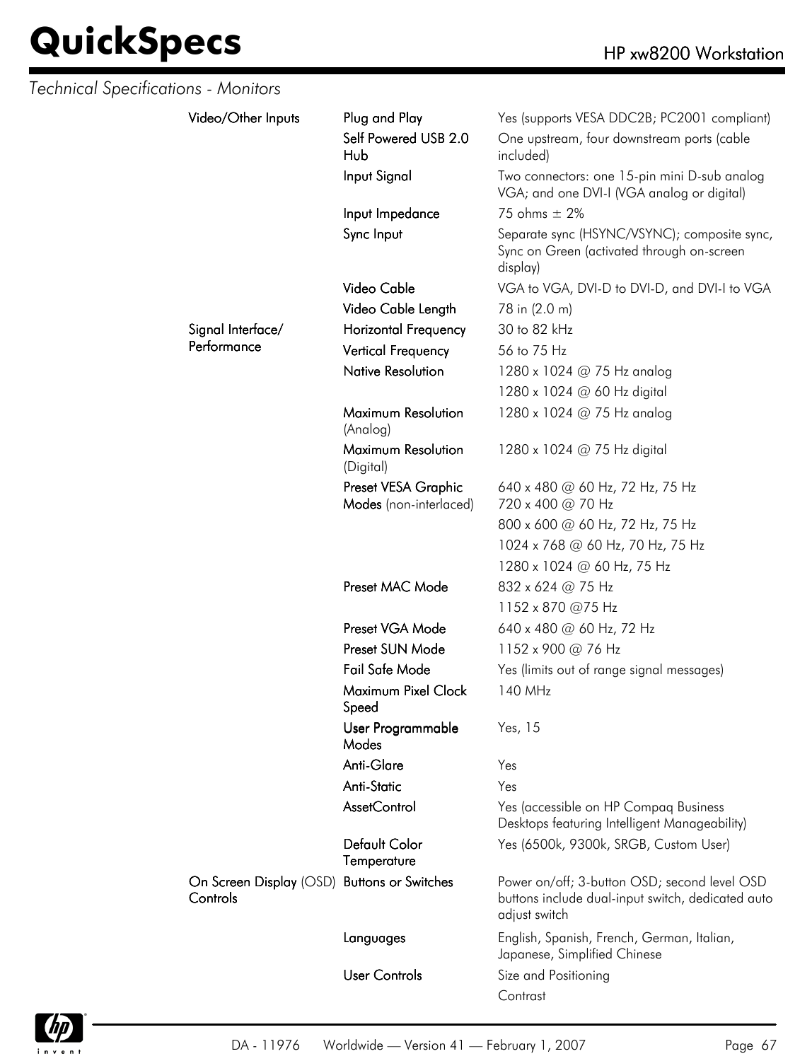*Technical Specifications - Monitors*

| | | |
|---|---|---|
| Video/Other Inputs | Plug and Play | Yes (supports VESA DDC2B; PC2001 compliant) |
| | Self Powered USB 2.0 Hub | One upstream, four downstream ports (cable included) |
| | Input Signal | Two connectors: one 15-pin mini D-sub analog VGA; and one DVI-I (VGA analog or digital) |
| | Input Impedance | 75 ohms ± 2% |
| | Sync Input | Separate sync (HSYNC/VSYNC); composite sync, Sync on Green (activated through on-screen display) |
| | Video Cable | VGA to VGA, DVI-D to DVI-D, and DVI-I to VGA |
| | Video Cable Length | 78 in (2.0 m) |
| Signal Interface/ Performance | Horizontal Frequency | 30 to 82 kHz |
| | Vertical Frequency | 56 to 75 Hz |
| | Native Resolution | 1280 x 1024 @ 75 Hz analog |
| | | 1280 x 1024 @ 60 Hz digital |
| | Maximum Resolution (Analog) | 1280 x 1024 @ 75 Hz analog |
| | Maximum Resolution (Digital) | 1280 x 1024 @ 75 Hz digital |
| | Preset VESA Graphic Modes (non-interlaced) | 640 x 480 @ 60 Hz, 72 Hz, 75 Hz<br>720 x 400 @ 70 Hz |
| | | 800 x 600 @ 60 Hz, 72 Hz, 75 Hz |
| | | 1024 x 768 @ 60 Hz, 70 Hz, 75 Hz |
| | | 1280 x 1024 @ 60 Hz, 75 Hz |
| | Preset MAC Mode | 832 x 624 @ 75 Hz |
| | | 1152 x 870 @75 Hz |
| | Preset VGA Mode | 640 x 480 @ 60 Hz, 72 Hz |
| | Preset SUN Mode | 1152 x 900 @ 76 Hz |
| | Fail Safe Mode | Yes (limits out of range signal messages) |
| | Maximum Pixel Clock Speed | 140 MHz |
| | User Programmable Modes | Yes, 15 |
| | Anti-Glare | Yes |
| | Anti-Static | Yes |
| | AssetControl | Yes (accessible on HP Compaq Business Desktops featuring Intelligent Manageability) |
| | Default Color Temperature | Yes (6500k, 9300k, SRGB, Custom User) |
| On Screen Display (OSD) Controls | Buttons or Switches | Power on/off; 3-button OSD; second level OSD buttons include dual-input switch, dedicated auto adjust switch |
| | Languages | English, Spanish, French, German, Italian, Japanese, Simplified Chinese |
| | User Controls | Size and Positioning |
| | | Contrast |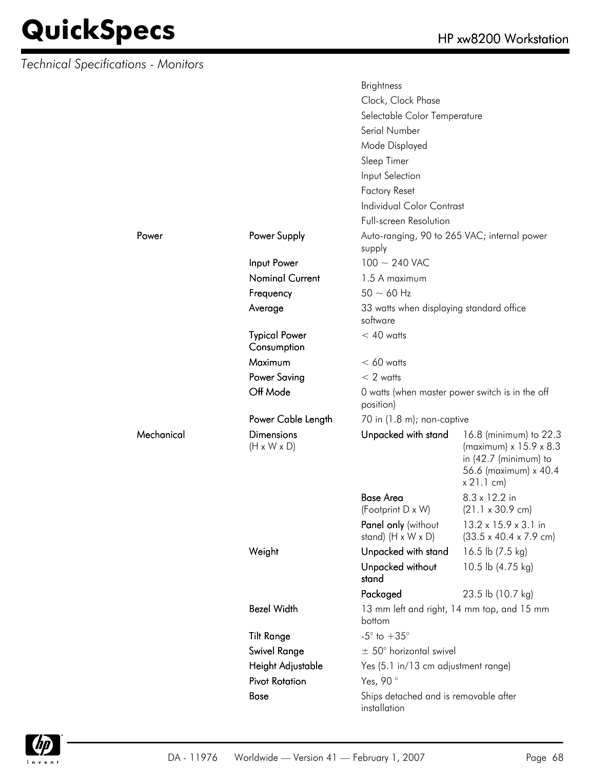*Technical Specifications - Monitors*

| | | | |
|---|---|---|---|
| | | Brightness | |
| | | Clock, Clock Phase | |
| | | Selectable Color Temperature | |
| | | Serial Number | |
| | | Mode Displayed | |
| | | Sleep Timer | |
| | | Input Selection | |
| | | Factory Reset | |
| | | Individual Color Contrast | |
| | | Full-screen Resolution | |
| Power | Power Supply | Auto-ranging, 90 to 265 VAC; internal power supply | |
| | Input Power | 100 ~ 240 VAC | |
| | Nominal Current | 1.5 A maximum | |
| | Frequency | 50 ~ 60 Hz | |
| | Average | 33 watts when displaying standard office software | |
| | Typical Power Consumption | < 40 watts | |
| | Maximum | < 60 watts | |
| | Power Saving | < 2 watts | |
| | Off Mode | 0 watts (when master power switch is in the off position) | |
| | Power Cable Length | 70 in (1.8 m); non-captive | |
| Mechanical | Dimensions (H x W x D) | Unpacked with stand | 16.8 (minimum) to 22.3 (maximum) x 15.9 x 8.3 in (42.7 (minimum) to 56.6 (maximum) x 40.4 x 21.1 cm) |
| | | Base Area (Footprint D x W) | 8.3 x 12.2 in (21.1 x 30.9 cm) |
| | | Panel only (without stand) (H x W x D) | 13.2 x 15.9 x 3.1 in (33.5 x 40.4 x 7.9 cm) |
| | Weight | Unpacked with stand | 16.5 lb (7.5 kg) |
| | | Unpacked without stand | 10.5 lb (4.75 kg) |
| | | Packaged | 23.5 lb (10.7 kg) |
| | Bezel Width | 13 mm left and right, 14 mm top, and 15 mm bottom | |
| | Tilt Range | -5° to +35° | |
| | Swivel Range | ± 50° horizontal swivel | |
| | Height Adjustable | Yes (5.1 in/13 cm adjustment range) | |
| | Pivot Rotation | Yes, 90 ° | |
| | Base | Ships detached and is removable after installation | |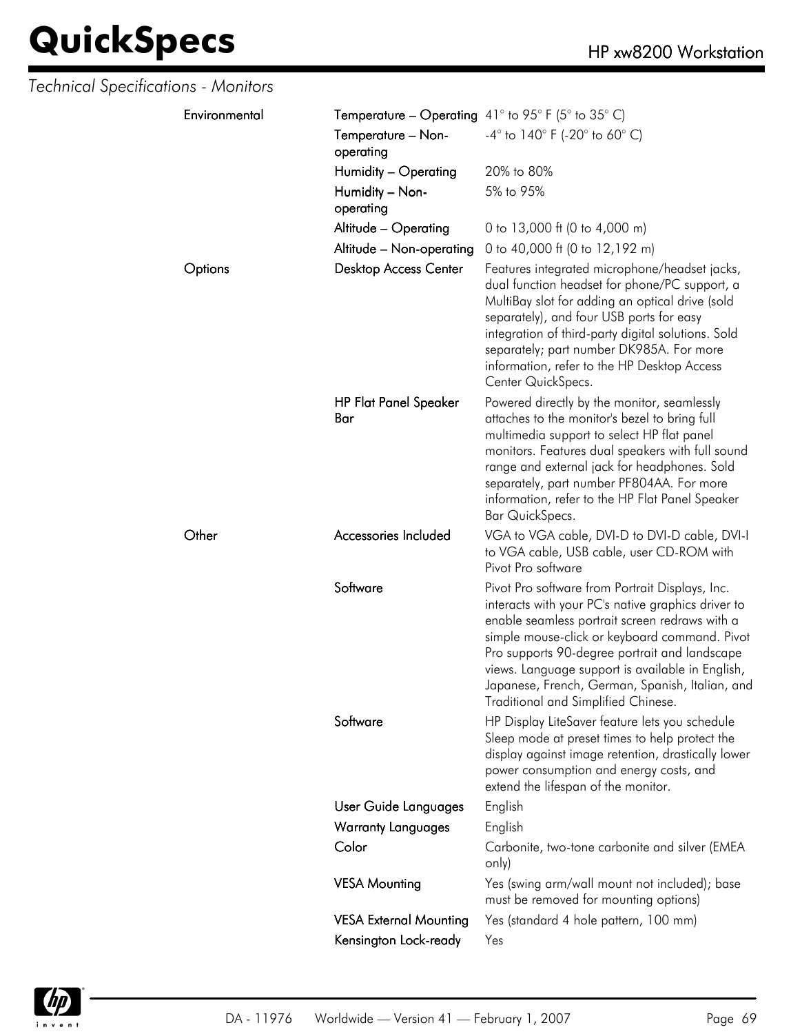*Technical Specifications - Monitors*

| | | |
|---|---|---|
| Environmental | Temperature – Operating | 41° to 95° F (5° to 35° C) |
| | Temperature – Non-operating | -4° to 140° F (-20° to 60° C) |
| | Humidity – Operating | 20% to 80% |
| | Humidity – Non-operating | 5% to 95% |
| | Altitude – Operating | 0 to 13,000 ft (0 to 4,000 m) |
| | Altitude – Non-operating | 0 to 40,000 ft (0 to 12,192 m) |
| Options | Desktop Access Center | Features integrated microphone/headset jacks, dual function headset for phone/PC support, a MultiBay slot for adding an optical drive (sold separately), and four USB ports for easy integration of third-party digital solutions. Sold separately; part number DK985A. For more information, refer to the HP Desktop Access Center QuickSpecs. |
| | HP Flat Panel Speaker Bar | Powered directly by the monitor, seamlessly attaches to the monitor's bezel to bring full multimedia support to select HP flat panel monitors. Features dual speakers with full sound range and external jack for headphones. Sold separately, part number PF804AA. For more information, refer to the HP Flat Panel Speaker Bar QuickSpecs. |
| Other | Accessories Included | VGA to VGA cable, DVI-D to DVI-D cable, DVI-I to VGA cable, USB cable, user CD-ROM with Pivot Pro software |
| | Software | Pivot Pro software from Portrait Displays, Inc. interacts with your PC's native graphics driver to enable seamless portrait screen redraws with a simple mouse-click or keyboard command. Pivot Pro supports 90-degree portrait and landscape views. Language support is available in English, Japanese, French, German, Spanish, Italian, and Traditional and Simplified Chinese. |
| | Software | HP Display LiteSaver feature lets you schedule Sleep mode at preset times to help protect the display against image retention, drastically lower power consumption and energy costs, and extend the lifespan of the monitor. |
| | User Guide Languages | English |
| | Warranty Languages | English |
| | Color | Carbonite, two-tone carbonite and silver (EMEA only) |
| | VESA Mounting | Yes (swing arm/wall mount not included); base must be removed for mounting options) |
| | VESA External Mounting | Yes (standard 4 hole pattern, 100 mm) |
| | Kensington Lock-ready | Yes |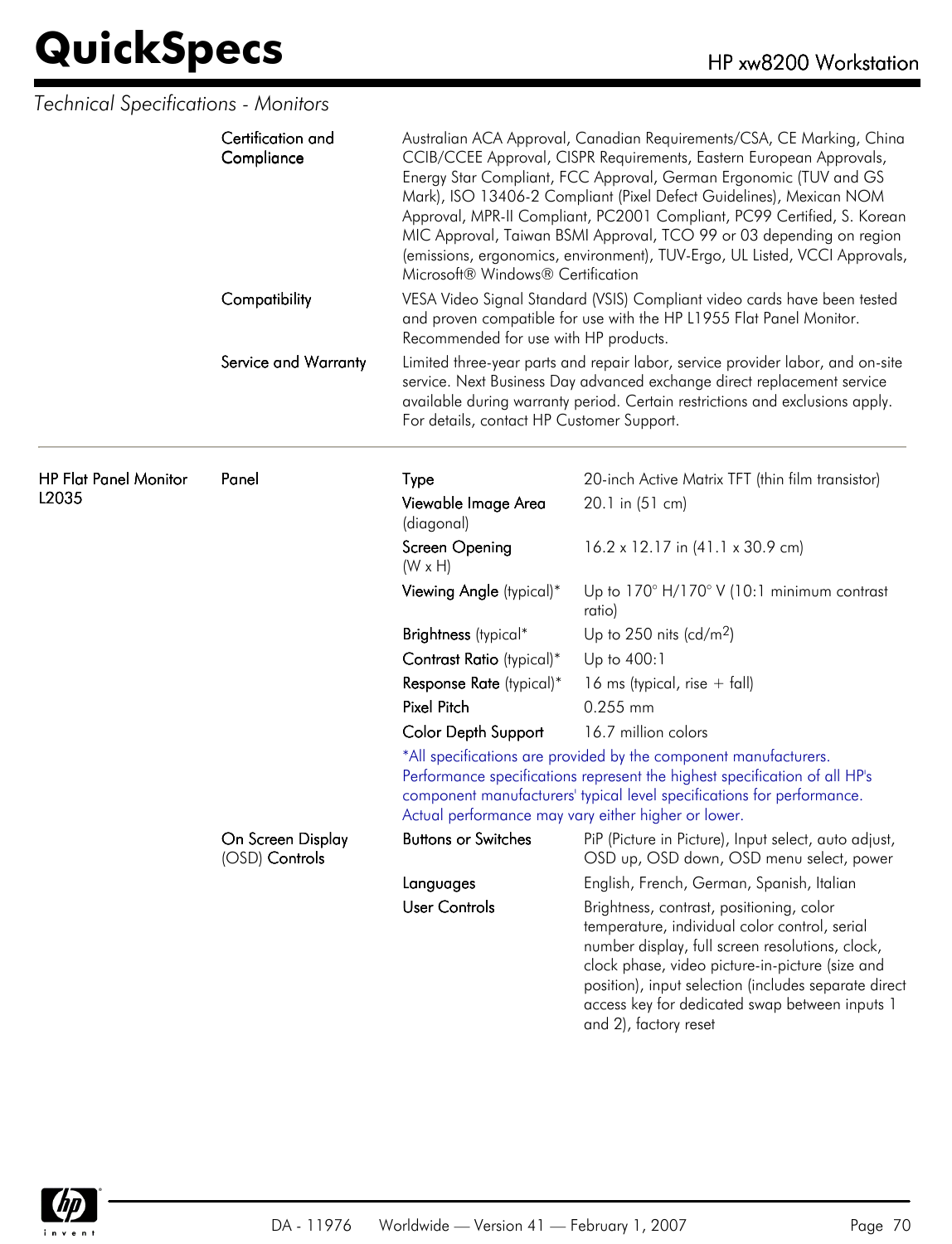*Technical Specifications - Monitors*

| | | | |
|---|---|---|---|
| | Certification and Compliance | Australian ACA Approval, Canadian Requirements/CSA, CE Marking, China CCIB/CCEE Approval, CISPR Requirements, Eastern European Approvals, Energy Star Compliant, FCC Approval, German Ergonomic (TUV and GS Mark), ISO 13406-2 Compliant (Pixel Defect Guidelines), Mexican NOM Approval, MPR-II Compliant, PC2001 Compliant, PC99 Certified, S. Korean MIC Approval, Taiwan BSMI Approval, TCO 99 or 03 depending on region (emissions, ergonomics, environment), TUV-Ergo, UL Listed, VCCI Approvals, Microsoft® Windows® Certification | |
| | Compatibility | VESA Video Signal Standard (VSIS) Compliant video cards have been tested and proven compatible for use with the HP L1955 Flat Panel Monitor. Recommended for use with HP products. | |
| | Service and Warranty | Limited three-year parts and repair labor, service provider labor, and on-site service. Next Business Day advanced exchange direct replacement service available during warranty period. Certain restrictions and exclusions apply. For details, contact HP Customer Support. | |

| | | | |
|---|---|---|---|
| HP Flat Panel Monitor L2035 | Panel | Type | 20-inch Active Matrix TFT (thin film transistor) |
| | | Viewable Image Area (diagonal) | 20.1 in (51 cm) |
| | | Screen Opening (W x H) | 16.2 x 12.17 in (41.1 x 30.9 cm) |
| | | Viewing Angle (typical)* | Up to 170° H/170° V (10:1 minimum contrast ratio) |
| | | Brightness (typical* | Up to 250 nits (cd/m$^2$) |
| | | Contrast Ratio (typical)* | Up to 400:1 |
| | | Response Rate (typical)* | 16 ms (typical, rise + fall) |
| | | Pixel Pitch | 0.255 mm |
| | | Color Depth Support | 16.7 million colors |
| | | *All specifications are provided by the component manufacturers. Performance specifications represent the highest specification of all HP's component manufacturers' typical level specifications for performance. Actual performance may vary either higher or lower. | |
| | On Screen Display (OSD) Controls | Buttons or Switches | PiP (Picture in Picture), Input select, auto adjust, OSD up, OSD down, OSD menu select, power |
| | | Languages | English, French, German, Spanish, Italian |
| | | User Controls | Brightness, contrast, positioning, color temperature, individual color control, serial number display, full screen resolutions, clock, clock phase, video picture-in-picture (size and position), input selection (includes separate direct access key for dedicated swap between inputs 1 and 2), factory reset |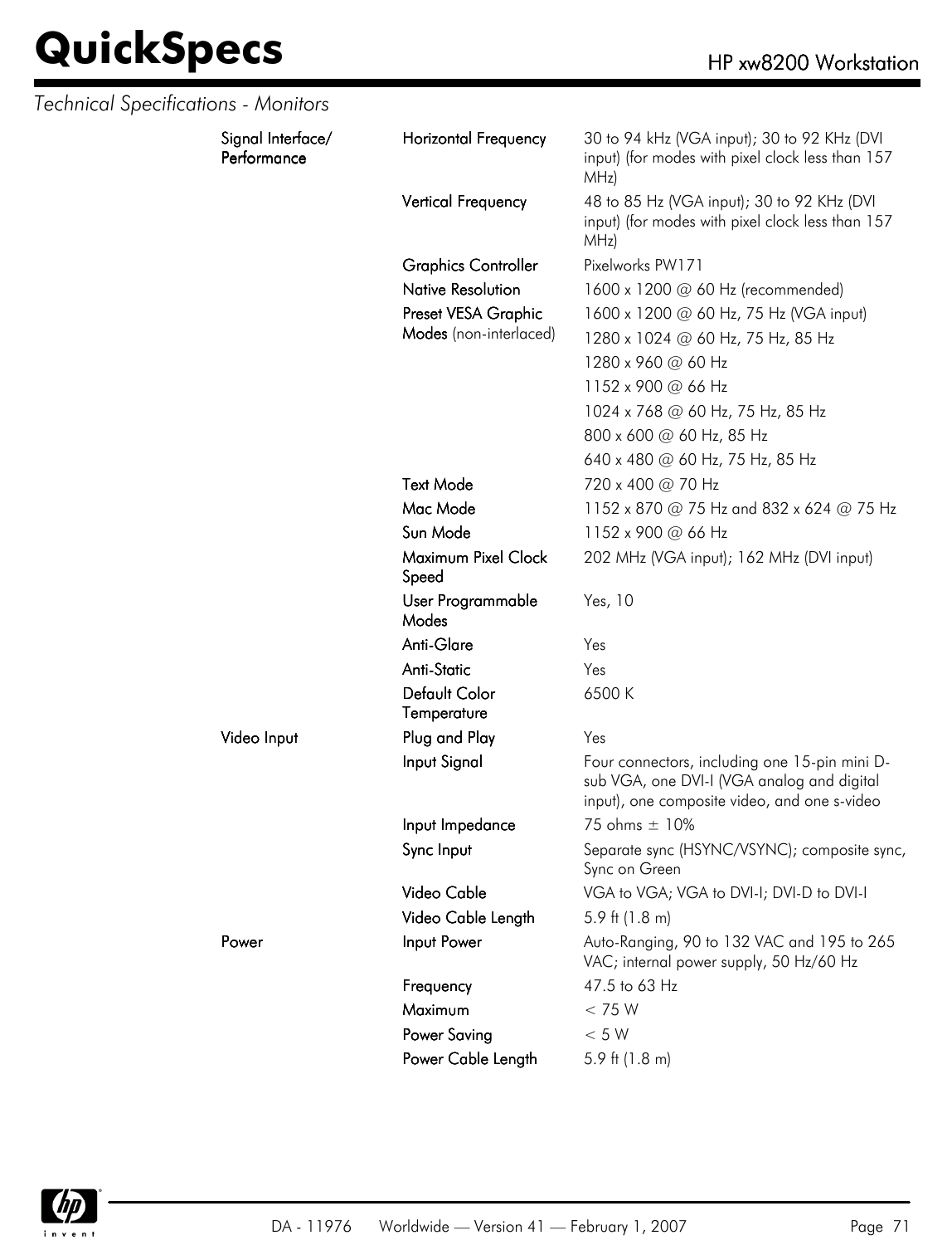*Technical Specifications - Monitors*

| | | |
|---|---|---|
| **Signal Interface/ Performance** | **Horizontal Frequency** | 30 to 94 kHz (VGA input); 30 to 92 KHz (DVI input) (for modes with pixel clock less than 157 MHz) |
| | **Vertical Frequency** | 48 to 85 Hz (VGA input); 30 to 92 KHz (DVI input) (for modes with pixel clock less than 157 MHz) |
| | **Graphics Controller** | Pixelworks PW171 |
| | **Native Resolution** | 1600 x 1200 @ 60 Hz (recommended) |
| | **Preset VESA Graphic Modes** (non-interlaced) | 1600 x 1200 @ 60 Hz, 75 Hz (VGA input) |
| | | 1280 x 1024 @ 60 Hz, 75 Hz, 85 Hz |
| | | 1280 x 960 @ 60 Hz |
| | | 1152 x 900 @ 66 Hz |
| | | 1024 x 768 @ 60 Hz, 75 Hz, 85 Hz |
| | | 800 x 600 @ 60 Hz, 85 Hz |
| | | 640 x 480 @ 60 Hz, 75 Hz, 85 Hz |
| | **Text Mode** | 720 x 400 @ 70 Hz |
| | **Mac Mode** | 1152 x 870 @ 75 Hz and 832 x 624 @ 75 Hz |
| | **Sun Mode** | 1152 x 900 @ 66 Hz |
| | **Maximum Pixel Clock Speed** | 202 MHz (VGA input); 162 MHz (DVI input) |
| | **User Programmable Modes** | Yes, 10 |
| | **Anti-Glare** | Yes |
| | **Anti-Static** | Yes |
| | **Default Color Temperature** | 6500 K |
| **Video Input** | **Plug and Play** | Yes |
| | **Input Signal** | Four connectors, including one 15-pin mini D-sub VGA, one DVI-I (VGA analog and digital input), one composite video, and one s-video |
| | **Input Impedance** | 75 ohms ± 10% |
| | **Sync Input** | Separate sync (HSYNC/VSYNC); composite sync, Sync on Green |
| | **Video Cable** | VGA to VGA; VGA to DVI-I; DVI-D to DVI-I |
| | **Video Cable Length** | 5.9 ft (1.8 m) |
| **Power** | **Input Power** | Auto-Ranging, 90 to 132 VAC and 195 to 265 VAC; internal power supply, 50 Hz/60 Hz |
| | **Frequency** | 47.5 to 63 Hz |
| | **Maximum** | < 75 W |
| | **Power Saving** | < 5 W |
| | **Power Cable Length** | 5.9 ft (1.8 m) |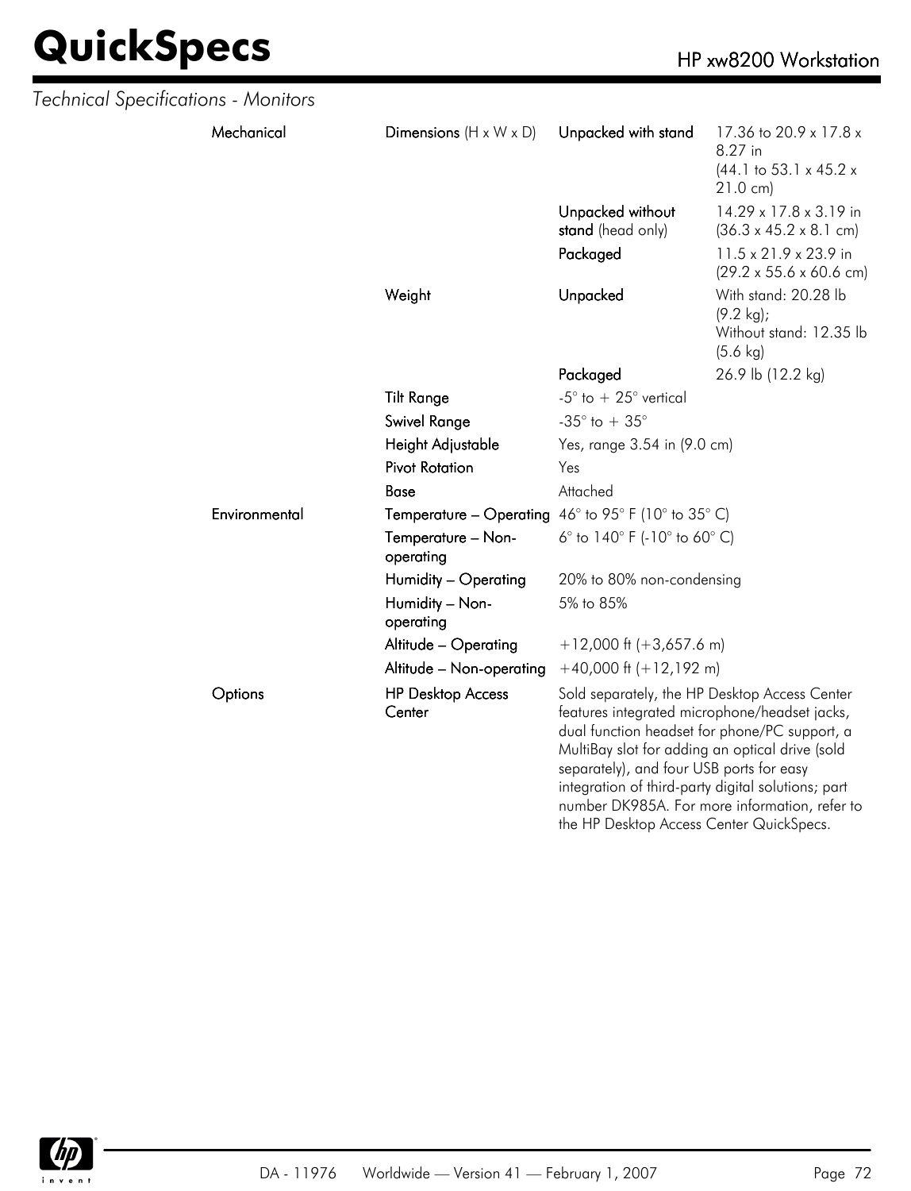*Technical Specifications - Monitors*

| | | | |
|---|---|---|---|
| **Mechanical** | **Dimensions** (H x W x D) | **Unpacked with stand** | 17.36 to 20.9 x 17.8 x 8.27 in (44.1 to 53.1 x 45.2 x 21.0 cm) |
| | | **Unpacked without stand** (head only) | 14.29 x 17.8 x 3.19 in (36.3 x 45.2 x 8.1 cm) |
| | | **Packaged** | 11.5 x 21.9 x 23.9 in (29.2 x 55.6 x 60.6 cm) |
| | **Weight** | **Unpacked** | With stand: 20.28 lb (9.2 kg); Without stand: 12.35 lb (5.6 kg) |
| | | **Packaged** | 26.9 lb (12.2 kg) |
| | **Tilt Range** | -5° to + 25° vertical | |
| | **Swivel Range** | -35° to + 35° | |
| | **Height Adjustable** | Yes, range 3.54 in (9.0 cm) | |
| | **Pivot Rotation** | Yes | |
| | **Base** | Attached | |
| **Environmental** | **Temperature – Operating** | 46° to 95° F (10° to 35° C) | |
| | **Temperature – Non-operating** | 6° to 140° F (-10° to 60° C) | |
| | **Humidity – Operating** | 20% to 80% non-condensing | |
| | **Humidity – Non-operating** | 5% to 85% | |
| | **Altitude – Operating** | +12,000 ft (+3,657.6 m) | |
| | **Altitude – Non-operating** | +40,000 ft (+12,192 m) | |
| **Options** | **HP Desktop Access Center** | Sold separately, the HP Desktop Access Center features integrated microphone/headset jacks, dual function headset for phone/PC support, a MultiBay slot for adding an optical drive (sold separately), and four USB ports for easy integration of third-party digital solutions; part number DK985A. For more information, refer to the HP Desktop Access Center QuickSpecs. | |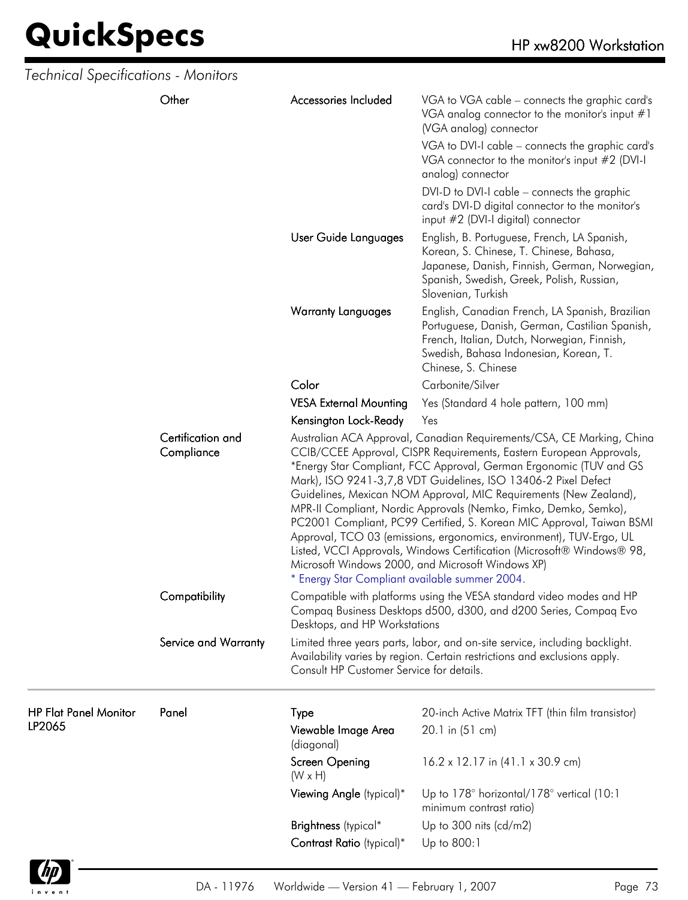*Technical Specifications - Monitors*

| | | | |
|---|---|---|---|
| | Other | Accessories Included | VGA to VGA cable – connects the graphic card's VGA analog connector to the monitor's input #1 (VGA analog) connector<br>VGA to DVI-I cable – connects the graphic card's VGA connector to the monitor's input #2 (DVI-I analog) connector<br>DVI-D to DVI-I cable – connects the graphic card's DVI-D digital connector to the monitor's input #2 (DVI-I digital) connector |
| | | User Guide Languages | English, B. Portuguese, French, LA Spanish, Korean, S. Chinese, T. Chinese, Bahasa, Japanese, Danish, Finnish, German, Norwegian, Spanish, Swedish, Greek, Polish, Russian, Slovenian, Turkish |
| | | Warranty Languages | English, Canadian French, LA Spanish, Brazilian Portuguese, Danish, German, Castilian Spanish, French, Italian, Dutch, Norwegian, Finnish, Swedish, Bahasa Indonesian, Korean, T. Chinese, S. Chinese |
| | | Color | Carbonite/Silver |
| | | VESA External Mounting | Yes (Standard 4 hole pattern, 100 mm) |
| | | Kensington Lock-Ready | Yes |
| | Certification and Compliance | Australian ACA Approval, Canadian Requirements/CSA, CE Marking, China CCIB/CCEE Approval, CISPR Requirements, Eastern European Approvals, *Energy Star Compliant, FCC Approval, German Ergonomic (TUV and GS Mark), ISO 9241-3,7,8 VDT Guidelines, ISO 13406-2 Pixel Defect Guidelines, Mexican NOM Approval, MIC Requirements (New Zealand), MPR-II Compliant, Nordic Approvals (Nemko, Fimko, Demko, Semko), PC2001 Compliant, PC99 Certified, S. Korean MIC Approval, Taiwan BSMI Approval, TCO 03 (emissions, ergonomics, environment), TUV-Ergo, UL Listed, VCCI Approvals, Windows Certification (Microsoft® Windows® 98, Microsoft Windows 2000, and Microsoft Windows XP)<br>* Energy Star Compliant available summer 2004. | |
| | Compatibility | Compatible with platforms using the VESA standard video modes and HP Compaq Business Desktops d500, d300, and d200 Series, Compaq Evo Desktops, and HP Workstations | |
| | Service and Warranty | Limited three years parts, labor, and on-site service, including backlight. Availability varies by region. Certain restrictions and exclusions apply. Consult HP Customer Service for details. | |
| **HP Flat Panel Monitor LP2065** | Panel | Type | 20-inch Active Matrix TFT (thin film transistor) |
| | | Viewable Image Area (diagonal) | 20.1 in (51 cm) |
| | | Screen Opening (W x H) | 16.2 x 12.17 in (41.1 x 30.9 cm) |
| | | Viewing Angle (typical)* | Up to 178° horizontal/178° vertical (10:1 minimum contrast ratio) |
| | | Brightness (typical* | Up to 300 nits (cd/m2) |
| | | Contrast Ratio (typical)* | Up to 800:1 |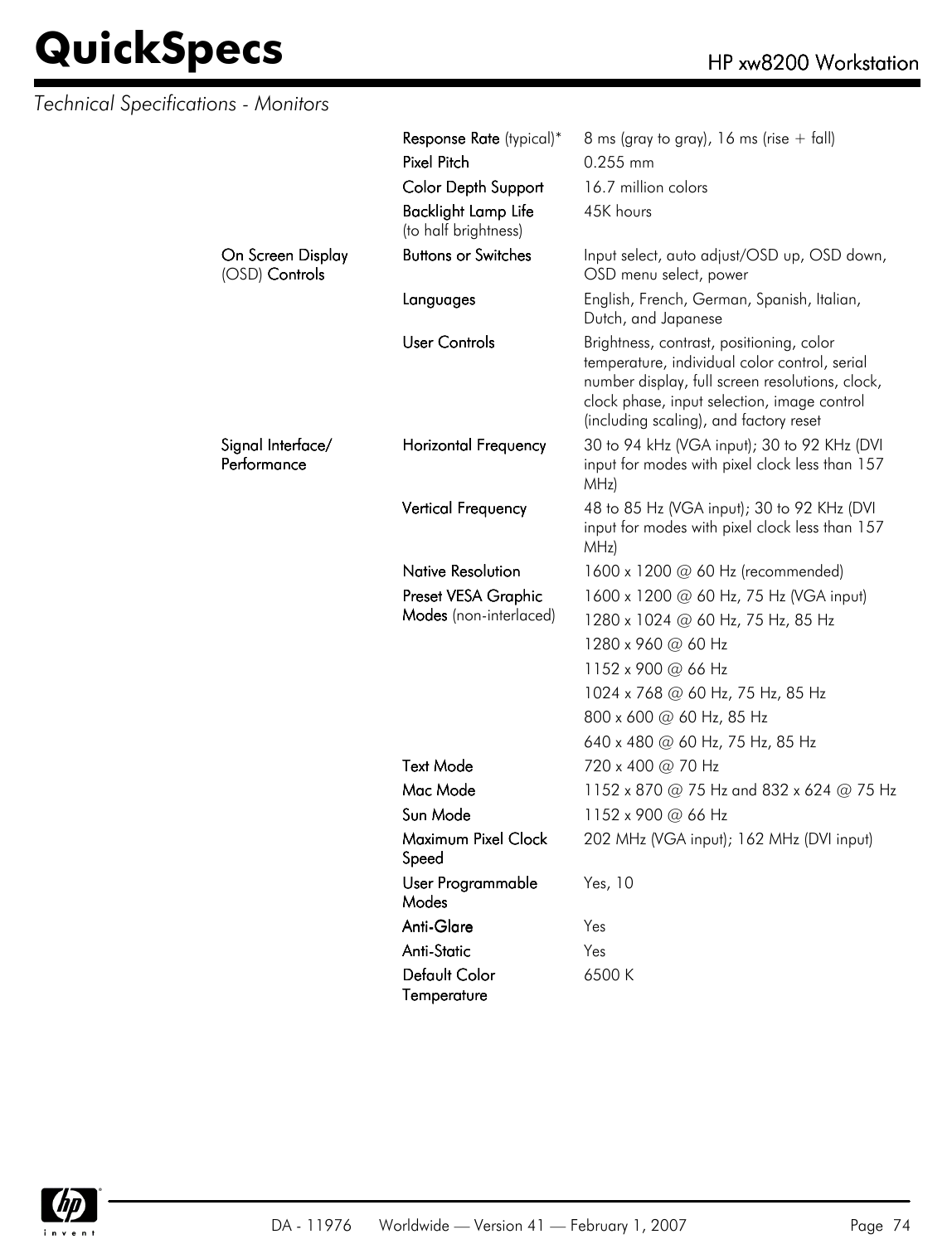*Technical Specifications - Monitors*

| | | |
|---|---|---|
| | **Response Rate** (typical)* | 8 ms (gray to gray), 16 ms (rise + fall) |
| | **Pixel Pitch** | 0.255 mm |
| | **Color Depth Support** | 16.7 million colors |
| | **Backlight Lamp Life** (to half brightness) | 45K hours |
| **On Screen Display** (OSD) **Controls** | **Buttons or Switches** | Input select, auto adjust/OSD up, OSD down, OSD menu select, power |
| | **Languages** | English, French, German, Spanish, Italian, Dutch, and Japanese |
| | **User Controls** | Brightness, contrast, positioning, color temperature, individual color control, serial number display, full screen resolutions, clock, clock phase, input selection, image control (including scaling), and factory reset |
| **Signal Interface/ Performance** | **Horizontal Frequency** | 30 to 94 kHz (VGA input); 30 to 92 KHz (DVI input for modes with pixel clock less than 157 MHz) |
| | **Vertical Frequency** | 48 to 85 Hz (VGA input); 30 to 92 KHz (DVI input for modes with pixel clock less than 157 MHz) |
| | **Native Resolution** | 1600 x 1200 @ 60 Hz (recommended) |
| | **Preset VESA Graphic Modes** (non-interlaced) | 1600 x 1200 @ 60 Hz, 75 Hz (VGA input) |
| | | 1280 x 1024 @ 60 Hz, 75 Hz, 85 Hz |
| | | 1280 x 960 @ 60 Hz |
| | | 1152 x 900 @ 66 Hz |
| | | 1024 x 768 @ 60 Hz, 75 Hz, 85 Hz |
| | | 800 x 600 @ 60 Hz, 85 Hz |
| | | 640 x 480 @ 60 Hz, 75 Hz, 85 Hz |
| | **Text Mode** | 720 x 400 @ 70 Hz |
| | **Mac Mode** | 1152 x 870 @ 75 Hz and 832 x 624 @ 75 Hz |
| | **Sun Mode** | 1152 x 900 @ 66 Hz |
| | **Maximum Pixel Clock Speed** | 202 MHz (VGA input); 162 MHz (DVI input) |
| | **User Programmable Modes** | Yes, 10 |
| | **Anti-Glare** | Yes |
| | **Anti-Static** | Yes |
| | **Default Color Temperature** | 6500 K |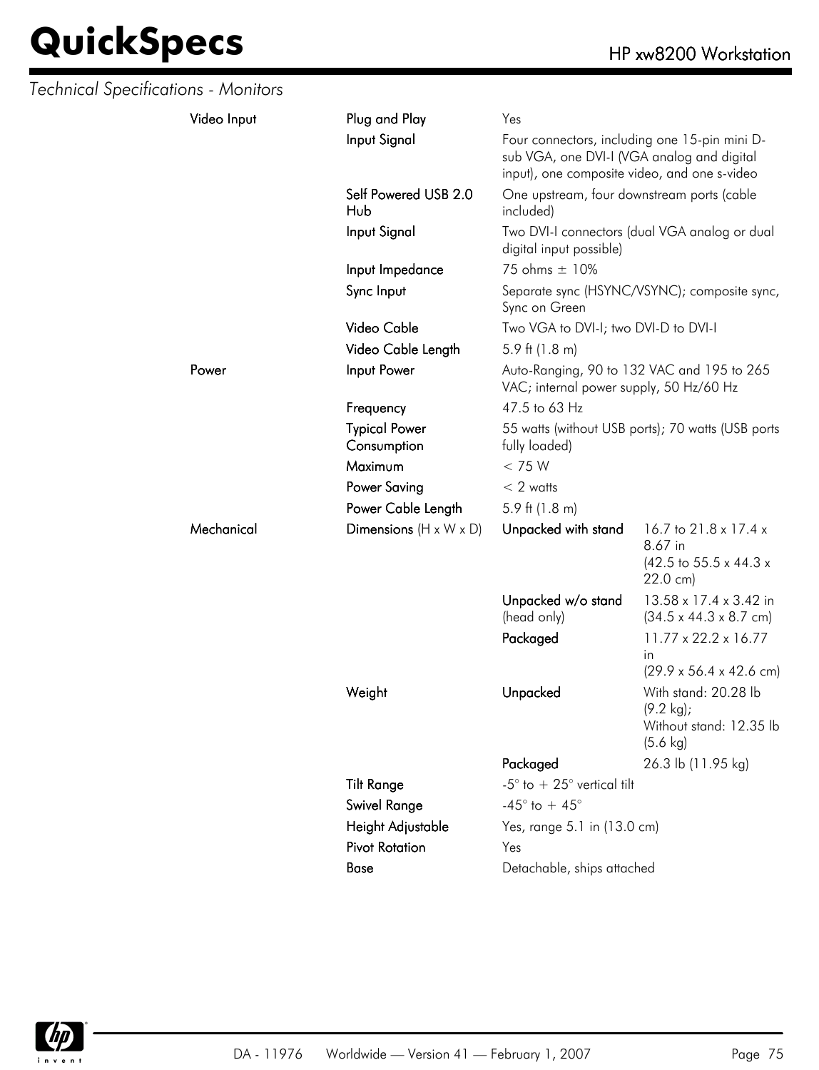*Technical Specifications - Monitors*

| | | | |
|---|---|---|---|
| **Video Input** | **Plug and Play** | Yes | |
| | **Input Signal** | Four connectors, including one 15-pin mini D-sub VGA, one DVI-I (VGA analog and digital input), one composite video, and one s-video | |
| | **Self Powered USB 2.0 Hub** | One upstream, four downstream ports (cable included) | |
| | **Input Signal** | Two DVI-I connectors (dual VGA analog or dual digital input possible) | |
| | **Input Impedance** | 75 ohms ± 10% | |
| | **Sync Input** | Separate sync (HSYNC/VSYNC); composite sync, Sync on Green | |
| | **Video Cable** | Two VGA to DVI-I; two DVI-D to DVI-I | |
| | **Video Cable Length** | 5.9 ft (1.8 m) | |
| **Power** | **Input Power** | Auto-Ranging, 90 to 132 VAC and 195 to 265 VAC; internal power supply, 50 Hz/60 Hz | |
| | **Frequency** | 47.5 to 63 Hz | |
| | **Typical Power Consumption** | 55 watts (without USB ports); 70 watts (USB ports fully loaded) | |
| | **Maximum** | < 75 W | |
| | **Power Saving** | < 2 watts | |
| | **Power Cable Length** | 5.9 ft (1.8 m) | |
| **Mechanical** | **Dimensions** (H x W x D) | **Unpacked with stand** | 16.7 to 21.8 x 17.4 x 8.67 in (42.5 to 55.5 x 44.3 x 22.0 cm) |
| | | **Unpacked w/o stand** (head only) | 13.58 x 17.4 x 3.42 in (34.5 x 44.3 x 8.7 cm) |
| | | **Packaged** | 11.77 x 22.2 x 16.77 in (29.9 x 56.4 x 42.6 cm) |
| | **Weight** | **Unpacked** | With stand: 20.28 lb (9.2 kg); Without stand: 12.35 lb (5.6 kg) |
| | | **Packaged** | 26.3 lb (11.95 kg) |
| | **Tilt Range** | -5° to + 25° vertical tilt | |
| | **Swivel Range** | -45° to + 45° | |
| | **Height Adjustable** | Yes, range 5.1 in (13.0 cm) | |
| | **Pivot Rotation** | Yes | |
| | **Base** | Detachable, ships attached | |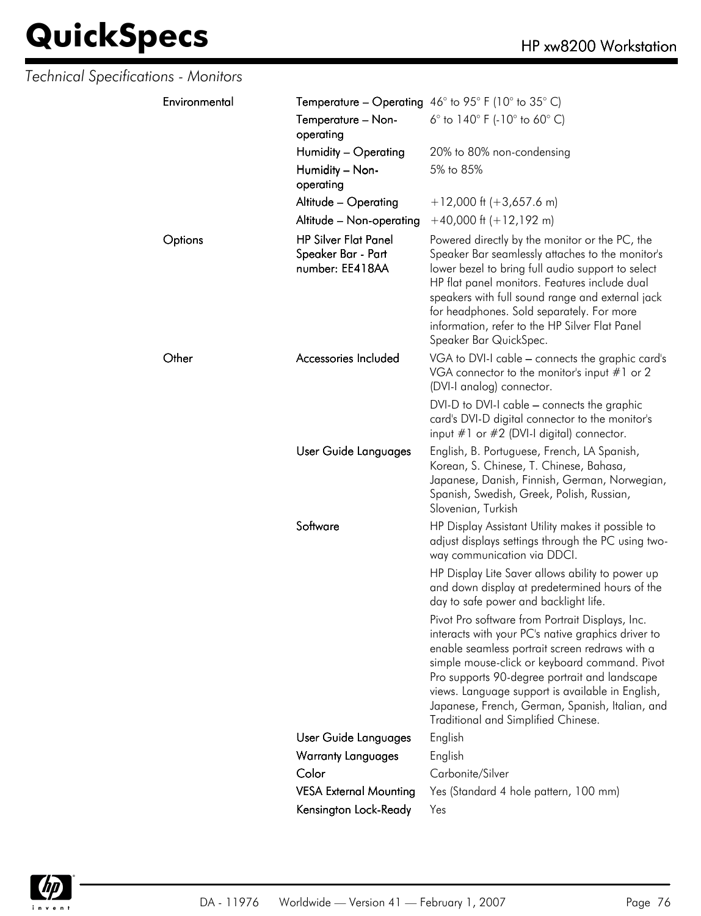*Technical Specifications - Monitors*

| | | |
|---|---|---|
| Environmental | Temperature – Operating | 46° to 95° F (10° to 35° C) |
| | Temperature – Non-operating | 6° to 140° F (-10° to 60° C) |
| | Humidity – Operating | 20% to 80% non-condensing |
| | Humidity – Non-operating | 5% to 85% |
| | Altitude – Operating | +12,000 ft (+3,657.6 m) |
| | Altitude – Non-operating | +40,000 ft (+12,192 m) |
| Options | HP Silver Flat Panel Speaker Bar - Part number: EE418AA | Powered directly by the monitor or the PC, the Speaker Bar seamlessly attaches to the monitor's lower bezel to bring full audio support to select HP flat panel monitors. Features include dual speakers with full sound range and external jack for headphones. Sold separately. For more information, refer to the HP Silver Flat Panel Speaker Bar QuickSpec. |
| Other | Accessories Included | VGA to DVI-I cable – connects the graphic card's VGA connector to the monitor's input #1 or 2 (DVI-I analog) connector.<br><br>DVI-D to DVI-I cable – connects the graphic card's DVI-D digital connector to the monitor's input #1 or #2 (DVI-I digital) connector. |
| | User Guide Languages | English, B. Portuguese, French, LA Spanish, Korean, S. Chinese, T. Chinese, Bahasa, Japanese, Danish, Finnish, German, Norwegian, Spanish, Swedish, Greek, Polish, Russian, Slovenian, Turkish |
| | Software | HP Display Assistant Utility makes it possible to adjust displays settings through the PC using two-way communication via DDCI.<br><br>HP Display Lite Saver allows ability to power up and down display at predetermined hours of the day to safe power and backlight life.<br><br>Pivot Pro software from Portrait Displays, Inc. interacts with your PC's native graphics driver to enable seamless portrait screen redraws with a simple mouse-click or keyboard command. Pivot Pro supports 90-degree portrait and landscape views. Language support is available in English, Japanese, French, German, Spanish, Italian, and Traditional and Simplified Chinese. |
| | User Guide Languages | English |
| | Warranty Languages | English |
| | Color | Carbonite/Silver |
| | VESA External Mounting | Yes (Standard 4 hole pattern, 100 mm) |
| | Kensington Lock-Ready | Yes |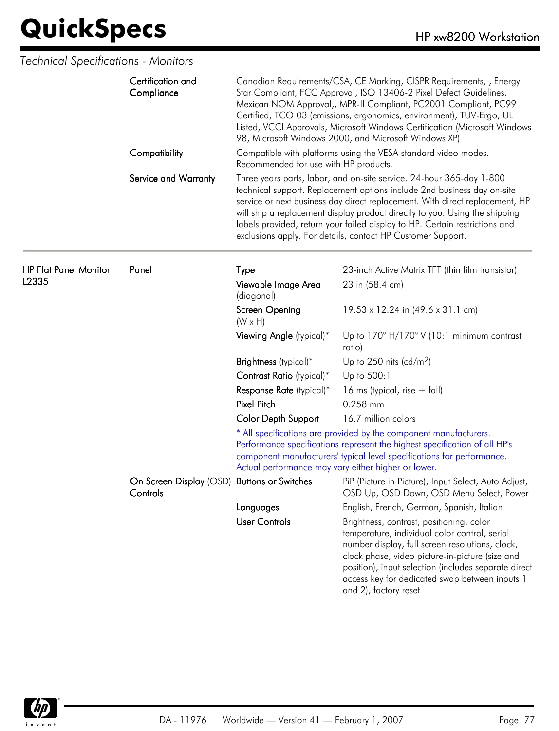*Technical Specifications - Monitors*

| | | | |
|---|---|---|---|
| | Certification and Compliance | Canadian Requirements/CSA, CE Marking, CISPR Requirements, , Energy Star Compliant, FCC Approval, ISO 13406-2 Pixel Defect Guidelines, Mexican NOM Approval,, MPR-II Compliant, PC2001 Compliant, PC99 Certified, TCO 03 (emissions, ergonomics, environment), TUV-Ergo, UL Listed, VCCI Approvals, Microsoft Windows Certification (Microsoft Windows 98, Microsoft Windows 2000, and Microsoft Windows XP) | |
| | Compatibility | Compatible with platforms using the VESA standard video modes. Recommended for use with HP products. | |
| | Service and Warranty | Three years parts, labor, and on-site service. 24-hour 365-day 1-800 technical support. Replacement options include 2nd business day on-site service or next business day direct replacement. With direct replacement, HP will ship a replacement display product directly to you. Using the shipping labels provided, return your failed display to HP. Certain restrictions and exclusions apply. For details, contact HP Customer Support. | |
| HP Flat Panel Monitor L2335 | Panel | Type | 23-inch Active Matrix TFT (thin film transistor) |
| | | Viewable Image Area (diagonal) | 23 in (58.4 cm) |
| | | Screen Opening (W x H) | 19.53 x 12.24 in (49.6 x 31.1 cm) |
| | | Viewing Angle (typical)* | Up to 170° H/170° V (10:1 minimum contrast ratio) |
| | | Brightness (typical)* | Up to 250 nits (cd/m$^2$) |
| | | Contrast Ratio (typical)* | Up to 500:1 |
| | | Response Rate (typical)* | 16 ms (typical, rise + fall) |
| | | Pixel Pitch | 0.258 mm |
| | | Color Depth Support | 16.7 million colors |
| | | * All specifications are provided by the component manufacturers. Performance specifications represent the highest specification of all HP's component manufacturers' typical level specifications for performance. Actual performance may vary either higher or lower. | |
| | On Screen Display (OSD) Controls | Buttons or Switches | PiP (Picture in Picture), Input Select, Auto Adjust, OSD Up, OSD Down, OSD Menu Select, Power |
| | | Languages | English, French, German, Spanish, Italian |
| | | User Controls | Brightness, contrast, positioning, color temperature, individual color control, serial number display, full screen resolutions, clock, clock phase, video picture-in-picture (size and position), input selection (includes separate direct access key for dedicated swap between inputs 1 and 2), factory reset |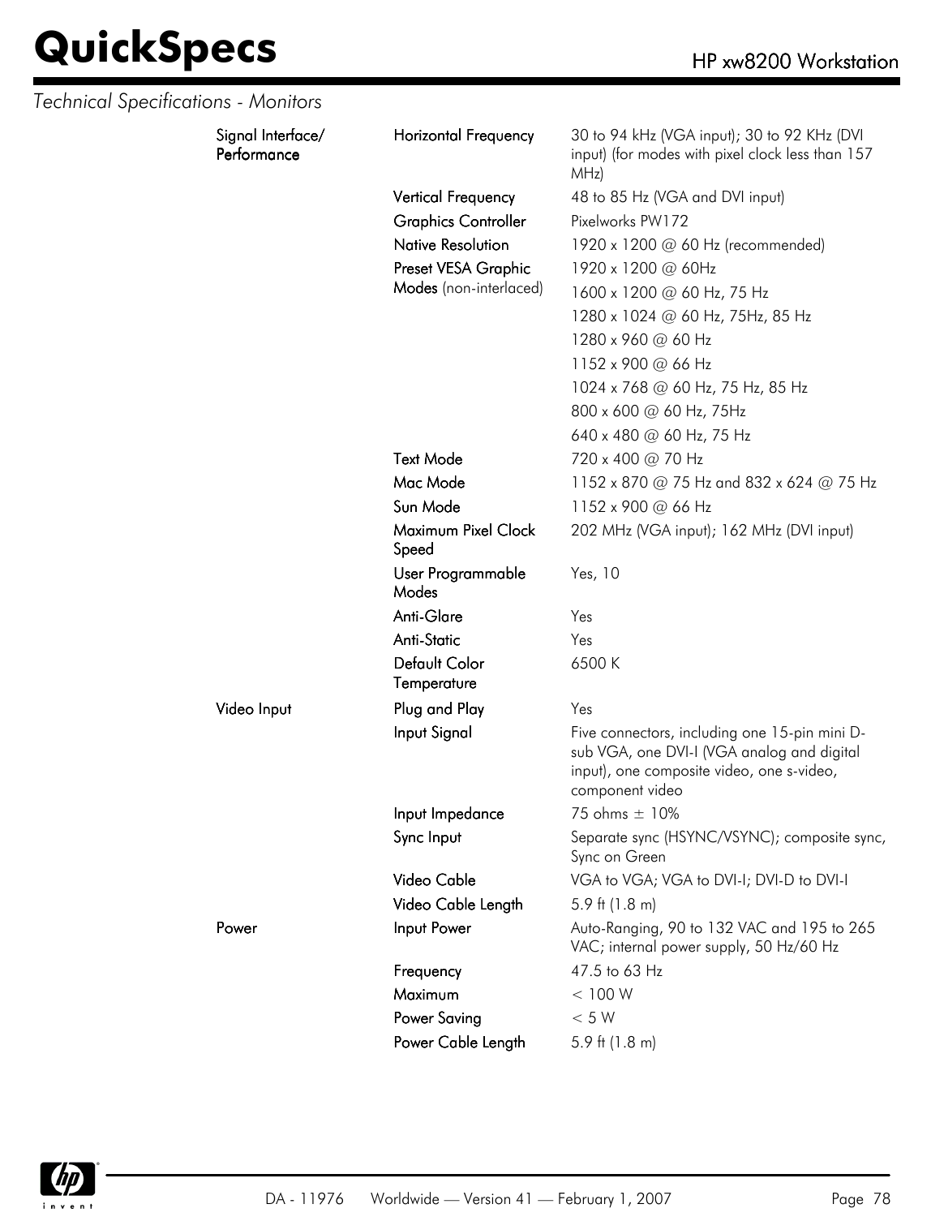*Technical Specifications - Monitors*

| | | |
|---|---|---|
| Signal Interface/ Performance | Horizontal Frequency | 30 to 94 kHz (VGA input); 30 to 92 KHz (DVI input) (for modes with pixel clock less than 157 MHz) |
| | Vertical Frequency | 48 to 85 Hz (VGA and DVI input) |
| | Graphics Controller | Pixelworks PW172 |
| | Native Resolution | 1920 x 1200 @ 60 Hz (recommended) |
| | Preset VESA Graphic Modes (non-interlaced) | 1920 x 1200 @ 60Hz<br>1600 x 1200 @ 60 Hz, 75 Hz<br>1280 x 1024 @ 60 Hz, 75Hz, 85 Hz<br>1280 x 960 @ 60 Hz<br>1152 x 900 @ 66 Hz<br>1024 x 768 @ 60 Hz, 75 Hz, 85 Hz<br>800 x 600 @ 60 Hz, 75Hz<br>640 x 480 @ 60 Hz, 75 Hz |
| | Text Mode | 720 x 400 @ 70 Hz |
| | Mac Mode | 1152 x 870 @ 75 Hz and 832 x 624 @ 75 Hz |
| | Sun Mode | 1152 x 900 @ 66 Hz |
| | Maximum Pixel Clock Speed | 202 MHz (VGA input); 162 MHz (DVI input) |
| | User Programmable Modes | Yes, 10 |
| | Anti-Glare | Yes |
| | Anti-Static | Yes |
| | Default Color Temperature | 6500 K |
| Video Input | Plug and Play | Yes |
| | Input Signal | Five connectors, including one 15-pin mini D-sub VGA, one DVI-I (VGA analog and digital input), one composite video, one s-video, component video |
| | Input Impedance | 75 ohms ± 10% |
| | Sync Input | Separate sync (HSYNC/VSYNC); composite sync, Sync on Green |
| | Video Cable | VGA to VGA; VGA to DVI-I; DVI-D to DVI-I |
| | Video Cable Length | 5.9 ft (1.8 m) |
| Power | Input Power | Auto-Ranging, 90 to 132 VAC and 195 to 265 VAC; internal power supply, 50 Hz/60 Hz |
| | Frequency | 47.5 to 63 Hz |
| | Maximum | < 100 W |
| | Power Saving | < 5 W |
| | Power Cable Length | 5.9 ft (1.8 m) |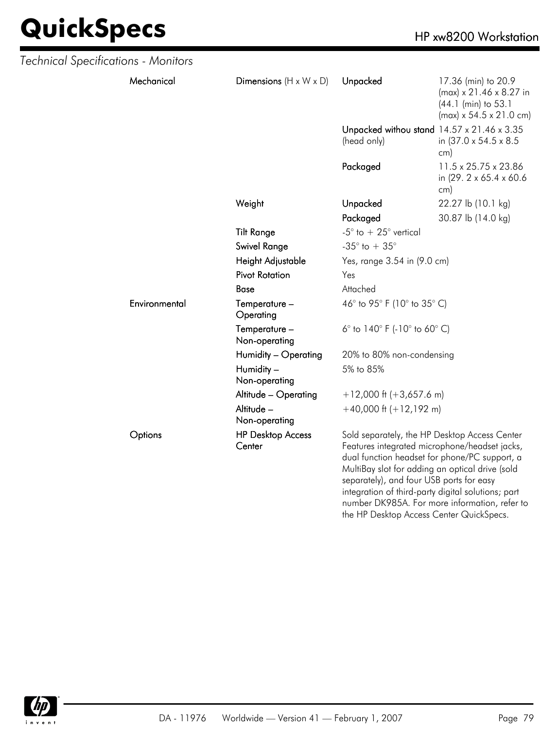*Technical Specifications - Monitors*

| | | | |
|---|---|---|---|
| **Mechanical** | **Dimensions** (H x W x D) | **Unpacked** | 17.36 (min) to 20.9 (max) x 21.46 x 8.27 in (44.1 (min) to 53.1 (max) x 54.5 x 21.0 cm) |
| | | **Unpacked withou stand** (head only) | 14.57 x 21.46 x 3.35 in (37.0 x 54.5 x 8.5 cm) |
| | | **Packaged** | 11.5 x 25.75 x 23.86 in (29. 2 x 65.4 x 60.6 cm) |
| | **Weight** | **Unpacked** | 22.27 lb (10.1 kg) |
| | | **Packaged** | 30.87 lb (14.0 kg) |
| | **Tilt Range** | -5° to + 25° vertical | |
| | **Swivel Range** | -35° to + 35° | |
| | **Height Adjustable** | Yes, range 3.54 in (9.0 cm) | |
| | **Pivot Rotation** | Yes | |
| | **Base** | Attached | |
| **Environmental** | **Temperature – Operating** | 46° to 95° F (10° to 35° C) | |
| | **Temperature – Non-operating** | 6° to 140° F (-10° to 60° C) | |
| | **Humidity – Operating** | 20% to 80% non-condensing | |
| | **Humidity – Non-operating** | 5% to 85% | |
| | **Altitude – Operating** | +12,000 ft (+3,657.6 m) | |
| | **Altitude – Non-operating** | +40,000 ft (+12,192 m) | |
| **Options** | **HP Desktop Access Center** | Sold separately, the HP Desktop Access Center Features integrated microphone/headset jacks, dual function headset for phone/PC support, a MultiBay slot for adding an optical drive (sold separately), and four USB ports for easy integration of third-party digital solutions; part number DK985A. For more information, refer to the HP Desktop Access Center QuickSpecs. | |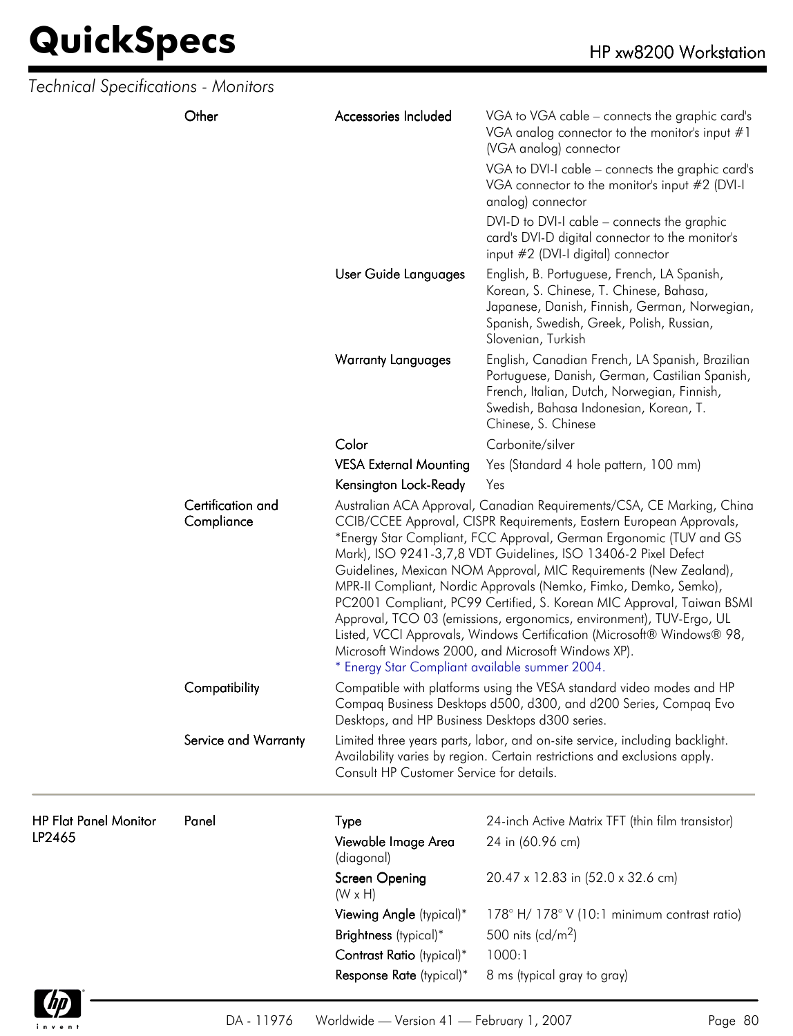*Technical Specifications - Monitors*

| | | | |
|---|---|---|---|
| | Other | Accessories Included | VGA to VGA cable – connects the graphic card's VGA analog connector to the monitor's input #1 (VGA analog) connector<br>VGA to DVI-I cable – connects the graphic card's VGA connector to the monitor's input #2 (DVI-I analog) connector<br>DVI-D to DVI-I cable – connects the graphic card's DVI-D digital connector to the monitor's input #2 (DVI-I digital) connector |
| | | User Guide Languages | English, B. Portuguese, French, LA Spanish, Korean, S. Chinese, T. Chinese, Bahasa, Japanese, Danish, Finnish, German, Norwegian, Spanish, Swedish, Greek, Polish, Russian, Slovenian, Turkish |
| | | Warranty Languages | English, Canadian French, LA Spanish, Brazilian Portuguese, Danish, German, Castilian Spanish, French, Italian, Dutch, Norwegian, Finnish, Swedish, Bahasa Indonesian, Korean, T. Chinese, S. Chinese |
| | | Color | Carbonite/silver |
| | | VESA External Mounting | Yes (Standard 4 hole pattern, 100 mm) |
| | | Kensington Lock-Ready | Yes |
| | Certification and Compliance | Australian ACA Approval, Canadian Requirements/CSA, CE Marking, China CCIB/CCEE Approval, CISPR Requirements, Eastern European Approvals, *Energy Star Compliant, FCC Approval, German Ergonomic (TUV and GS Mark), ISO 9241-3,7,8 VDT Guidelines, ISO 13406-2 Pixel Defect Guidelines, Mexican NOM Approval, MIC Requirements (New Zealand), MPR-II Compliant, Nordic Approvals (Nemko, Fimko, Demko, Semko), PC2001 Compliant, PC99 Certified, S. Korean MIC Approval, Taiwan BSMI Approval, TCO 03 (emissions, ergonomics, environment), TUV-Ergo, UL Listed, VCCI Approvals, Windows Certification (Microsoft® Windows® 98, Microsoft Windows 2000, and Microsoft Windows XP).<br>* Energy Star Compliant available summer 2004. | |
| | Compatibility | Compatible with platforms using the VESA standard video modes and HP Compaq Business Desktops d500, d300, and d200 Series, Compaq Evo Desktops, and HP Business Desktops d300 series. | |
| | Service and Warranty | Limited three years parts, labor, and on-site service, including backlight. Availability varies by region. Certain restrictions and exclusions apply. Consult HP Customer Service for details. | |

| | | | |
|---|---|---|---|
| HP Flat Panel Monitor LP2465 | Panel | Type | 24-inch Active Matrix TFT (thin film transistor) |
| | | Viewable Image Area (diagonal) | 24 in (60.96 cm) |
| | | Screen Opening (W x H) | 20.47 x 12.83 in (52.0 x 32.6 cm) |
| | | Viewing Angle (typical)* | 178° H/ 178° V (10:1 minimum contrast ratio) |
| | | Brightness (typical)* | 500 nits (cd/m$^2$) |
| | | Contrast Ratio (typical)* | 1000:1 |
| | | Response Rate (typical)* | 8 ms (typical gray to gray) |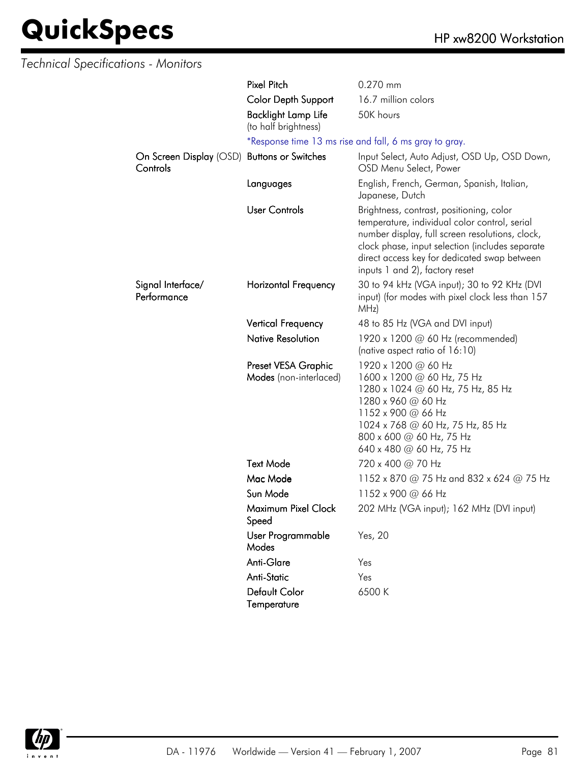*Technical Specifications - Monitors*

| | | |
|---|---|---|
| | Pixel Pitch | 0.270 mm |
| | Color Depth Support | 16.7 million colors |
| | Backlight Lamp Life (to half brightness) | 50K hours |
| | *Response time 13 ms rise and fall, 6 ms gray to gray. | |
| On Screen Display (OSD) Controls | Buttons or Switches | Input Select, Auto Adjust, OSD Up, OSD Down, OSD Menu Select, Power |
| | Languages | English, French, German, Spanish, Italian, Japanese, Dutch |
| | User Controls | Brightness, contrast, positioning, color temperature, individual color control, serial number display, full screen resolutions, clock, clock phase, input selection (includes separate direct access key for dedicated swap between inputs 1 and 2), factory reset |
| Signal Interface/ Performance | Horizontal Frequency | 30 to 94 kHz (VGA input); 30 to 92 KHz (DVI input) (for modes with pixel clock less than 157 MHz) |
| | Vertical Frequency | 48 to 85 Hz (VGA and DVI input) |
| | Native Resolution | 1920 x 1200 @ 60 Hz (recommended) (native aspect ratio of 16:10) |
| | Preset VESA Graphic Modes (non-interlaced) | 1920 x 1200 @ 60 Hz<br>1600 x 1200 @ 60 Hz, 75 Hz<br>1280 x 1024 @ 60 Hz, 75 Hz, 85 Hz<br>1280 x 960 @ 60 Hz<br>1152 x 900 @ 66 Hz<br>1024 x 768 @ 60 Hz, 75 Hz, 85 Hz<br>800 x 600 @ 60 Hz, 75 Hz<br>640 x 480 @ 60 Hz, 75 Hz |
| | Text Mode | 720 x 400 @ 70 Hz |
| | Mac Mode | 1152 x 870 @ 75 Hz and 832 x 624 @ 75 Hz |
| | Sun Mode | 1152 x 900 @ 66 Hz |
| | Maximum Pixel Clock Speed | 202 MHz (VGA input); 162 MHz (DVI input) |
| | User Programmable Modes | Yes, 20 |
| | Anti-Glare | Yes |
| | Anti-Static | Yes |
| | Default Color Temperature | 6500 K |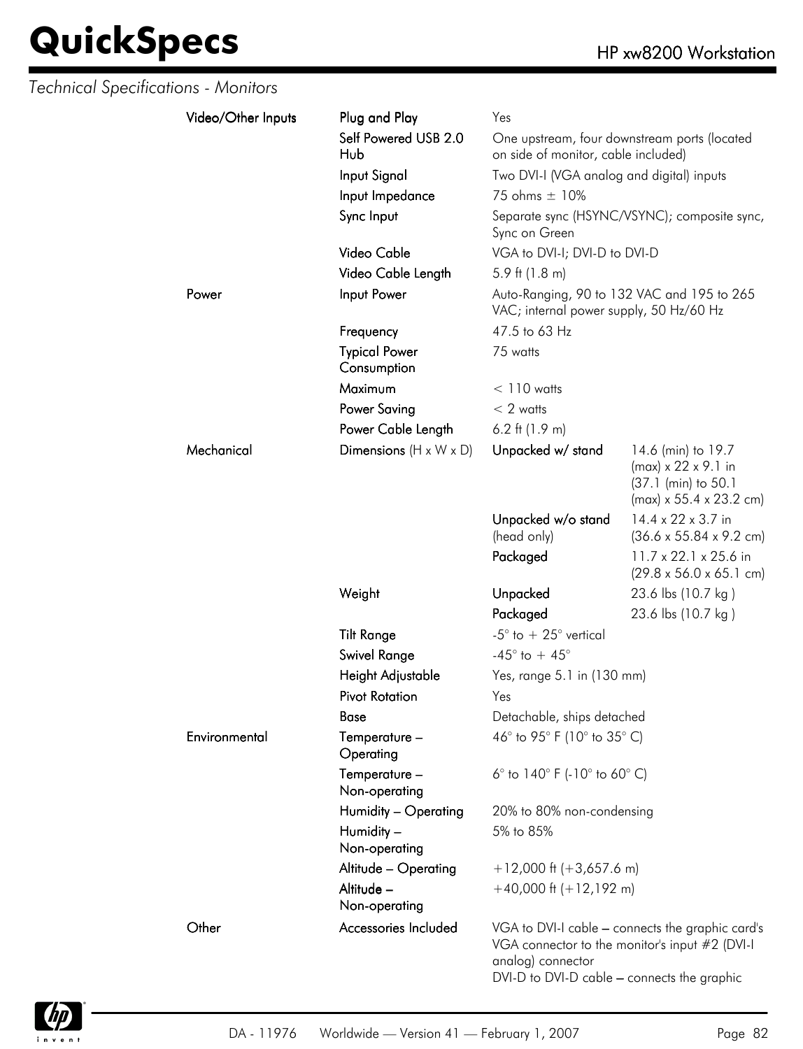*Technical Specifications - Monitors*

| | | | |
|---|---|---|---|
| Video/Other Inputs | Plug and Play | Yes | |
| | Self Powered USB 2.0 Hub | One upstream, four downstream ports (located on side of monitor, cable included) | |
| | Input Signal | Two DVI-I (VGA analog and digital) inputs | |
| | Input Impedance | 75 ohms ± 10% | |
| | Sync Input | Separate sync (HSYNC/VSYNC); composite sync, Sync on Green | |
| | Video Cable | VGA to DVI-I; DVI-D to DVI-D | |
| | Video Cable Length | 5.9 ft (1.8 m) | |
| Power | Input Power | Auto-Ranging, 90 to 132 VAC and 195 to 265 VAC; internal power supply, 50 Hz/60 Hz | |
| | Frequency | 47.5 to 63 Hz | |
| | Typical Power Consumption | 75 watts | |
| | Maximum | < 110 watts | |
| | Power Saving | < 2 watts | |
| | Power Cable Length | 6.2 ft (1.9 m) | |
| Mechanical | Dimensions (H x W x D) | Unpacked w/ stand | 14.6 (min) to 19.7 (max) x 22 x 9.1 in (37.1 (min) to 50.1 (max) x 55.4 x 23.2 cm) |
| | | Unpacked w/o stand (head only) | 14.4 x 22 x 3.7 in (36.6 x 55.84 x 9.2 cm) |
| | | Packaged | 11.7 x 22.1 x 25.6 in (29.8 x 56.0 x 65.1 cm) |
| | Weight | Unpacked | 23.6 lbs (10.7 kg ) |
| | | Packaged | 23.6 lbs (10.7 kg ) |
| | Tilt Range | -5° to + 25° vertical | |
| | Swivel Range | -45° to + 45° | |
| | Height Adjustable | Yes, range 5.1 in (130 mm) | |
| | Pivot Rotation | Yes | |
| | Base | Detachable, ships detached | |
| Environmental | Temperature – Operating | 46° to 95° F (10° to 35° C) | |
| | Temperature – Non-operating | 6° to 140° F (-10° to 60° C) | |
| | Humidity – Operating | 20% to 80% non-condensing | |
| | Humidity – Non-operating | 5% to 85% | |
| | Altitude – Operating | +12,000 ft (+3,657.6 m) | |
| | Altitude – Non-operating | +40,000 ft (+12,192 m) | |
| Other | Accessories Included | VGA to DVI-I cable – connects the graphic card's VGA connector to the monitor's input #2 (DVI-I analog) connector<br>DVI-D to DVI-D cable – connects the graphic | |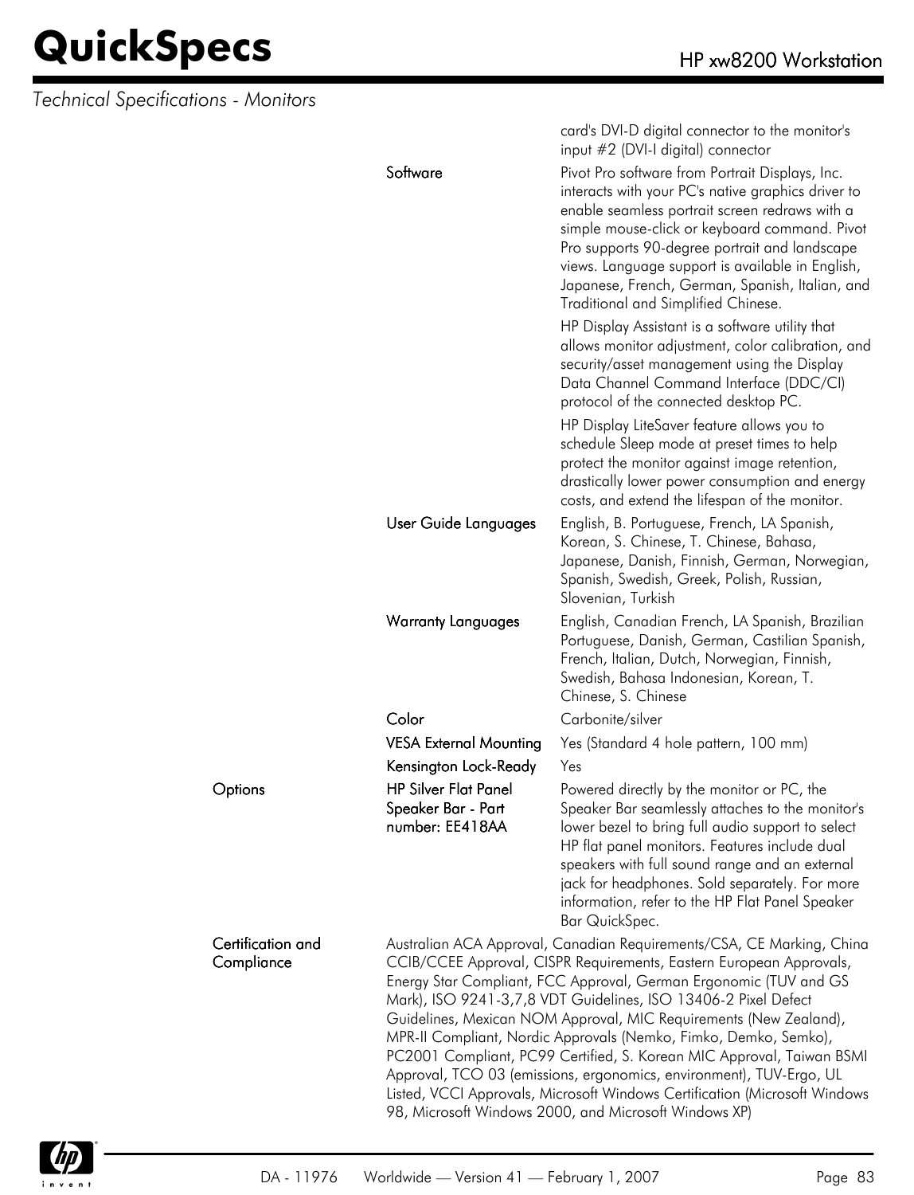*Technical Specifications - Monitors*

| | | |
|---|---|---|
| | | card's DVI-D digital connector to the monitor's input #2 (DVI-I digital) connector |
| | **Software** | Pivot Pro software from Portrait Displays, Inc. interacts with your PC's native graphics driver to enable seamless portrait screen redraws with a simple mouse-click or keyboard command. Pivot Pro supports 90-degree portrait and landscape views. Language support is available in English, Japanese, French, German, Spanish, Italian, and Traditional and Simplified Chinese.<br><br>HP Display Assistant is a software utility that allows monitor adjustment, color calibration, and security/asset management using the Display Data Channel Command Interface (DDC/CI) protocol of the connected desktop PC.<br><br>HP Display LiteSaver feature allows you to schedule Sleep mode at preset times to help protect the monitor against image retention, drastically lower power consumption and energy costs, and extend the lifespan of the monitor. |
| | **User Guide Languages** | English, B. Portuguese, French, LA Spanish, Korean, S. Chinese, T. Chinese, Bahasa, Japanese, Danish, Finnish, German, Norwegian, Spanish, Swedish, Greek, Polish, Russian, Slovenian, Turkish |
| | **Warranty Languages** | English, Canadian French, LA Spanish, Brazilian Portuguese, Danish, German, Castilian Spanish, French, Italian, Dutch, Norwegian, Finnish, Swedish, Bahasa Indonesian, Korean, T. Chinese, S. Chinese |
| | **Color** | Carbonite/silver |
| | **VESA External Mounting** | Yes (Standard 4 hole pattern, 100 mm) |
| | **Kensington Lock-Ready** | Yes |
| **Options** | **HP Silver Flat Panel Speaker Bar - Part number: EE418AA** | Powered directly by the monitor or PC, the Speaker Bar seamlessly attaches to the monitor's lower bezel to bring full audio support to select HP flat panel monitors. Features include dual speakers with full sound range and an external jack for headphones. Sold separately. For more information, refer to the HP Flat Panel Speaker Bar QuickSpec. |
| **Certification and Compliance** | Australian ACA Approval, Canadian Requirements/CSA, CE Marking, China CCIB/CCEE Approval, CISPR Requirements, Eastern European Approvals, Energy Star Compliant, FCC Approval, German Ergonomic (TUV and GS Mark), ISO 9241-3,7,8 VDT Guidelines, ISO 13406-2 Pixel Defect Guidelines, Mexican NOM Approval, MIC Requirements (New Zealand), MPR-II Compliant, Nordic Approvals (Nemko, Fimko, Demko, Semko), PC2001 Compliant, PC99 Certified, S. Korean MIC Approval, Taiwan BSMI Approval, TCO 03 (emissions, ergonomics, environment), TUV-Ergo, UL Listed, VCCI Approvals, Microsoft Windows Certification (Microsoft Windows 98, Microsoft Windows 2000, and Microsoft Windows XP) | |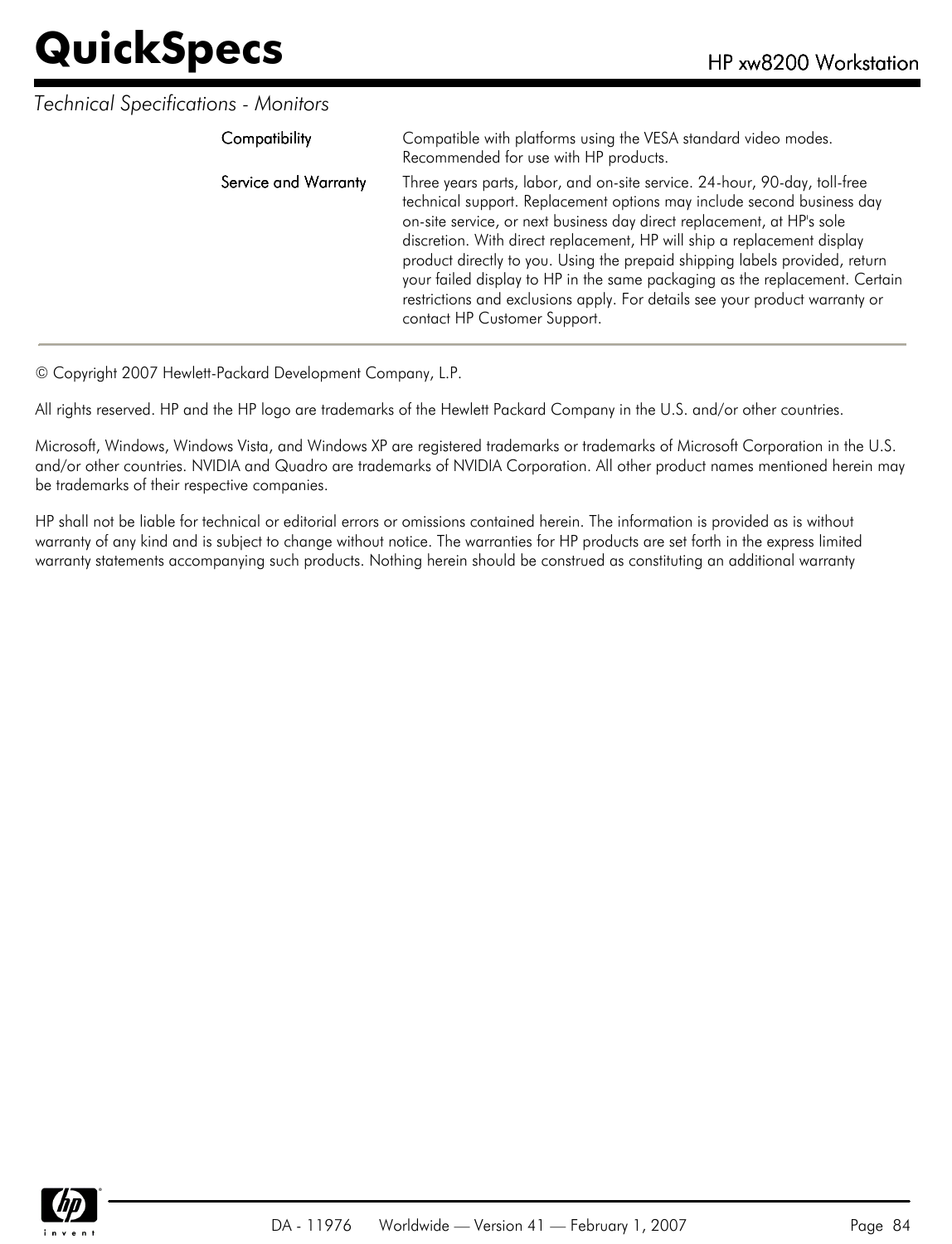*Technical Specifications - Monitors*

| | |
|---|---|
| Compatibility | Compatible with platforms using the VESA standard video modes. Recommended for use with HP products. |
| Service and Warranty | Three years parts, labor, and on-site service. 24-hour, 90-day, toll-free technical support. Replacement options may include second business day on-site service, or next business day direct replacement, at HP's sole discretion. With direct replacement, HP will ship a replacement display product directly to you. Using the prepaid shipping labels provided, return your failed display to HP in the same packaging as the replacement. Certain restrictions and exclusions apply. For details see your product warranty or contact HP Customer Support. |

© Copyright 2007 Hewlett-Packard Development Company, L.P.

All rights reserved. HP and the HP logo are trademarks of the Hewlett Packard Company in the U.S. and/or other countries.

Microsoft, Windows, Windows Vista, and Windows XP are registered trademarks or trademarks of Microsoft Corporation in the U.S. and/or other countries. NVIDIA and Quadro are trademarks of NVIDIA Corporation. All other product names mentioned herein may be trademarks of their respective companies.

HP shall not be liable for technical or editorial errors or omissions contained herein. The information is provided as is without warranty of any kind and is subject to change without notice. The warranties for HP products are set forth in the express limited warranty statements accompanying such products. Nothing herein should be construed as constituting an additional warranty

DA - 11976 Worldwide — Version 41 — February 1, 2007